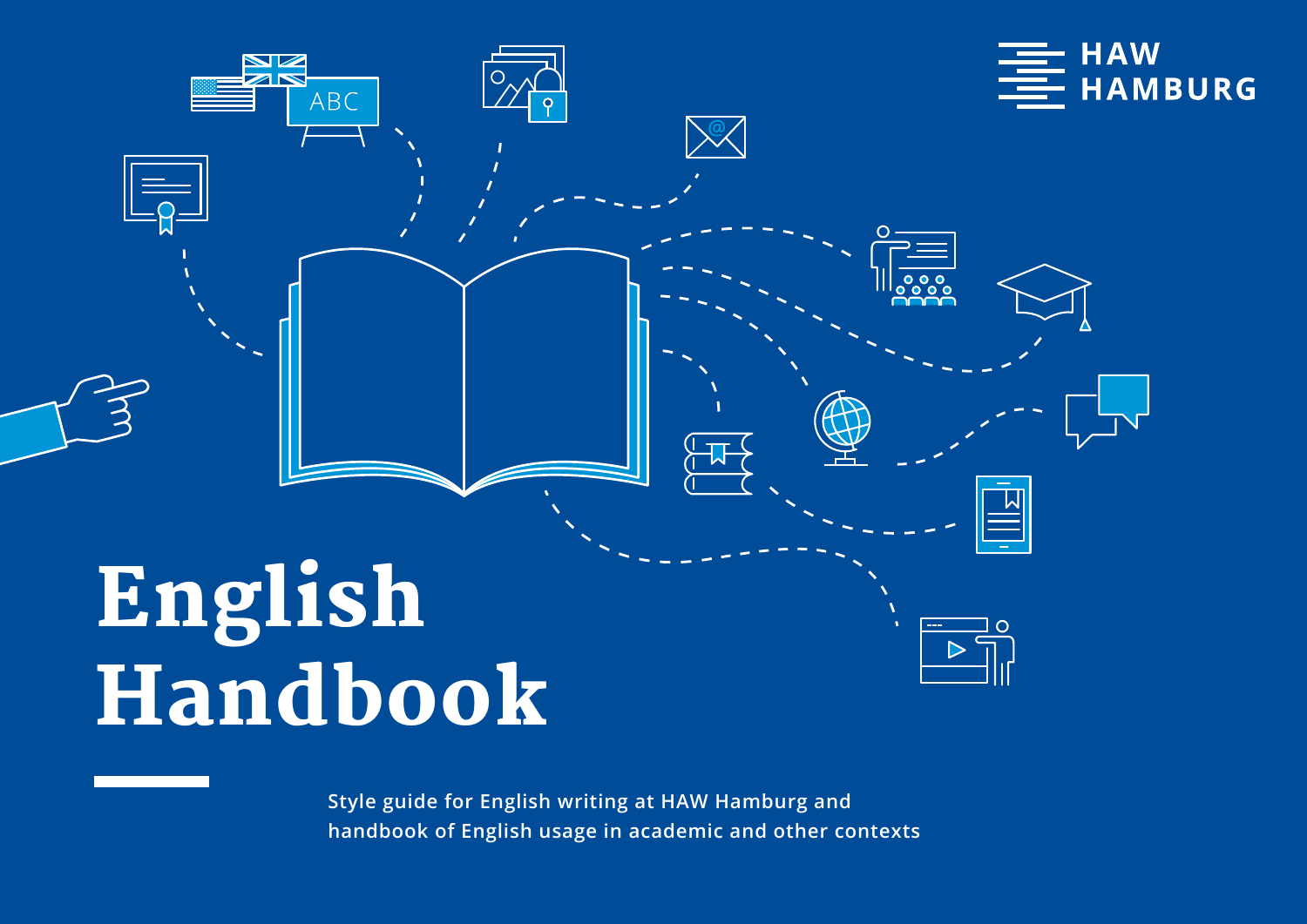HAW HAMBURG

# English Handbook

Style guide for English writing at HAW Hamburg and handbook of English usage in academic and other contexts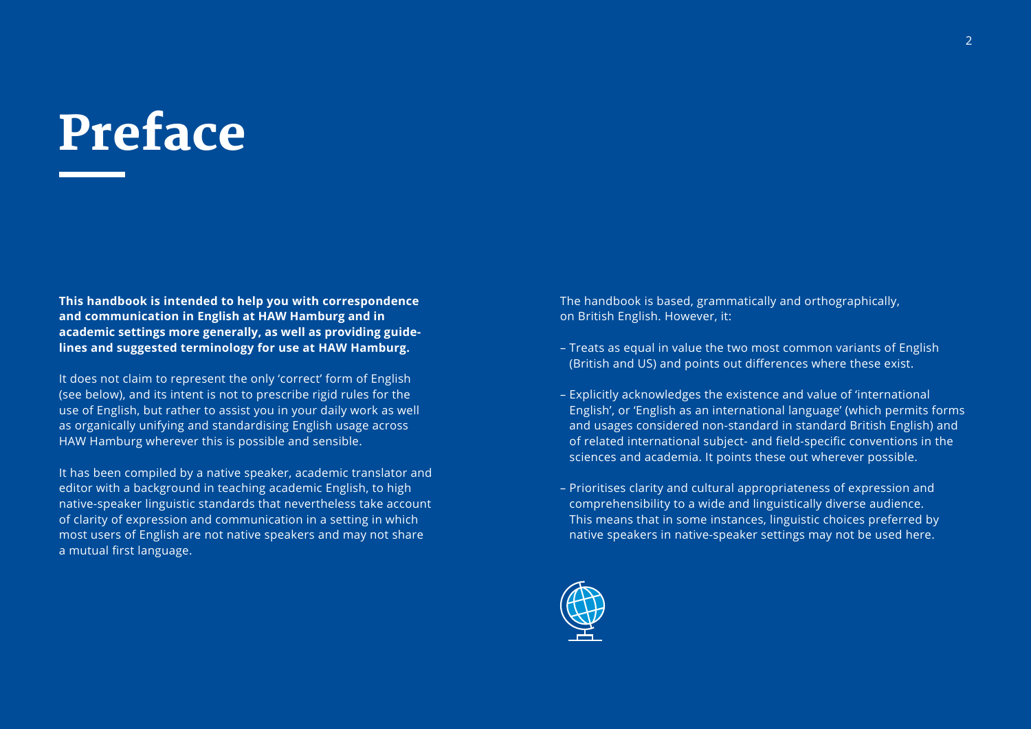# Preface

**This handbook is intended to help you with correspondence and communication in English at HAW Hamburg and in academic settings more generally, as well as providing guidelines and suggested terminology for use at HAW Hamburg.**

It does not claim to represent the only 'correct' form of English (see below), and its intent is not to prescribe rigid rules for the use of English, but rather to assist you in your daily work as well as organically unifying and standardising English usage across HAW Hamburg wherever this is possible and sensible.

It has been compiled by a native speaker, academic translator and editor with a background in teaching academic English, to high native-speaker linguistic standards that nevertheless take account of clarity of expression and communication in a setting in which most users of English are not native speakers and may not share a mutual first language.

The handbook is based, grammatically and orthographically, on British English. However, it:

- Treats as equal in value the two most common variants of English (British and US) and points out differences where these exist.
- Explicitly acknowledges the existence and value of 'international English', or 'English as an international language' (which permits forms and usages considered non-standard in standard British English) and of related international subject- and field-specific conventions in the sciences and academia. It points these out wherever possible.
- Prioritises clarity and cultural appropriateness of expression and comprehensibility to a wide and linguistically diverse audience. This means that in some instances, linguistic choices preferred by native speakers in native-speaker settings may not be used here.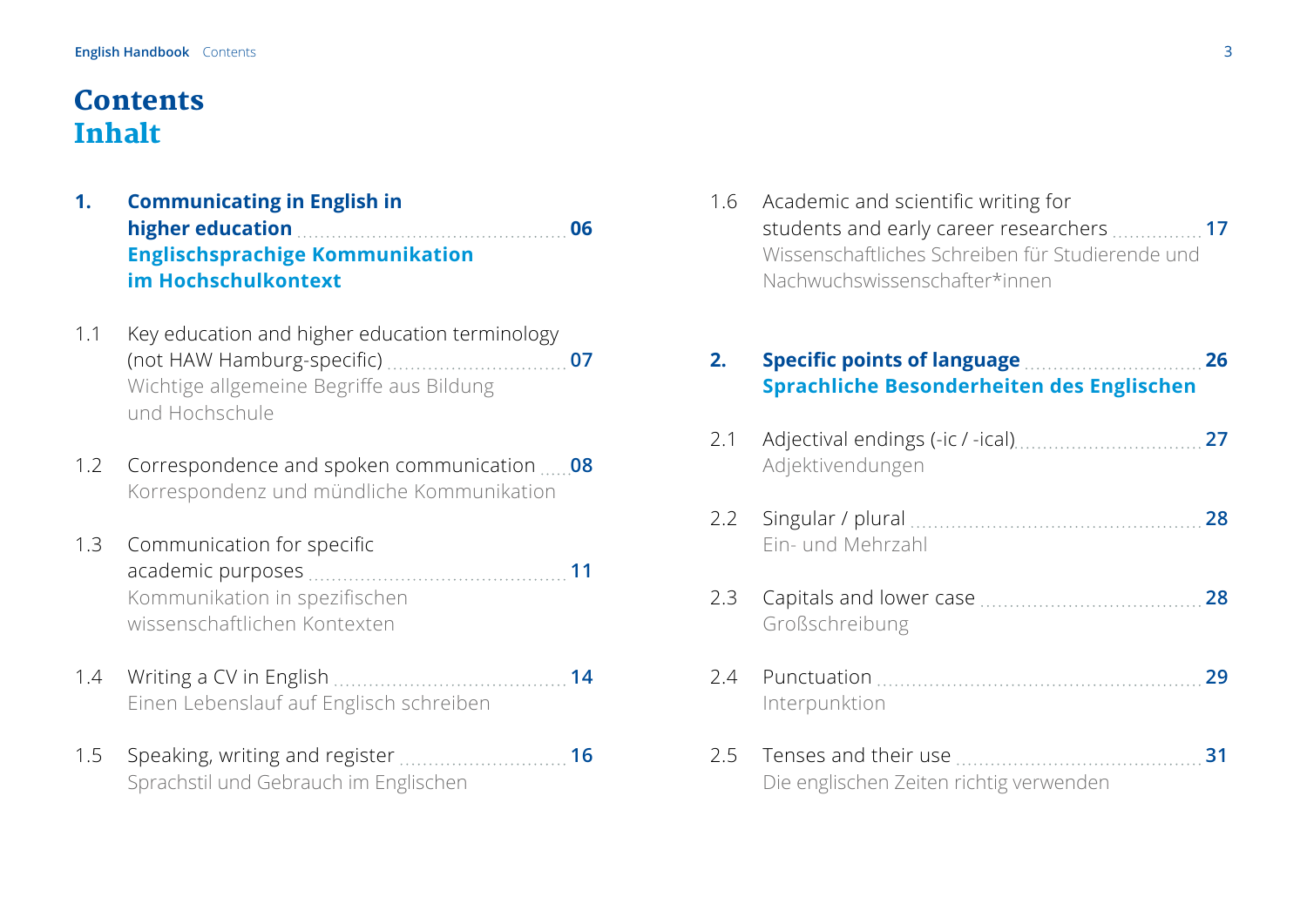# Contents
# Inhalt

**1. Communicating in English in higher education** ........ **06**
**Englischsprachige Kommunikation im Hochschulkontext**

1.1 Key education and higher education terminology (not HAW Hamburg-specific) ........ **07**
Wichtige allgemeine Begriffe aus Bildung und Hochschule

1.2 Correspondence and spoken communication ........ **08**
Korrespondenz und mündliche Kommunikation

1.3 Communication for specific academic purposes ........ **11**
Kommunikation in spezifischen wissenschaftlichen Kontexten

1.4 Writing a CV in English ........ **14**
Einen Lebenslauf auf Englisch schreiben

1.5 Speaking, writing and register ........ **16**
Sprachstil und Gebrauch im Englischen

1.6 Academic and scientific writing for students and early career researchers ........ **17**
Wissenschaftliches Schreiben für Studierende und Nachwuchswissenschafter*innen

**2. Specific points of language** ........ **26**
**Sprachliche Besonderheiten des Englischen**

2.1 Adjectival endings (-ic / -ical) ........ **27**
Adjektivendungen

2.2 Singular / plural ........ **28**
Ein- und Mehrzahl

2.3 Capitals and lower case ........ **28**
Großschreibung

2.4 Punctuation ........ **29**
Interpunktion

2.5 Tenses and their use ........ **31**
Die englischen Zeiten richtig verwenden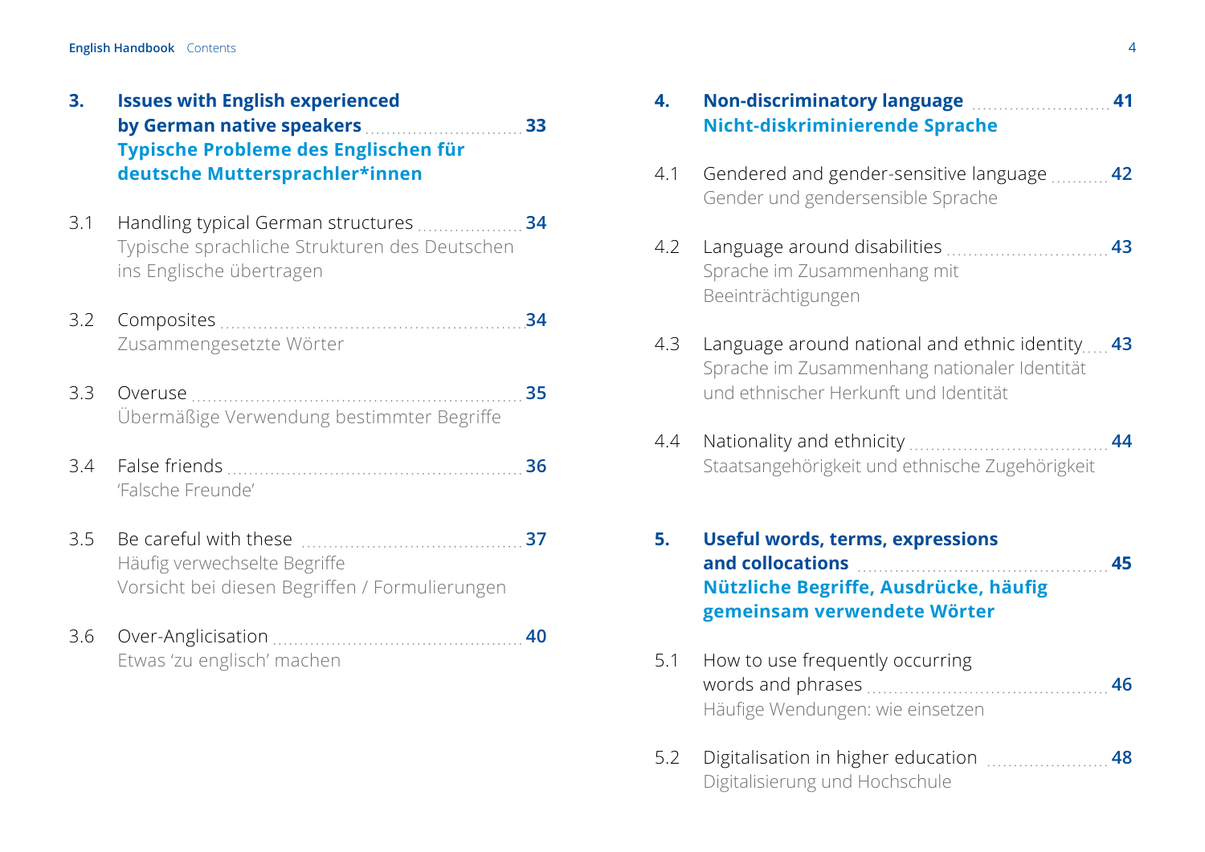**3. Issues with English experienced by German native speakers** ..... **33**
**Typische Probleme des Englischen für deutsche Muttersprachler*innen**

3.1 Handling typical German structures ..... **34**
Typische sprachliche Strukturen des Deutschen ins Englische übertragen

3.2 Composites ..... **34**
Zusammengesetzte Wörter

3.3 Overuse ..... **35**
Übermäßige Verwendung bestimmter Begriffe

3.4 False friends ..... **36**
'Falsche Freunde'

3.5 Be careful with these ..... **37**
Häufig verwechselte Begriffe
Vorsicht bei diesen Begriffen / Formulierungen

3.6 Over-Anglicisation ..... **40**
Etwas 'zu englisch' machen

**4. Non-discriminatory language** ..... **41**
**Nicht-diskriminierende Sprache**

4.1 Gendered and gender-sensitive language ..... **42**
Gender und gendersensible Sprache

4.2 Language around disabilities ..... **43**
Sprache im Zusammenhang mit Beeinträchtigungen

4.3 Language around national and ethnic identity ..... **43**
Sprache im Zusammenhang nationaler Identität und ethnischer Herkunft und Identität

4.4 Nationality and ethnicity ..... **44**
Staatsangehörigkeit und ethnische Zugehörigkeit

**5. Useful words, terms, expressions and collocations** ..... **45**
**Nützliche Begriffe, Ausdrücke, häufig gemeinsam verwendete Wörter**

5.1 How to use frequently occurring words and phrases ..... **46**
Häufige Wendungen: wie einsetzen

5.2 Digitalisation in higher education ..... **48**
Digitalisierung und Hochschule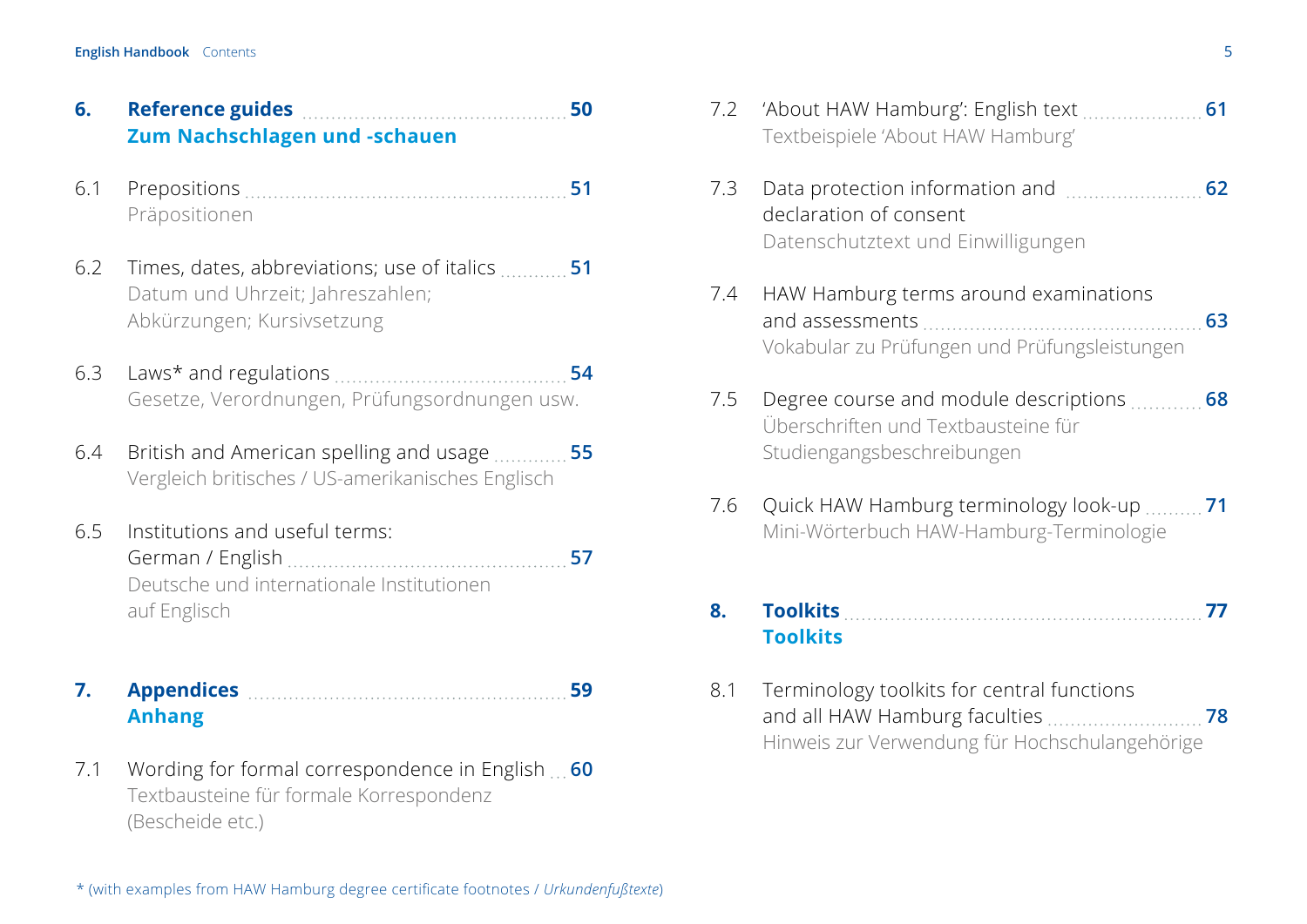**6. Reference guides** ..... **50**
**Zum Nachschlagen und -schauen**

6.1 Prepositions ..... **51**
Präpositionen

6.2 Times, dates, abbreviations; use of italics ..... **51**
Datum und Uhrzeit; Jahreszahlen; Abkürzungen; Kursivsetzung

6.3 Laws* and regulations ..... **54**
Gesetze, Verordnungen, Prüfungsordnungen usw.

6.4 British and American spelling and usage ..... **55**
Vergleich britisches / US-amerikanisches Englisch

6.5 Institutions and useful terms: German / English ..... **57**
Deutsche und internationale Institutionen auf Englisch

**7. Appendices** ..... **59**
**Anhang**

7.1 Wording for formal correspondence in English ..... **60**
Textbausteine für formale Korrespondenz (Bescheide etc.)

7.2 'About HAW Hamburg': English text ..... **61**
Textbeispiele 'About HAW Hamburg'

7.3 Data protection information and declaration of consent ..... **62**
Datenschutztext und Einwilligungen

7.4 HAW Hamburg terms around examinations and assessments ..... **63**
Vokabular zu Prüfungen und Prüfungsleistungen

7.5 Degree course and module descriptions ..... **68**
Überschriften und Textbausteine für Studiengangsbeschreibungen

7.6 Quick HAW Hamburg terminology look-up ..... **71**
Mini-Wörterbuch HAW-Hamburg-Terminologie

**8. Toolkits** ..... **77**
**Toolkits**

8.1 Terminology toolkits for central functions and all HAW Hamburg faculties ..... **78**
Hinweis zur Verwendung für Hochschulangehörige

* (with examples from HAW Hamburg degree certificate footnotes / *Urkundenfußtexte*)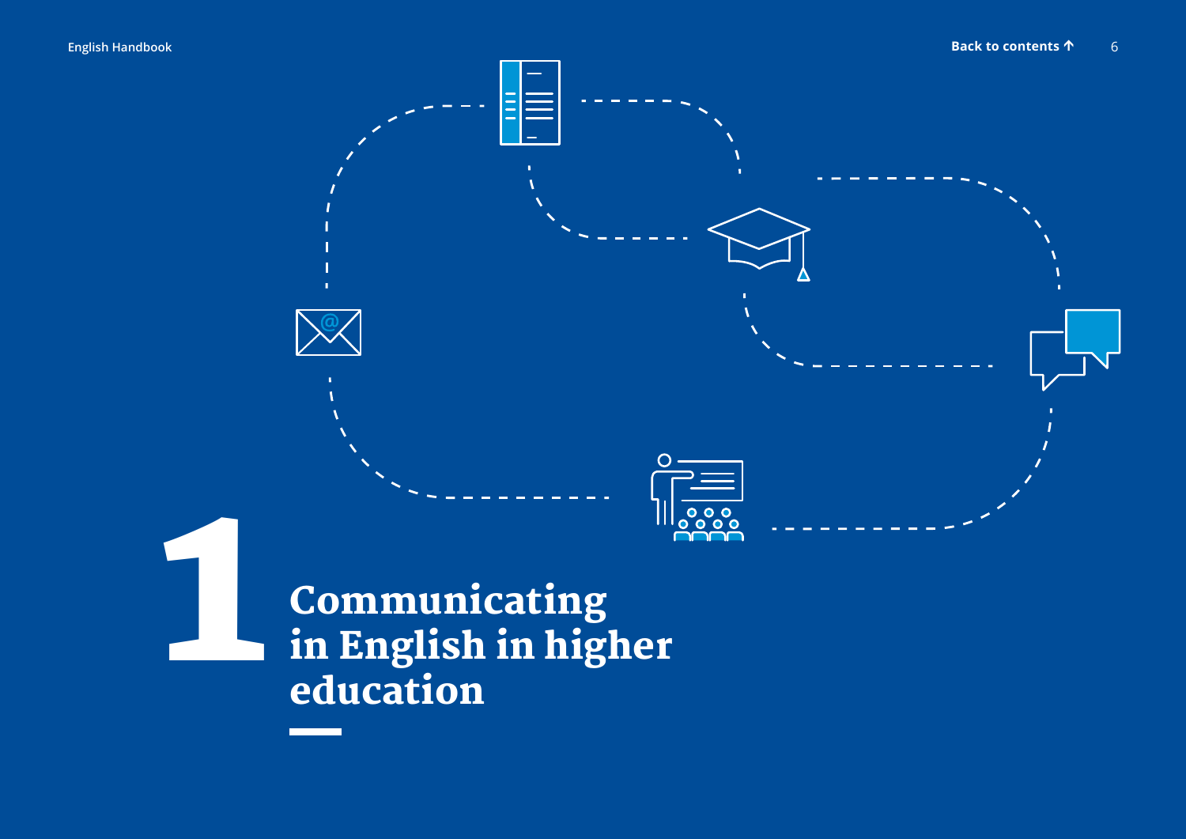# 1 Communicating in English in higher education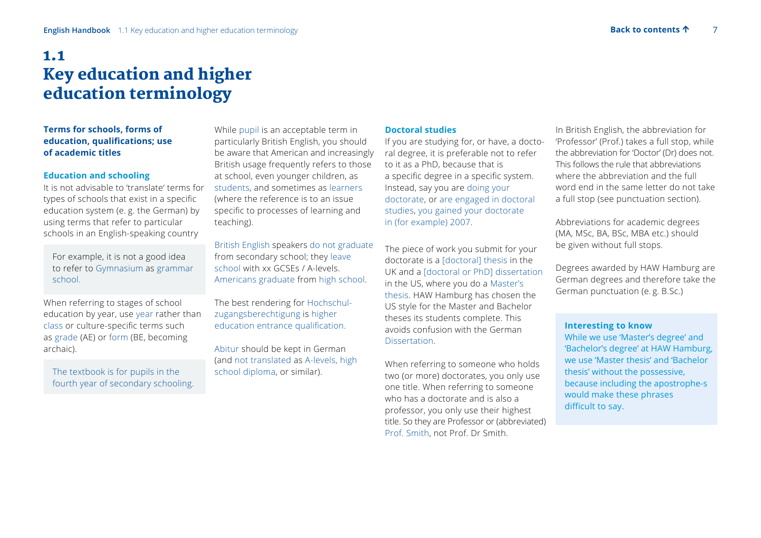# 1.1 Key education and higher education terminology

**Terms for schools, forms of education, qualifications; use of academic titles**

### Education and schooling

It is not advisable to 'translate' terms for types of schools that exist in a specific education system (e. g. the German) by using terms that refer to particular schools in an English-speaking country

> For example, it is not a good idea to refer to Gymnasium as grammar school.

When referring to stages of school education by year, use year rather than class or culture-specific terms such as grade (AE) or form (BE, becoming archaic).

> The textbook is for pupils in the fourth year of secondary schooling.

While pupil is an acceptable term in particularly British English, you should be aware that American and increasingly British usage frequently refers to those at school, even younger children, as students, and sometimes as learners (where the reference is to an issue specific to processes of learning and teaching).

British English speakers do not graduate from secondary school; they leave school with xx GCSEs / A-levels. Americans graduate from high school.

The best rendering for Hochschulzugangsberechtigung is higher education entrance qualification.

Abitur should be kept in German (and not translated as A-levels, high school diploma, or similar).

### Doctoral studies

If you are studying for, or have, a doctoral degree, it is preferable not to refer to it as a PhD, because that is a specific degree in a specific system. Instead, say you are doing your doctorate, or are engaged in doctoral studies, you gained your doctorate in (for example) 2007.

The piece of work you submit for your doctorate is a [doctoral] thesis in the UK and a [doctoral or PhD] dissertation in the US, where you do a Master's thesis. HAW Hamburg has chosen the US style for the Master and Bachelor theses its students complete. This avoids confusion with the German Dissertation.

When referring to someone who holds two (or more) doctorates, you only use one title. When referring to someone who has a doctorate and is also a professor, you only use their highest title. So they are Professor or (abbreviated) Prof. Smith, not Prof. Dr Smith.

In British English, the abbreviation for 'Professor' (Prof.) takes a full stop, while the abbreviation for 'Doctor' (Dr) does not. This follows the rule that abbreviations where the abbreviation and the full word end in the same letter do not take a full stop (see punctuation section).

Abbreviations for academic degrees (MA, MSc, BA, BSc, MBA etc.) should be given without full stops.

Degrees awarded by HAW Hamburg are German degrees and therefore take the German punctuation (e. g. B.Sc.)

> **Interesting to know**
>
> While we use 'Master's degree' and 'Bachelor's degree' at HAW Hamburg, we use 'Master thesis' and 'Bachelor thesis' without the possessive, because including the apostrophe-s would make these phrases difficult to say.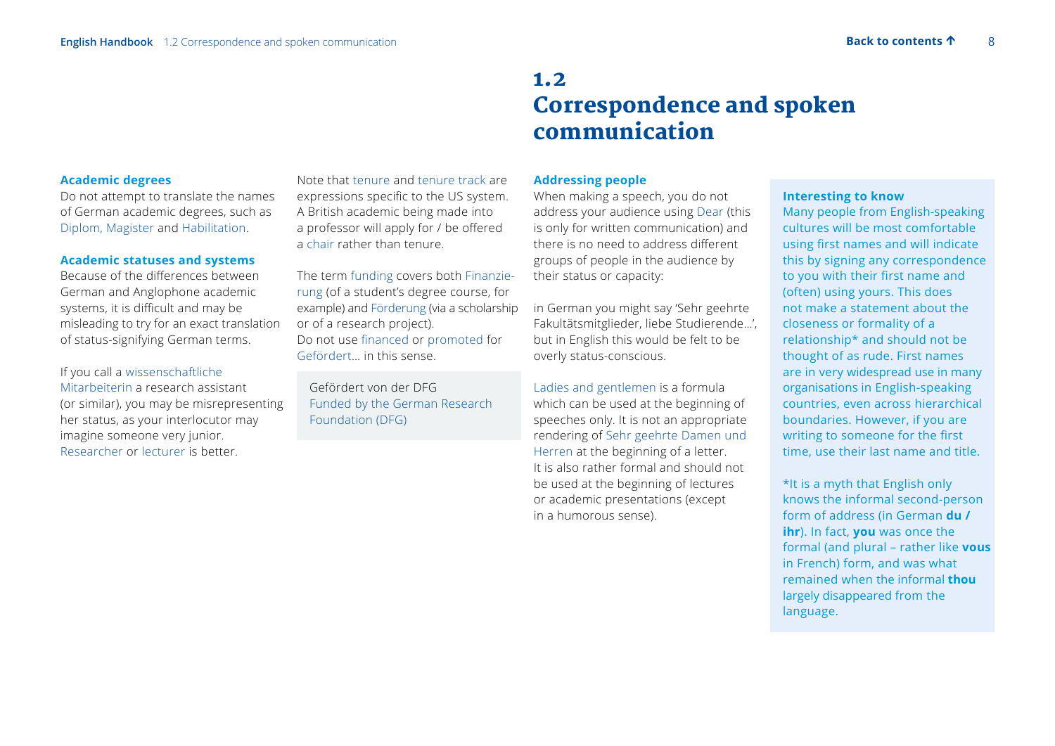# 1.2 Correspondence and spoken communication

### Academic degrees

Do not attempt to translate the names of German academic degrees, such as Diplom, Magister and Habilitation.

### Academic statuses and systems

Because of the differences between German and Anglophone academic systems, it is difficult and may be misleading to try for an exact translation of status-signifying German terms.

If you call a wissenschaftliche Mitarbeiterin a research assistant (or similar), you may be misrepresenting her status, as your interlocutor may imagine someone very junior. Researcher or lecturer is better.

Note that tenure and tenure track are expressions specific to the US system. A British academic being made into a professor will apply for / be offered a chair rather than tenure.

The term funding covers both Finanzierung (of a student's degree course, for example) and Förderung (via a scholarship or of a research project). Do not use financed or promoted for Gefördert… in this sense.

> Gefördert von der DFG
> Funded by the German Research Foundation (DFG)

### Addressing people

When making a speech, you do not address your audience using Dear (this is only for written communication) and there is no need to address different groups of people in the audience by their status or capacity:

in German you might say 'Sehr geehrte Fakultätsmitglieder, liebe Studierende…', but in English this would be felt to be overly status-conscious.

Ladies and gentlemen is a formula which can be used at the beginning of speeches only. It is not an appropriate rendering of Sehr geehrte Damen und Herren at the beginning of a letter. It is also rather formal and should not be used at the beginning of lectures or academic presentations (except in a humorous sense).

> **Interesting to know**
>
> Many people from English-speaking cultures will be most comfortable using first names and will indicate this by signing any correspondence to you with their first name and (often) using yours. This does not make a statement about the closeness or formality of a relationship* and should not be thought of as rude. First names are in very widespread use in many organisations in English-speaking countries, even across hierarchical boundaries. However, if you are writing to someone for the first time, use their last name and title.
>
> *It is a myth that English only knows the informal second-person form of address (in German **du / ihr**). In fact, **you** was once the formal (and plural – rather like **vous** in French) form, and was what remained when the informal **thou** largely disappeared from the language.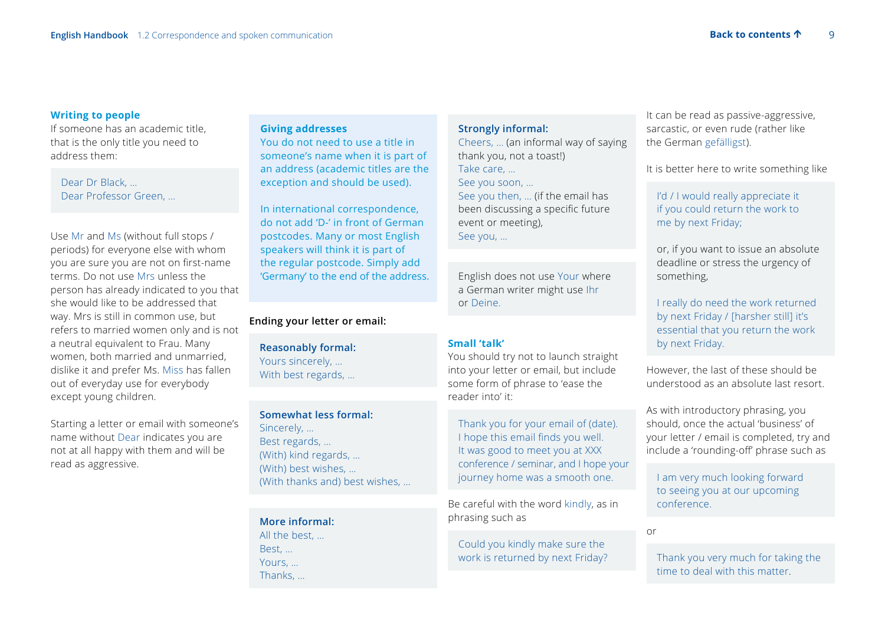### Writing to people

If someone has an academic title, that is the only title you need to address them:

> Dear Dr Black, …
> Dear Professor Green, …

Use Mr and Ms (without full stops / periods) for everyone else with whom you are sure you are not on first-name terms. Do not use Mrs unless the person has already indicated to you that she would like to be addressed that way. Mrs is still in common use, but refers to married women only and is not a neutral equivalent to Frau. Many women, both married and unmarried, dislike it and prefer Ms. Miss has fallen out of everyday use for everybody except young children.

Starting a letter or email with someone's name without Dear indicates you are not at all happy with them and will be read as aggressive.

> **Giving addresses**
>
> You do not need to use a title in someone's name when it is part of an address (academic titles are the exception and should be used).
>
> In international correspondence, do not add 'D-' in front of German postcodes. Many or most English speakers will think it is part of the regular postcode. Simply add 'Germany' to the end of the address.

**Ending your letter or email:**

> **Reasonably formal:**
> Yours sincerely, …
> With best regards, …

> **Somewhat less formal:**
> Sincerely, …
> Best regards, …
> (With) kind regards, …
> (With) best wishes, …
> (With thanks and) best wishes, …

> **More informal:**
> All the best, …
> Best, …
> Yours, …
> Thanks, …

> **Strongly informal:**
> Cheers, … (an informal way of saying thank you, not a toast!)
> Take care, …
> See you soon, …
> See you then, … (if the email has been discussing a specific future event or meeting),
> See you, …

> English does not use Your where a German writer might use Ihr or Deine.

### Small 'talk'

You should try not to launch straight into your letter or email, but include some form of phrase to 'ease the reader into' it:

> Thank you for your email of (date).
> I hope this email finds you well.
> It was good to meet you at XXX conference / seminar, and I hope your journey home was a smooth one.

Be careful with the word kindly, as in phrasing such as

> Could you kindly make sure the work is returned by next Friday?

It can be read as passive-aggressive, sarcastic, or even rude (rather like the German gefälligst).

It is better here to write something like

> I'd / I would really appreciate it if you could return the work to me by next Friday;
>
> or, if you want to issue an absolute deadline or stress the urgency of something,
>
> I really do need the work returned by next Friday / [harsher still] it's essential that you return the work by next Friday.

However, the last of these should be understood as an absolute last resort.

As with introductory phrasing, you should, once the actual 'business' of your letter / email is completed, try and include a 'rounding-off' phrase such as

> I am very much looking forward to seeing you at our upcoming conference.

or

> Thank you very much for taking the time to deal with this matter.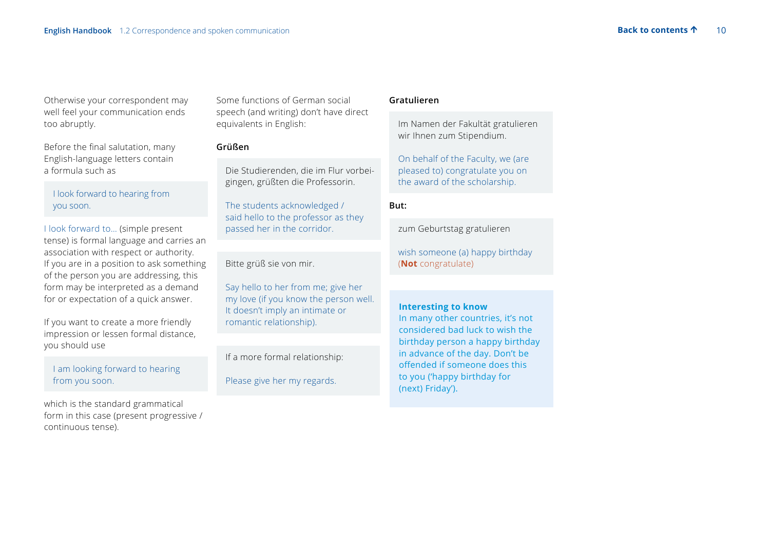Otherwise your correspondent may well feel your communication ends too abruptly.

Before the final salutation, many English-language letters contain a formula such as

> I look forward to hearing from you soon.

I look forward to… (simple present tense) is formal language and carries an association with respect or authority. If you are in a position to ask something of the person you are addressing, this form may be interpreted as a demand for or expectation of a quick answer.

If you want to create a more friendly impression or lessen formal distance, you should use

> I am looking forward to hearing from you soon.

which is the standard grammatical form in this case (present progressive / continuous tense).

Some functions of German social speech (and writing) don't have direct equivalents in English:

**Grüßen**

> Die Studierenden, die im Flur vorbeigingen, grüßten die Professorin.
>
> The students acknowledged / said hello to the professor as they passed her in the corridor.

> Bitte grüß sie von mir.
>
> Say hello to her from me; give her my love (if you know the person well. It doesn't imply an intimate or romantic relationship).

> If a more formal relationship:
>
> Please give her my regards.

**Gratulieren**

> Im Namen der Fakultät gratulieren wir Ihnen zum Stipendium.
>
> On behalf of the Faculty, we (are pleased to) congratulate you on the award of the scholarship.

**But:**

> zum Geburtstag gratulieren
>
> wish someone (a) happy birthday (**Not** congratulate)

**Interesting to know**
In many other countries, it's not considered bad luck to wish the birthday person a happy birthday in advance of the day. Don't be offended if someone does this to you ('happy birthday for (next) Friday').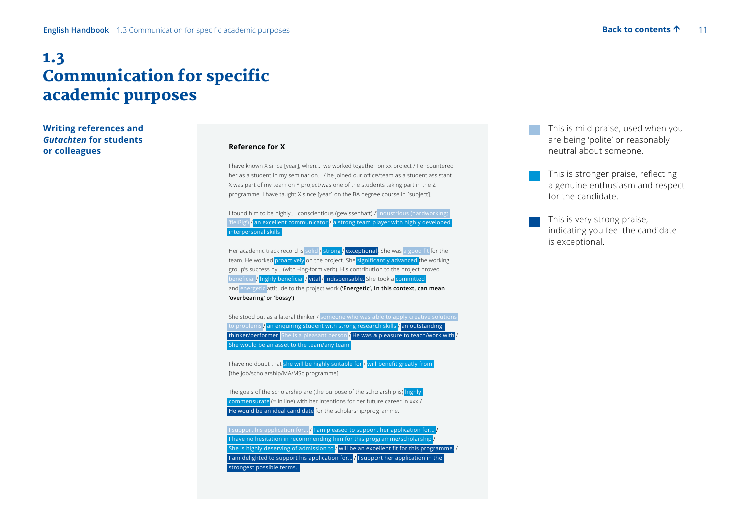# 1.3 Communication for specific academic purposes

## Writing references and *Gutachten* for students or colleagues

**Reference for X**

I have known X since [year], when… we worked together on xx project / I encountered her as a student in my seminar on… / he joined our office/team as a student assistant X was part of my team on Y project/was one of the students taking part in the Z programme. I have taught X since [year] on the BA degree course in [subject].

I found him to be highly… conscientious (gewissenhaft) / industrious (hardworking; 'fleißig') / an excellent communicator / a strong team player with highly developed interpersonal skills

Her academic track record is solid / strong / exceptional. She was a good fit for the team. He worked proactively on the project. She significantly advanced the working group's success by… (with –ing-form verb). His contribution to the project proved beneficial / highly beneficial / vital / indispensable. She took a committed and energetic attitude to the project work **('Energetic', in this context, can mean 'overbearing' or 'bossy')**

She stood out as a lateral thinker / someone who was able to apply creative solutions to problems / an enquiring student with strong research skills / an outstanding thinker/performer. She is a pleasant person / He was a pleasure to teach/work with / She would be an asset to the team/any team

I have no doubt that she will be highly suitable for / will benefit greatly from [the job/scholarship/MA/MSc programme].

The goals of the scholarship are (the purpose of the scholarship is) highly commensurate (= in line) with her intentions for her future career in xxx / He would be an ideal candidate for the scholarship/programme.

I support his application for… / I am pleased to support her application for… / I have no hesitation in recommending him for this programme/scholarship / She is highly deserving of admission to / will be an excellent fit for this programme. / I am delighted to support his application for… / I support her application in the strongest possible terms.

- This is mild praise, used when you are being 'polite' or reasonably neutral about someone.
- This is stronger praise, reflecting a genuine enthusiasm and respect for the candidate.
- This is very strong praise, indicating you feel the candidate is exceptional.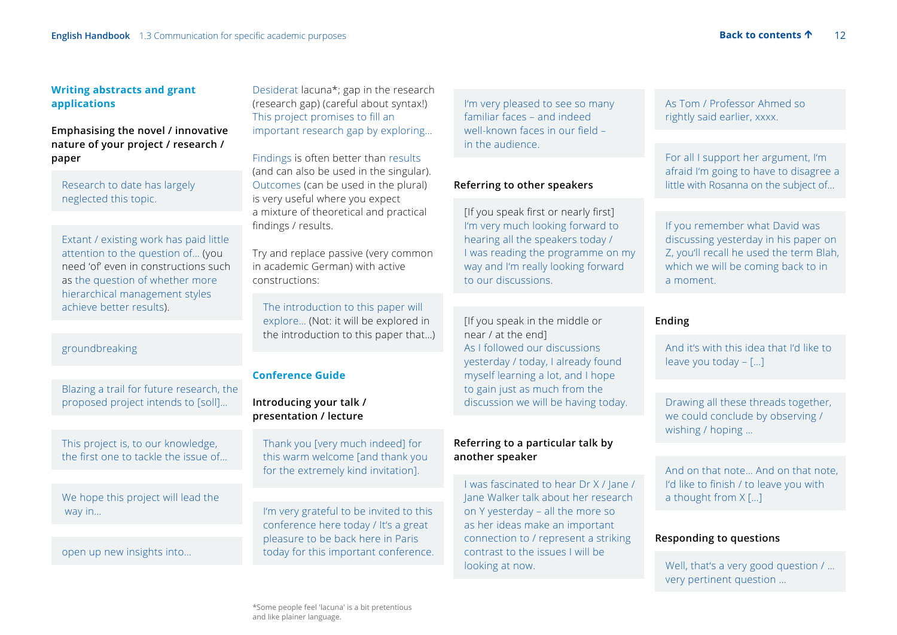## Writing abstracts and grant applications

### Emphasising the novel / innovative nature of your project / research / paper

Research to date has largely neglected this topic.

Extant / existing work has paid little attention to the question of… (you need 'of' even in constructions such as the question of whether more hierarchical management styles achieve better results).

groundbreaking

Blazing a trail for future research, the proposed project intends to [soll]…

This project is, to our knowledge, the first one to tackle the issue of…

We hope this project will lead the way in…

open up new insights into…

Desiderat lacuna*; gap in the research (research gap) (careful about syntax!) This project promises to fill an important research gap by exploring…

Findings is often better than results (and can also be used in the singular). Outcomes (can be used in the plural) is very useful where you expect a mixture of theoretical and practical findings / results.

Try and replace passive (very common in academic German) with active constructions:

The introduction to this paper will explore… (Not: it will be explored in the introduction to this paper that…)

*Some people feel 'lacuna' is a bit pretentious and like plainer language.

## Conference Guide

### Introducing your talk / presentation / lecture

Thank you [very much indeed] for this warm welcome [and thank you for the extremely kind invitation].

I'm very grateful to be invited to this conference here today / It's a great pleasure to be back here in Paris today for this important conference.

I'm very pleased to see so many familiar faces – and indeed well-known faces in our field – in the audience.

### Referring to other speakers

[If you speak first or nearly first]
I'm very much looking forward to hearing all the speakers today / I was reading the programme on my way and I'm really looking forward to our discussions.

[If you speak in the middle or near / at the end]
As I followed our discussions yesterday / today, I already found myself learning a lot, and I hope to gain just as much from the discussion we will be having today.

### Referring to a particular talk by another speaker

I was fascinated to hear Dr X / Jane / Jane Walker talk about her research on Y yesterday – all the more so as her ideas make an important connection to / represent a striking contrast to the issues I will be looking at now.

As Tom / Professor Ahmed so rightly said earlier, xxxx.

For all I support her argument, I'm afraid I'm going to have to disagree a little with Rosanna on the subject of…

If you remember what David was discussing yesterday in his paper on Z, you'll recall he used the term Blah, which we will be coming back to in a moment.

### Ending

And it's with this idea that I'd like to leave you today – […]

Drawing all these threads together, we could conclude by observing / wishing / hoping …

And on that note… And on that note, I'd like to finish / to leave you with a thought from X […]

### Responding to questions

Well, that's a very good question / … very pertinent question …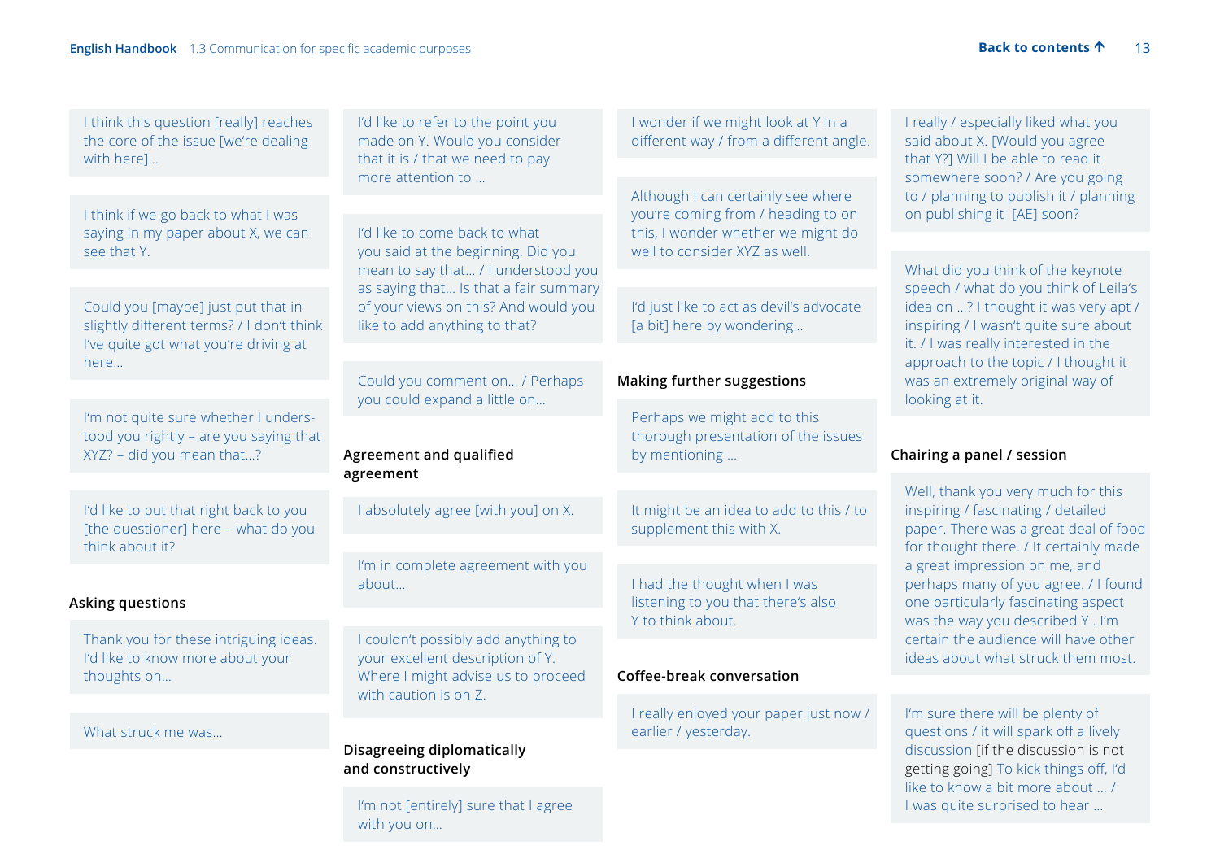I think this question [really] reaches the core of the issue [we're dealing with here]…

I think if we go back to what I was saying in my paper about X, we can see that Y.

Could you [maybe] just put that in slightly different terms? / I don't think I've quite got what you're driving at here…

I'm not quite sure whether I understood you rightly – are you saying that XYZ? – did you mean that…?

I'd like to put that right back to you [the questioner] here – what do you think about it?

### Asking questions

Thank you for these intriguing ideas. I'd like to know more about your thoughts on…

What struck me was…

I'd like to refer to the point you made on Y. Would you consider that it is / that we need to pay more attention to …

I'd like to come back to what you said at the beginning. Did you mean to say that… / I understood you as saying that… Is that a fair summary of your views on this? And would you like to add anything to that?

Could you comment on… / Perhaps you could expand a little on…

### Agreement and qualified agreement

I absolutely agree [with you] on X.

I'm in complete agreement with you about…

I couldn't possibly add anything to your excellent description of Y. Where I might advise us to proceed with caution is on Z.

### Disagreeing diplomatically and constructively

I'm not [entirely] sure that I agree with you on…

I wonder if we might look at Y in a different way / from a different angle.

Although I can certainly see where you're coming from / heading to on this, I wonder whether we might do well to consider XYZ as well.

I'd just like to act as devil's advocate [a bit] here by wondering…

### Making further suggestions

Perhaps we might add to this thorough presentation of the issues by mentioning …

It might be an idea to add to this / to supplement this with X.

I had the thought when I was listening to you that there's also Y to think about.

### Coffee-break conversation

I really enjoyed your paper just now / earlier / yesterday.

I really / especially liked what you said about X. [Would you agree that Y?] Will I be able to read it somewhere soon? / Are you going to / planning to publish it / planning on publishing it [AE] soon?

What did you think of the keynote speech / what do you think of Leila's idea on …? I thought it was very apt / inspiring / I wasn't quite sure about it. / I was really interested in the approach to the topic / I thought it was an extremely original way of looking at it.

### Chairing a panel / session

Well, thank you very much for this inspiring / fascinating / detailed paper. There was a great deal of food for thought there. / It certainly made a great impression on me, and perhaps many of you agree. / I found one particularly fascinating aspect was the way you described Y . I'm certain the audience will have other ideas about what struck them most.

I'm sure there will be plenty of questions / it will spark off a lively discussion [if the discussion is not getting going] To kick things off, I'd like to know a bit more about … / I was quite surprised to hear …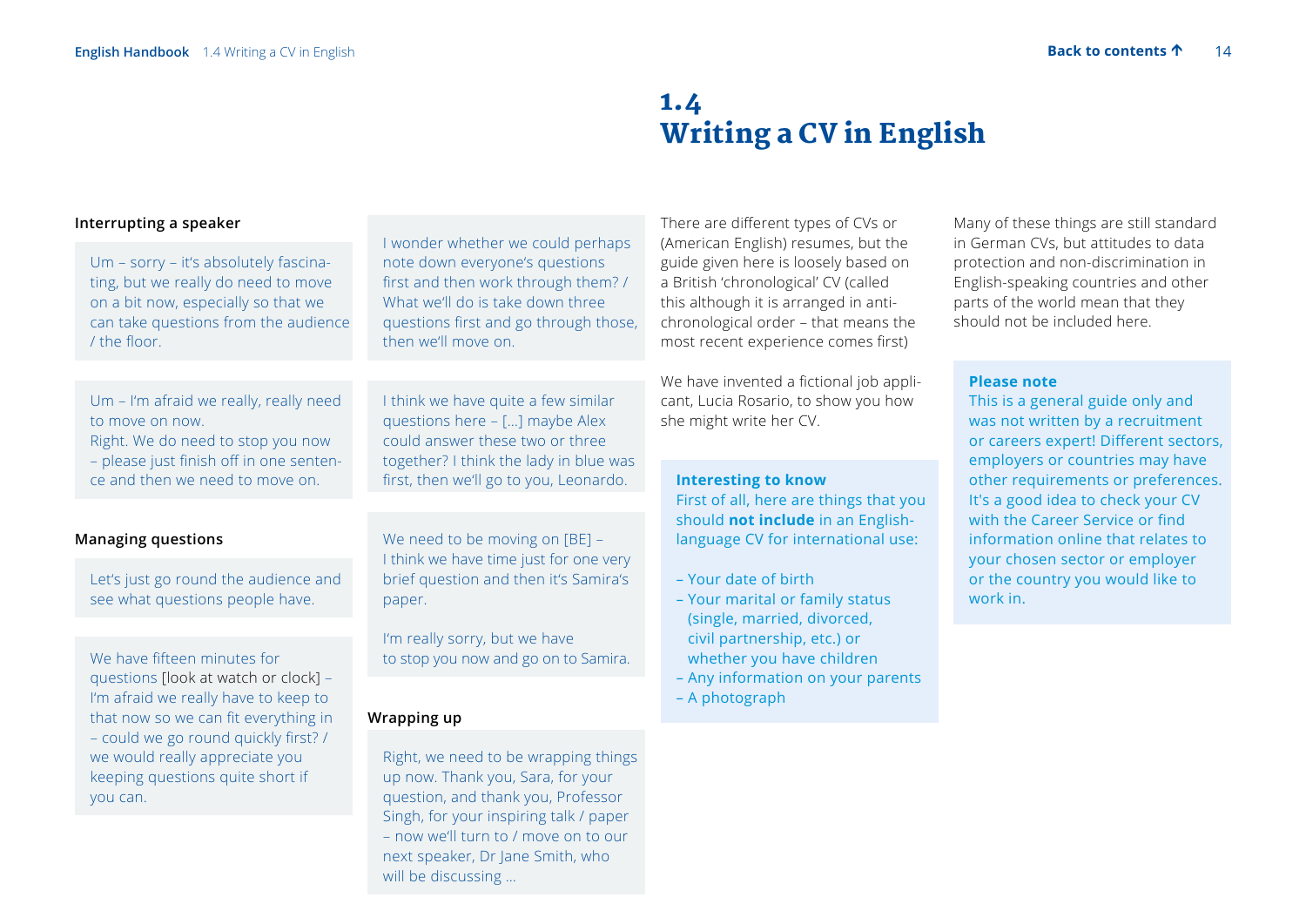### Interrupting a speaker

Um – sorry – it's absolutely fascinating, but we really do need to move on a bit now, especially so that we can take questions from the audience / the floor.

Um – I'm afraid we really, really need to move on now.
Right. We do need to stop you now – please just finish off in one sentence and then we need to move on.

### Managing questions

Let's just go round the audience and see what questions people have.

We have fifteen minutes for questions [look at watch or clock] – I'm afraid we really have to keep to that now so we can fit everything in – could we go round quickly first? / we would really appreciate you keeping questions quite short if you can.

I wonder whether we could perhaps note down everyone's questions first and then work through them? / What we'll do is take down three questions first and go through those, then we'll move on.

I think we have quite a few similar questions here – […] maybe Alex could answer these two or three together? I think the lady in blue was first, then we'll go to you, Leonardo.

We need to be moving on [BE] – I think we have time just for one very brief question and then it's Samira's paper.

I'm really sorry, but we have to stop you now and go on to Samira.

### Wrapping up

Right, we need to be wrapping things up now. Thank you, Sara, for your question, and thank you, Professor Singh, for your inspiring talk / paper – now we'll turn to / move on to our next speaker, Dr Jane Smith, who will be discussing …

# 1.4 Writing a CV in English

There are different types of CVs or (American English) resumes, but the guide given here is loosely based on a British 'chronological' CV (called this although it is arranged in anti-chronological order – that means the most recent experience comes first)

We have invented a fictional job applicant, Lucia Rosario, to show you how she might write her CV.

**Interesting to know**
First of all, here are things that you should **not include** in an English-language CV for international use:

- Your date of birth
- Your marital or family status (single, married, divorced, civil partnership, etc.) or whether you have children
- Any information on your parents
- A photograph

Many of these things are still standard in German CVs, but attitudes to data protection and non-discrimination in English-speaking countries and other parts of the world mean that they should not be included here.

**Please note**
This is a general guide only and was not written by a recruitment or careers expert! Different sectors, employers or countries may have other requirements or preferences. It's a good idea to check your CV with the Career Service or find information online that relates to your chosen sector or employer or the country you would like to work in.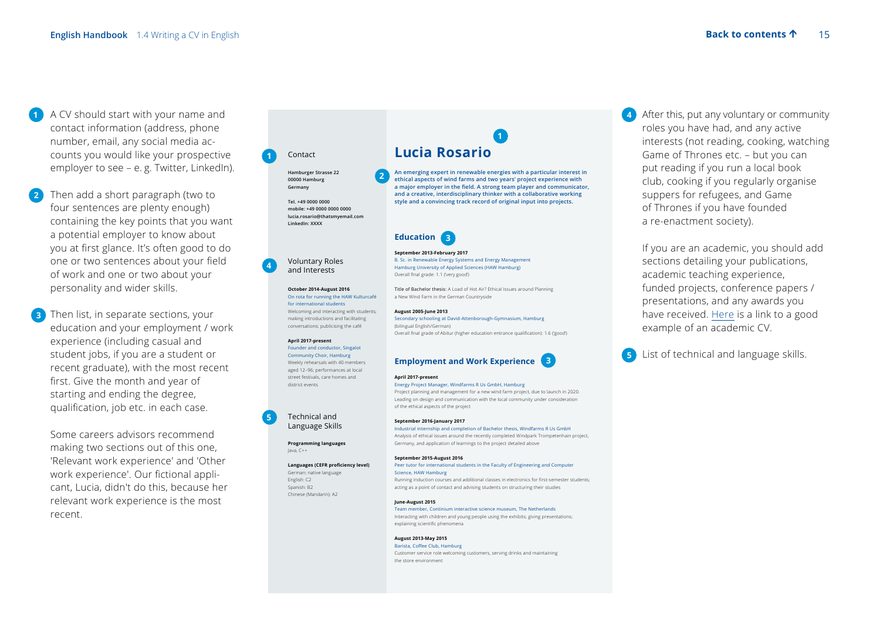1. A CV should start with your name and contact information (address, phone number, email, any social media accounts you would like your prospective employer to see – e. g. Twitter, LinkedIn).

2. Then add a short paragraph (two to four sentences are plenty enough) containing the key points that you want a potential employer to know about you at first glance. It's often good to do one or two sentences about your field of work and one or two about your personality and wider skills.

3. Then list, in separate sections, your education and your employment / work experience (including casual and student jobs, if you are a student or recent graduate), with the most recent first. Give the month and year of starting and ending the degree, qualification, job etc. in each case.

   Some careers advisors recommend making two sections out of this one, 'Relevant work experience' and 'Other work experience'. Our fictional applicant, Lucia, didn't do this, because her relevant work experience is the most recent.

---

# Lucia Rosario (1)

**An emerging expert in renewable energies with a particular interest in ethical aspects of wind farms and two years' project experience with a major employer in the field. A strong team player and communicator, and a creative, interdisciplinary thinker with a collaborative working style and a convincing track record of original input into projects.** (2)

## Contact (1)

**Hamburger Strasse 22**
**00000 Hamburg**
**Germany**

**Tel. +49 0000 0000**
**mobile: +49 0000 0000 0000**
**lucia.rosario@thatsmyemail.com**
**LinkedIn: XXXX**

## Education (3)

**September 2013-February 2017**
B. Sc. in Renewable Energy Systems and Energy Management
Hamburg University of Applied Sciences (HAW Hamburg)
Overall final grade: 1.1 ('very good')

**Title of Bachelor thesis:** A Load of Hot Air? Ethical Issues around Planning a New Wind Farm in the German Countryside

**August 2005-June 2013**
Secondary schooling at David-Attenborough-Gymnasium, Hamburg
(bilingual English/German)
Overall final grade of Abitur (higher education entrance qualification): 1.6 ('good')

## Employment and Work Experience (3)

**April 2017-present**
Energy Project Manager, Windfarms R Us GmbH, Hamburg
Project planning and management for a new wind farm project, due to launch in 2020. Leading on design and communication with the local community under consideration of the ethical aspects of the project

**September 2016-January 2017**
Industrial internship and completion of Bachelor thesis, Windfarms R Us GmbH
Analysis of ethical issues around the recently completed Windpark Trompetenhain project, Germany, and application of learnings to the project detailed above

**September 2015-August 2016**
Peer tutor for international students in the Faculty of Engineering and Computer Science, HAW Hamburg
Running induction courses and additional classes in electronics for first-semester students; acting as a point of contact and advising students on structuring their studies

**June-August 2015**
Team member, Continium interactive science museum, The Netherlands
Interacting with children and young people using the exhibits; giving presentations; explaining scientific phenomena

**August 2013-May 2015**
Barista, Coffee Club, Hamburg
Customer service role welcoming customers, serving drinks and maintaining the store environment

## Voluntary Roles and Interests (4)

**October 2014-August 2016**
On rota for running the HAW Kulturcafé for international students
Welcoming and interacting with students; making introductions and facilitating conversations; publicising the café

**April 2017-present**
Founder and conductor, Singalot Community Choir, Hamburg
Weekly rehearsals with 40 members aged 12–96; performances at local street festivals, care homes and district events

## Technical and Language Skills (5)

**Programming languages**
Java, C++

**Languages (CEFR proficiency level)**
German: native language
English: C2
Spanish: B2
Chinese (Mandarin): A2

---

4. After this, put any voluntary or community roles you have had, and any active interests (not reading, cooking, watching Game of Thrones etc. – but you can put reading if you run a local book club, cooking if you regularly organise suppers for refugees, and Game of Thrones if you have founded a re-enactment society).

   If you are an academic, you should add sections detailing your publications, academic teaching experience, funded projects, conference papers / presentations, and any awards you have received. Here is a link to a good example of an academic CV.

5. List of technical and language skills.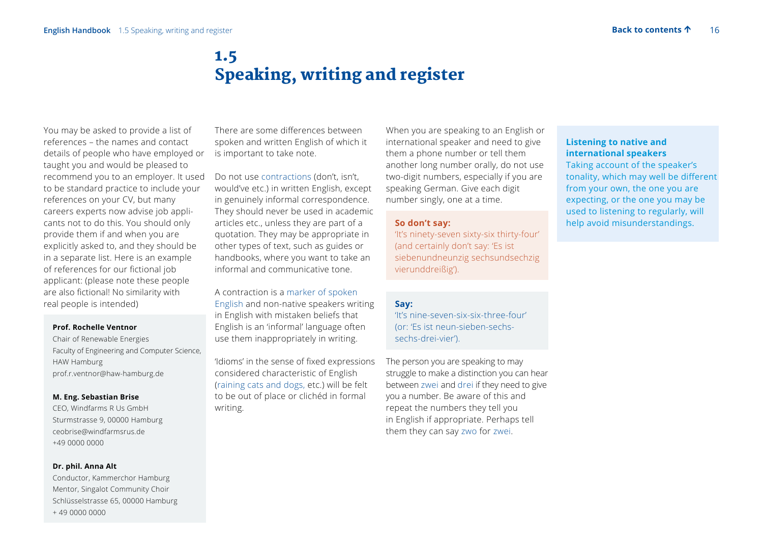# 1.5 Speaking, writing and register

You may be asked to provide a list of references – the names and contact details of people who have employed or taught you and would be pleased to recommend you to an employer. It used to be standard practice to include your references on your CV, but many careers experts now advise job applicants not to do this. You should only provide them if and when you are explicitly asked to, and they should be in a separate list. Here is an example of references for our fictional job applicant: (please note these people are also fictional! No similarity with real people is intended)

**Prof. Rochelle Ventnor**
Chair of Renewable Energies
Faculty of Engineering and Computer Science, HAW Hamburg
prof.r.ventnor@haw-hamburg.de

**M. Eng. Sebastian Brise**
CEO, Windfarms R Us GmbH
Sturmstrasse 9, 00000 Hamburg
ceobrise@windfarmsrus.de
+49 0000 0000

**Dr. phil. Anna Alt**
Conductor, Kammerchor Hamburg
Mentor, Singalot Community Choir
Schlüsselstrasse 65, 00000 Hamburg
+ 49 0000 0000

There are some differences between spoken and written English of which it is important to take note.

Do not use contractions (don't, isn't, would've etc.) in written English, except in genuinely informal correspondence. They should never be used in academic articles etc., unless they are part of a quotation. They may be appropriate in other types of text, such as guides or handbooks, where you want to take an informal and communicative tone.

A contraction is a marker of spoken English and non-native speakers writing in English with mistaken beliefs that English is an 'informal' language often use them inappropriately in writing.

'Idioms' in the sense of fixed expressions considered characteristic of English (raining cats and dogs, etc.) will be felt to be out of place or clichéd in formal writing.

When you are speaking to an English or international speaker and need to give them a phone number or tell them another long number orally, do not use two-digit numbers, especially if you are speaking German. Give each digit number singly, one at a time.

**So don't say:**
'It's ninety-seven sixty-six thirty-four' (and certainly don't say: 'Es ist siebenundneunzig sechsundsechzig vierunddreißig').

**Say:**
'It's nine-seven-six-six-three-four' (or: 'Es ist neun-sieben-sechs-sechs-drei-vier').

The person you are speaking to may struggle to make a distinction you can hear between zwei and drei if they need to give you a number. Be aware of this and repeat the numbers they tell you in English if appropriate. Perhaps tell them they can say zwo for zwei.

**Listening to native and international speakers**
Taking account of the speaker's tonality, which may well be different from your own, the one you are expecting, or the one you may be used to listening to regularly, will help avoid misunderstandings.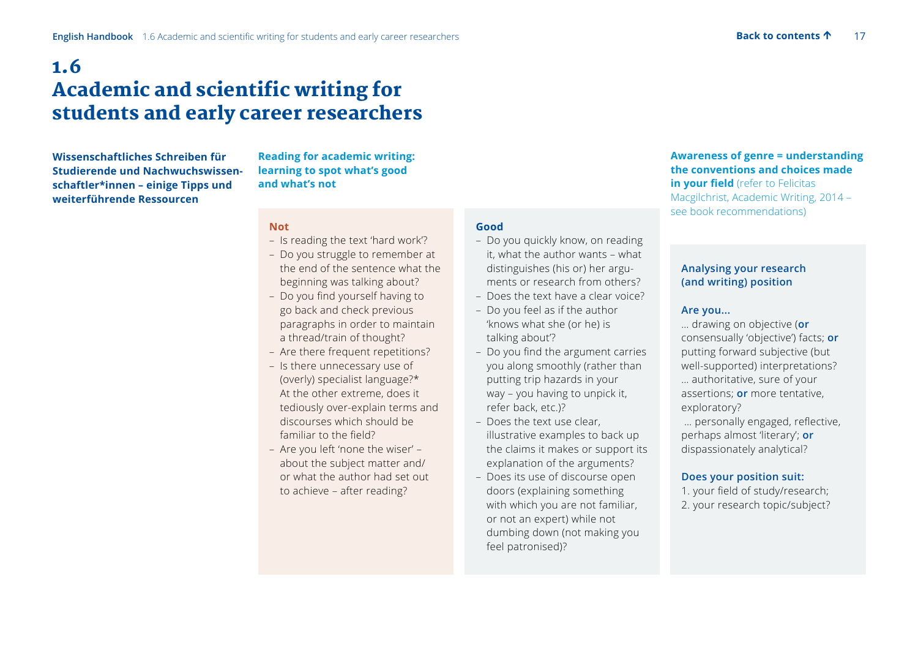# 1.6 Academic and scientific writing for students and early career researchers

**Wissenschaftliches Schreiben für Studierende und Nachwuchswissenschaftler*innen – einige Tipps und weiterführende Ressourcen**

**Reading for academic writing: learning to spot what's good and what's not**

**Not**

- Is reading the text 'hard work'?
- Do you struggle to remember at the end of the sentence what the beginning was talking about?
- Do you find yourself having to go back and check previous paragraphs in order to maintain a thread/train of thought?
- Are there frequent repetitions?
- Is there unnecessary use of (overly) specialist language?* At the other extreme, does it tediously over-explain terms and discourses which should be familiar to the field?
- Are you left 'none the wiser' – about the subject matter and/or what the author had set out to achieve – after reading?

**Good**

- Do you quickly know, on reading it, what the author wants – what distinguishes (his or) her arguments or research from others?
- Does the text have a clear voice?
- Do you feel as if the author 'knows what she (or he) is talking about'?
- Do you find the argument carries you along smoothly (rather than putting trip hazards in your way – you having to unpick it, refer back, etc.)?
- Does the text use clear, illustrative examples to back up the claims it makes or support its explanation of the arguments?
- Does its use of discourse open doors (explaining something with which you are not familiar, or not an expert) while not dumbing down (not making you feel patronised)?

**Awareness of genre = understanding the conventions and choices made in your field** (refer to Felicitas Macgilchrist, Academic Writing, 2014 – see book recommendations)

**Analysing your research (and writing) position**

**Are you...**

… drawing on objective (**or** consensually 'objective') facts; **or** putting forward subjective (but well-supported) interpretations?

… authoritative, sure of your assertions; **or** more tentative, exploratory?

… personally engaged, reflective, perhaps almost 'literary'; **or** dispassionately analytical?

**Does your position suit:**

1. your field of study/research;
2. your research topic/subject?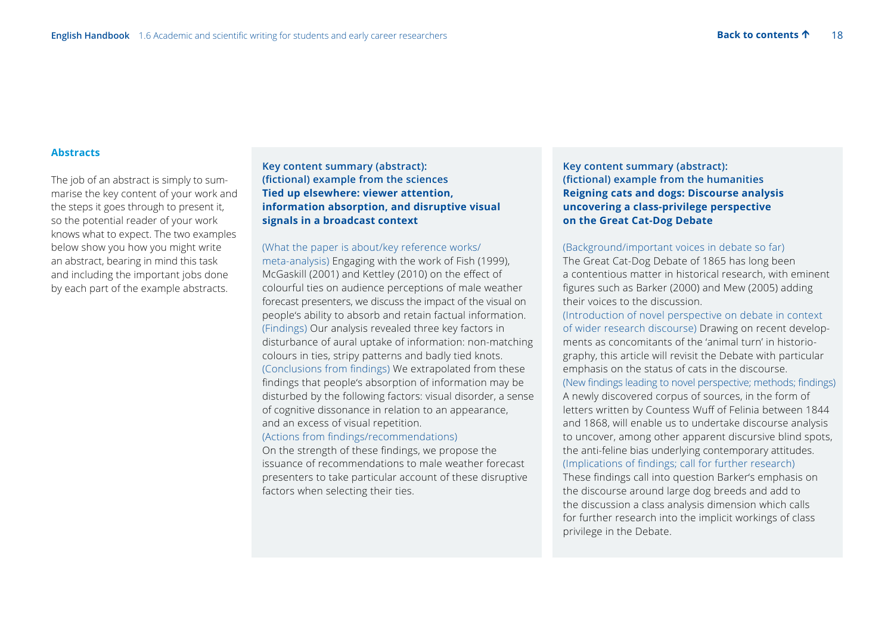## Abstracts

The job of an abstract is simply to summarise the key content of your work and the steps it goes through to present it, so the potential reader of your work knows what to expect. The two examples below show you how you might write an abstract, bearing in mind this task and including the important jobs done by each part of the example abstracts.

**Key content summary (abstract): (fictional) example from the sciences**
**Tied up elsewhere: viewer attention, information absorption, and disruptive visual signals in a broadcast context**

(What the paper is about/key reference works/meta-analysis) Engaging with the work of Fish (1999), McGaskill (2001) and Kettley (2010) on the effect of colourful ties on audience perceptions of male weather forecast presenters, we discuss the impact of the visual on people's ability to absorb and retain factual information.
(Findings) Our analysis revealed three key factors in disturbance of aural uptake of information: non-matching colours in ties, stripy patterns and badly tied knots.
(Conclusions from findings) We extrapolated from these findings that people's absorption of information may be disturbed by the following factors: visual disorder, a sense of cognitive dissonance in relation to an appearance, and an excess of visual repetition.
(Actions from findings/recommendations)
On the strength of these findings, we propose the issuance of recommendations to male weather forecast presenters to take particular account of these disruptive factors when selecting their ties.

**Key content summary (abstract): (fictional) example from the humanities**
**Reigning cats and dogs: Discourse analysis uncovering a class-privilege perspective on the Great Cat-Dog Debate**

(Background/important voices in debate so far)
The Great Cat-Dog Debate of 1865 has long been a contentious matter in historical research, with eminent figures such as Barker (2000) and Mew (2005) adding their voices to the discussion.
(Introduction of novel perspective on debate in context of wider research discourse) Drawing on recent developments as concomitants of the 'animal turn' in historiography, this article will revisit the Debate with particular emphasis on the status of cats in the discourse.
(New findings leading to novel perspective; methods; findings)
A newly discovered corpus of sources, in the form of letters written by Countess Wuff of Felinia between 1844 and 1868, will enable us to undertake discourse analysis to uncover, among other apparent discursive blind spots, the anti-feline bias underlying contemporary attitudes.
(Implications of findings; call for further research)
These findings call into question Barker's emphasis on the discourse around large dog breeds and add to the discussion a class analysis dimension which calls for further research into the implicit workings of class privilege in the Debate.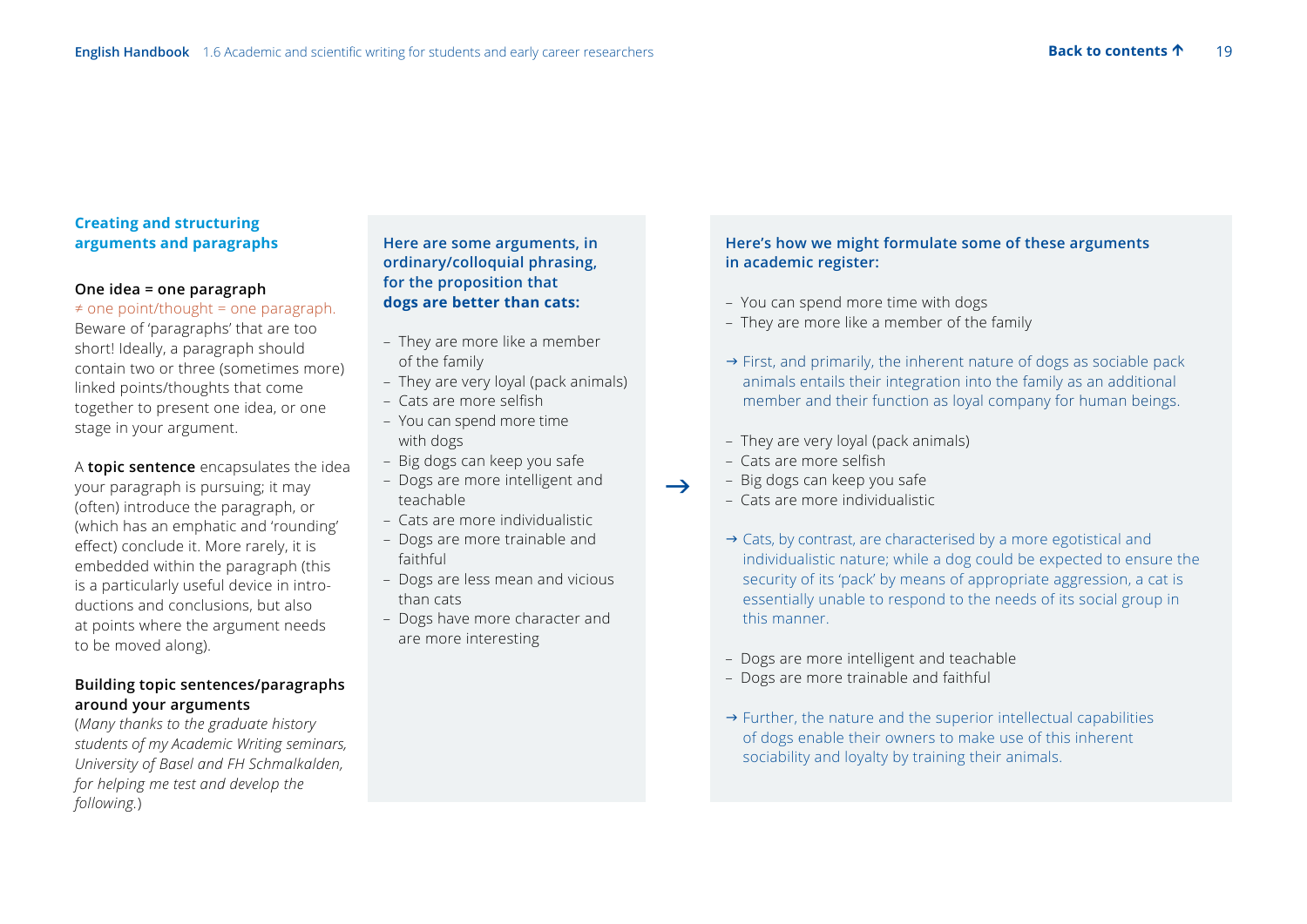## Creating and structuring arguments and paragraphs

**One idea = one paragraph**

≠ one point/thought = one paragraph. Beware of 'paragraphs' that are too short! Ideally, a paragraph should contain two or three (sometimes more) linked points/thoughts that come together to present one idea, or one stage in your argument.

A **topic sentence** encapsulates the idea your paragraph is pursuing; it may (often) introduce the paragraph, or (which has an emphatic and 'rounding' effect) conclude it. More rarely, it is embedded within the paragraph (this is a particularly useful device in introductions and conclusions, but also at points where the argument needs to be moved along).

**Building topic sentences/paragraphs around your arguments**

(*Many thanks to the graduate history students of my Academic Writing seminars, University of Basel and FH Schmalkalden, for helping me test and develop the following.*)

**Here are some arguments, in ordinary/colloquial phrasing, for the proposition that dogs are better than cats:**

- They are more like a member of the family
- They are very loyal (pack animals)
- Cats are more selfish
- You can spend more time with dogs
- Big dogs can keep you safe
- Dogs are more intelligent and teachable
- Cats are more individualistic
- Dogs are more trainable and faithful
- Dogs are less mean and vicious than cats
- Dogs have more character and are more interesting

→

**Here's how we might formulate some of these arguments in academic register:**

- You can spend more time with dogs
- They are more like a member of the family

→ First, and primarily, the inherent nature of dogs as sociable pack animals entails their integration into the family as an additional member and their function as loyal company for human beings.

- They are very loyal (pack animals)
- Cats are more selfish
- Big dogs can keep you safe
- Cats are more individualistic

→ Cats, by contrast, are characterised by a more egotistical and individualistic nature; while a dog could be expected to ensure the security of its 'pack' by means of appropriate aggression, a cat is essentially unable to respond to the needs of its social group in this manner.

- Dogs are more intelligent and teachable
- Dogs are more trainable and faithful

→ Further, the nature and the superior intellectual capabilities of dogs enable their owners to make use of this inherent sociability and loyalty by training their animals.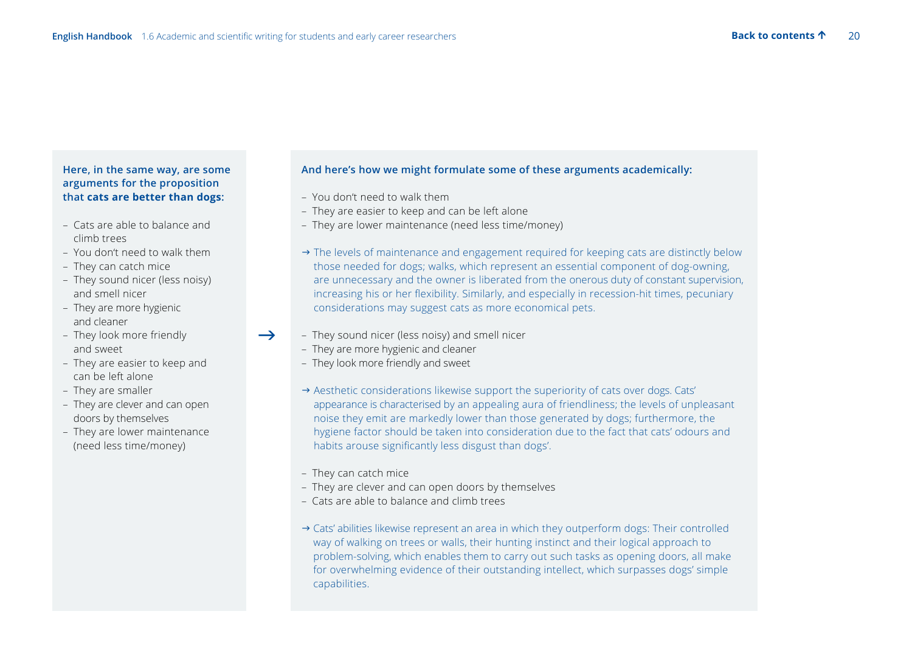**Here, in the same way, are some arguments for the proposition that cats are better than dogs:**

- Cats are able to balance and climb trees
- You don't need to walk them
- They can catch mice
- They sound nicer (less noisy) and smell nicer
- They are more hygienic and cleaner
- They look more friendly and sweet
- They are easier to keep and can be left alone
- They are smaller
- They are clever and can open doors by themselves
- They are lower maintenance (need less time/money)

→

**And here's how we might formulate some of these arguments academically:**

- You don't need to walk them
- They are easier to keep and can be left alone
- They are lower maintenance (need less time/money)

→ The levels of maintenance and engagement required for keeping cats are distinctly below those needed for dogs; walks, which represent an essential component of dog-owning, are unnecessary and the owner is liberated from the onerous duty of constant supervision, increasing his or her flexibility. Similarly, and especially in recession-hit times, pecuniary considerations may suggest cats as more economical pets.

- They sound nicer (less noisy) and smell nicer
- They are more hygienic and cleaner
- They look more friendly and sweet

→ Aesthetic considerations likewise support the superiority of cats over dogs. Cats' appearance is characterised by an appealing aura of friendliness; the levels of unpleasant noise they emit are markedly lower than those generated by dogs; furthermore, the hygiene factor should be taken into consideration due to the fact that cats' odours and habits arouse significantly less disgust than dogs'.

- They can catch mice
- They are clever and can open doors by themselves
- Cats are able to balance and climb trees

→ Cats' abilities likewise represent an area in which they outperform dogs: Their controlled way of walking on trees or walls, their hunting instinct and their logical approach to problem-solving, which enables them to carry out such tasks as opening doors, all make for overwhelming evidence of their outstanding intellect, which surpasses dogs' simple capabilities.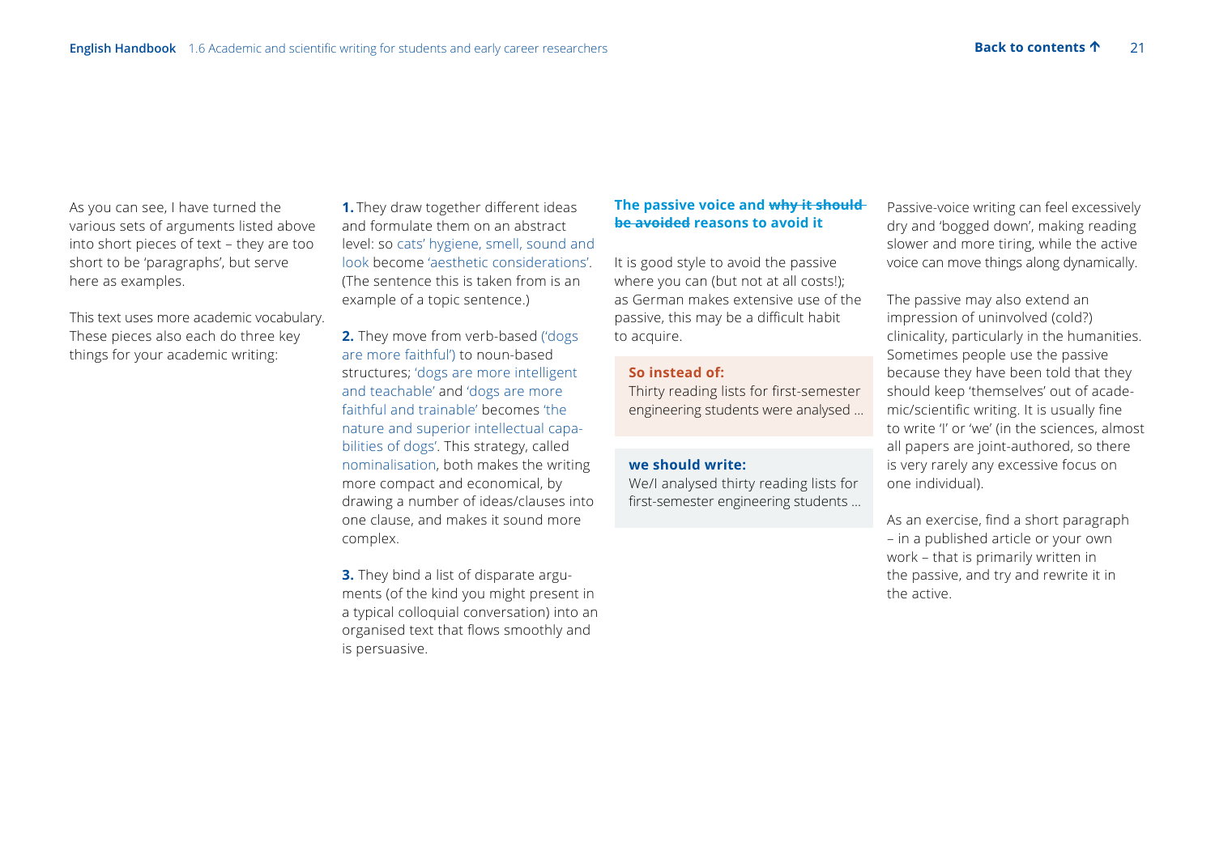As you can see, I have turned the various sets of arguments listed above into short pieces of text – they are too short to be 'paragraphs', but serve here as examples.

This text uses more academic vocabulary. These pieces also each do three key things for your academic writing:

**1.** They draw together different ideas and formulate them on an abstract level: so cats' hygiene, smell, sound and look become 'aesthetic considerations'. (The sentence this is taken from is an example of a topic sentence.)

**2.** They move from verb-based ('dogs are more faithful') to noun-based structures; 'dogs are more intelligent and teachable' and 'dogs are more faithful and trainable' becomes 'the nature and superior intellectual capabilities of dogs'. This strategy, called nominalisation, both makes the writing more compact and economical, by drawing a number of ideas/clauses into one clause, and makes it sound more complex.

**3.** They bind a list of disparate arguments (of the kind you might present in a typical colloquial conversation) into an organised text that flows smoothly and is persuasive.

### The passive voice and ~~why it should be avoided~~ reasons to avoid it

It is good style to avoid the passive where you can (but not at all costs!); as German makes extensive use of the passive, this may be a difficult habit to acquire.

**So instead of:**
Thirty reading lists for first-semester engineering students were analysed …

**we should write:**
We/I analysed thirty reading lists for first-semester engineering students …

Passive-voice writing can feel excessively dry and 'bogged down', making reading slower and more tiring, while the active voice can move things along dynamically.

The passive may also extend an impression of uninvolved (cold?) clinicality, particularly in the humanities. Sometimes people use the passive because they have been told that they should keep 'themselves' out of academic/scientific writing. It is usually fine to write 'I' or 'we' (in the sciences, almost all papers are joint-authored, so there is very rarely any excessive focus on one individual).

As an exercise, find a short paragraph – in a published article or your own work – that is primarily written in the passive, and try and rewrite it in the active.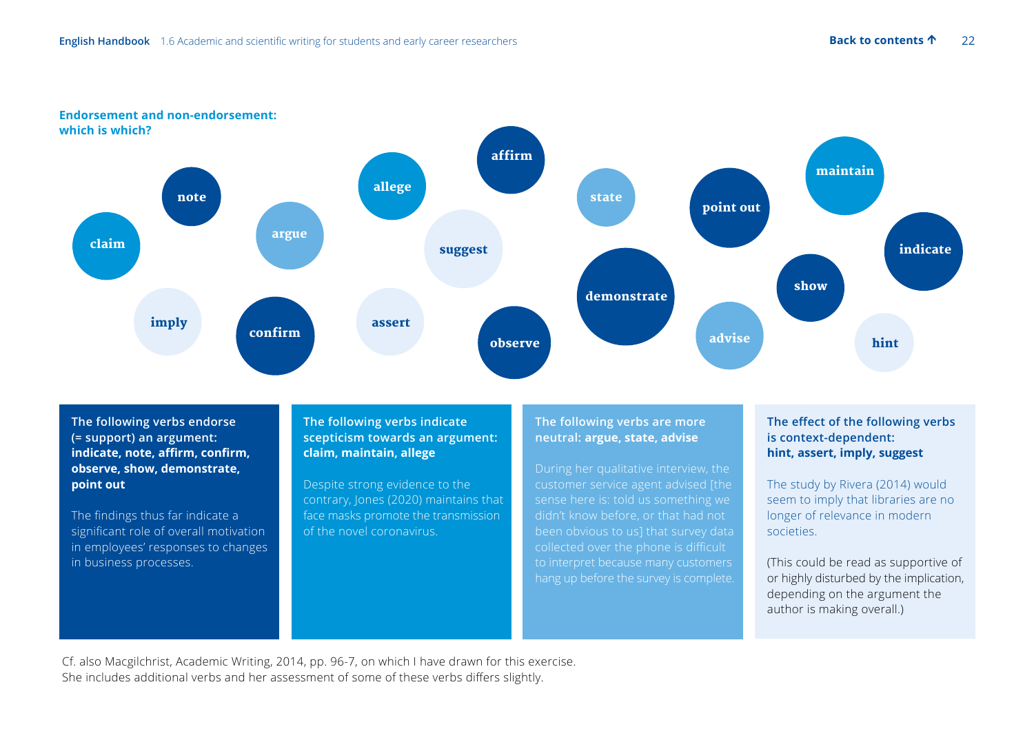### Endorsement and non-endorsement: which is which?

note · claim · argue · allege · affirm · suggest · state · point out · maintain · indicate · imply · confirm · assert · observe · demonstrate · advise · show · hint

**The following verbs endorse (= support) an argument: indicate, note, affirm, confirm, observe, show, demonstrate, point out**

The findings thus far indicate a significant role of overall motivation in employees' responses to changes in business processes.

**The following verbs indicate scepticism towards an argument: claim, maintain, allege**

Despite strong evidence to the contrary, Jones (2020) maintains that face masks promote the transmission of the novel coronavirus.

**The following verbs are more neutral: argue, state, advise**

During her qualitative interview, the customer service agent advised [the sense here is: told us something we didn't know before, or that had not been obvious to us] that survey data collected over the phone is difficult to interpret because many customers hang up before the survey is complete.

**The effect of the following verbs is context-dependent: hint, assert, imply, suggest**

The study by Rivera (2014) would seem to imply that libraries are no longer of relevance in modern societies.

(This could be read as supportive of or highly disturbed by the implication, depending on the argument the author is making overall.)

Cf. also Macgilchrist, Academic Writing, 2014, pp. 96-7, on which I have drawn for this exercise. She includes additional verbs and her assessment of some of these verbs differs slightly.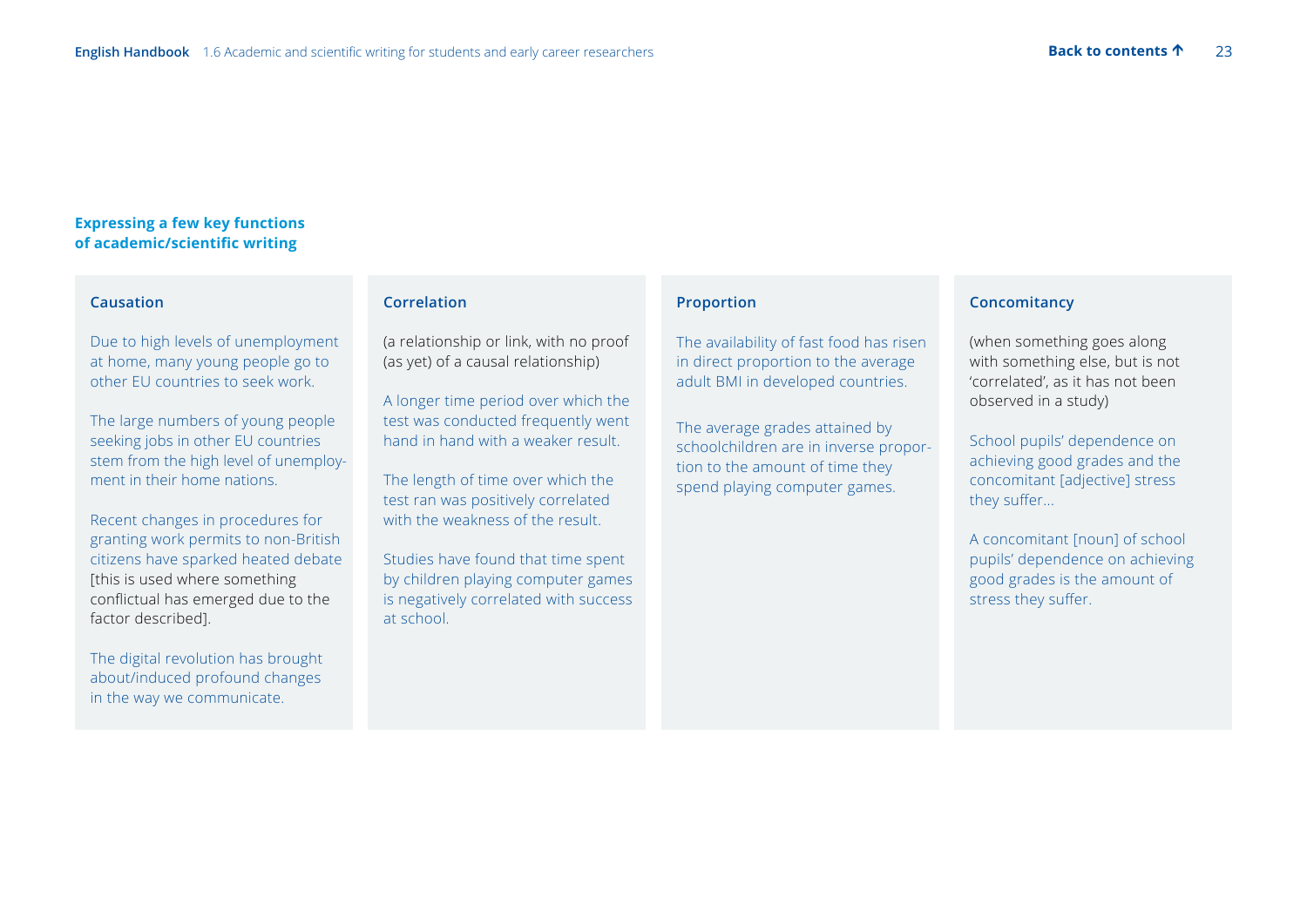## Expressing a few key functions of academic/scientific writing

### Causation

Due to high levels of unemployment at home, many young people go to other EU countries to seek work.

The large numbers of young people seeking jobs in other EU countries stem from the high level of unemployment in their home nations.

Recent changes in procedures for granting work permits to non-British citizens have sparked heated debate [this is used where something conflictual has emerged due to the factor described].

The digital revolution has brought about/induced profound changes in the way we communicate.

### Correlation

(a relationship or link, with no proof (as yet) of a causal relationship)

A longer time period over which the test was conducted frequently went hand in hand with a weaker result.

The length of time over which the test ran was positively correlated with the weakness of the result.

Studies have found that time spent by children playing computer games is negatively correlated with success at school.

### Proportion

The availability of fast food has risen in direct proportion to the average adult BMI in developed countries.

The average grades attained by schoolchildren are in inverse proportion to the amount of time they spend playing computer games.

### Concomitancy

(when something goes along with something else, but is not 'correlated', as it has not been observed in a study)

School pupils' dependence on achieving good grades and the concomitant [adjective] stress they suffer...

A concomitant [noun] of school pupils' dependence on achieving good grades is the amount of stress they suffer.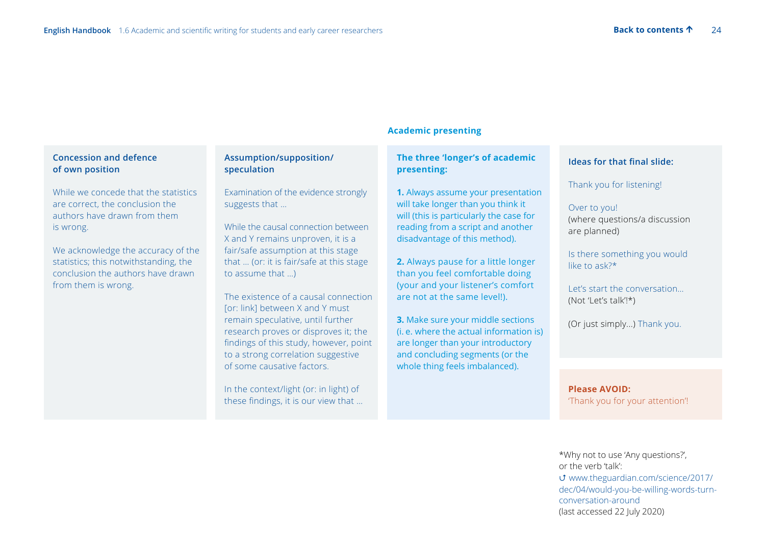### Concession and defence of own position

While we concede that the statistics are correct, the conclusion the authors have drawn from them is wrong.

We acknowledge the accuracy of the statistics; this notwithstanding, the conclusion the authors have drawn from them is wrong.

### Assumption/supposition/speculation

Examination of the evidence strongly suggests that …

While the causal connection between X and Y remains unproven, it is a fair/safe assumption at this stage that … (or: it is fair/safe at this stage to assume that …)

The existence of a causal connection [or: link] between X and Y must remain speculative, until further research proves or disproves it; the findings of this study, however, point to a strong correlation suggestive of some causative factors.

In the context/light (or: in light) of these findings, it is our view that …

## Academic presenting

### The three 'longer's of academic presenting:

**1.** Always assume your presentation will take longer than you think it will (this is particularly the case for reading from a script and another disadvantage of this method).

**2.** Always pause for a little longer than you feel comfortable doing (your and your listener's comfort are not at the same level!).

**3.** Make sure your middle sections (i. e. where the actual information is) are longer than your introductory and concluding segments (or the whole thing feels imbalanced).

### Ideas for that final slide:

Thank you for listening!

Over to you!
(where questions/a discussion are planned)

Is there something you would like to ask?*

Let's start the conversation…
(Not 'Let's talk'!*)

(Or just simply…) Thank you.

**Please AVOID:**
'Thank you for your attention'!

*Why not to use 'Any questions?', or the verb 'talk':
↺ www.theguardian.com/science/2017/dec/04/would-you-be-willing-words-turn-conversation-around
(last accessed 22 July 2020)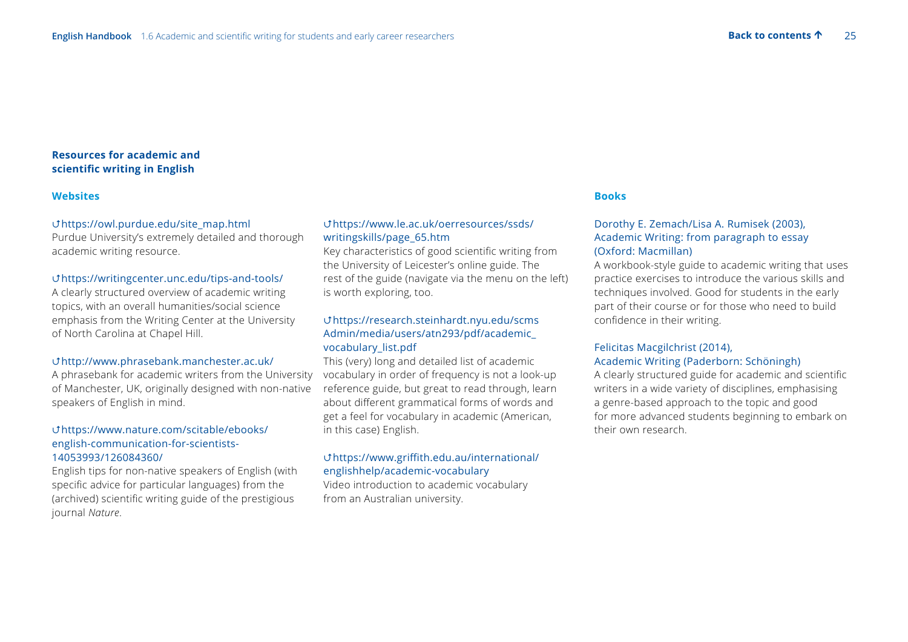## Resources for academic and scientific writing in English

### Websites

↺https://owl.purdue.edu/site_map.html
Purdue University's extremely detailed and thorough academic writing resource.

↺https://writingcenter.unc.edu/tips-and-tools/
A clearly structured overview of academic writing topics, with an overall humanities/social science emphasis from the Writing Center at the University of North Carolina at Chapel Hill.

↺http://www.phrasebank.manchester.ac.uk/
A phrasebank for academic writers from the University of Manchester, UK, originally designed with non-native speakers of English in mind.

↺https://www.nature.com/scitable/ebooks/english-communication-for-scientists-14053993/126084360/
English tips for non-native speakers of English (with specific advice for particular languages) from the (archived) scientific writing guide of the prestigious journal *Nature*.

↺https://www.le.ac.uk/oerresources/ssds/writingskills/page_65.htm
Key characteristics of good scientific writing from the University of Leicester's online guide. The rest of the guide (navigate via the menu on the left) is worth exploring, too.

↺https://research.steinhardt.nyu.edu/scmsAdmin/media/users/atn293/pdf/academic_vocabulary_list.pdf
This (very) long and detailed list of academic vocabulary in order of frequency is not a look-up reference guide, but great to read through, learn about different grammatical forms of words and get a feel for vocabulary in academic (American, in this case) English.

↺https://www.griffith.edu.au/international/englishhelp/academic-vocabulary
Video introduction to academic vocabulary from an Australian university.

### Books

Dorothy E. Zemach/Lisa A. Rumisek (2003), Academic Writing: from paragraph to essay (Oxford: Macmillan)
A workbook-style guide to academic writing that uses practice exercises to introduce the various skills and techniques involved. Good for students in the early part of their course or for those who need to build confidence in their writing.

Felicitas Macgilchrist (2014), Academic Writing (Paderborn: Schöningh)
A clearly structured guide for academic and scientific writers in a wide variety of disciplines, emphasising a genre-based approach to the topic and good for more advanced students beginning to embark on their own research.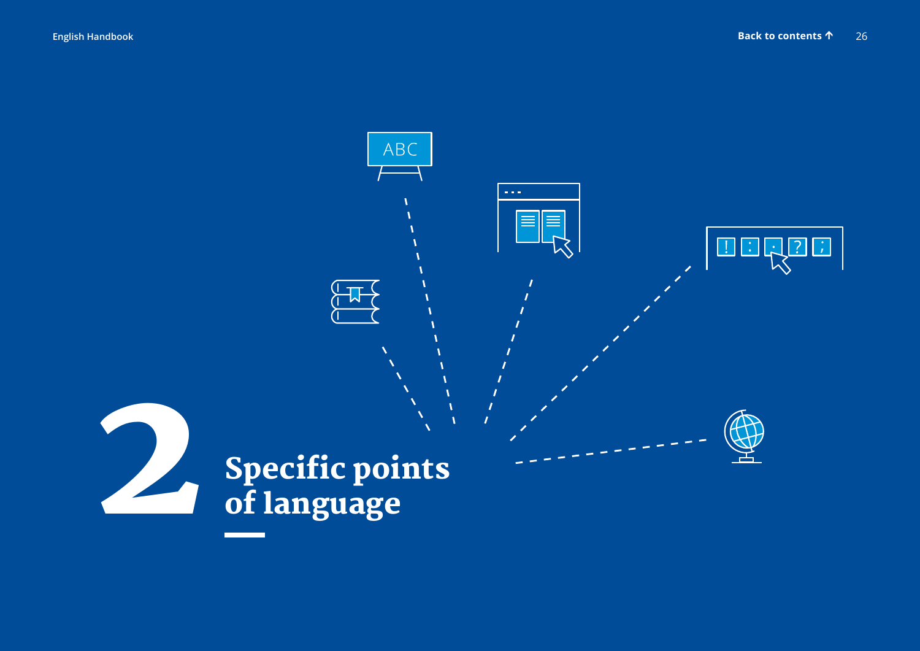# 2 Specific points of language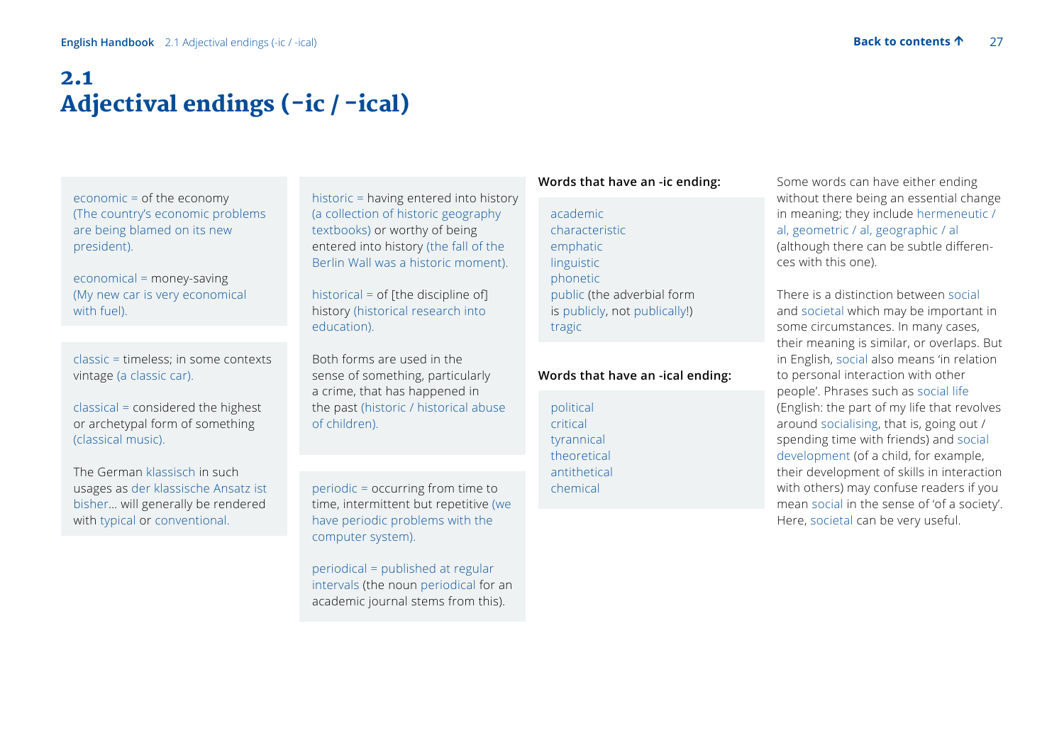# 2.1 Adjectival endings (-ic / -ical)

economic = of the economy (The country's economic problems are being blamed on its new president).

economical = money-saving (My new car is very economical with fuel).

classic = timeless; in some contexts vintage (a classic car).

classical = considered the highest or archetypal form of something (classical music).

The German klassisch in such usages as der klassische Ansatz ist bisher… will generally be rendered with typical or conventional.

historic = having entered into history (a collection of historic geography textbooks) or worthy of being entered into history (the fall of the Berlin Wall was a historic moment).

historical = of [the discipline of] history (historical research into education).

Both forms are used in the sense of something, particularly a crime, that has happened in the past (historic / historical abuse of children).

periodic = occurring from time to time, intermittent but repetitive (we have periodic problems with the computer system).

periodical = published at regular intervals (the noun periodical for an academic journal stems from this).

**Words that have an -ic ending:**

academic
characteristic
emphatic
linguistic
phonetic
public (the adverbial form is publicly, not publically!)
tragic

**Words that have an -ical ending:**

political
critical
tyrannical
theoretical
antithetical
chemical

Some words can have either ending without there being an essential change in meaning; they include hermeneutic / al, geometric / al, geographic / al (although there can be subtle differences with this one).

There is a distinction between social and societal which may be important in some circumstances. In many cases, their meaning is similar, or overlaps. But in English, social also means 'in relation to personal interaction with other people'. Phrases such as social life (English: the part of my life that revolves around socialising, that is, going out / spending time with friends) and social development (of a child, for example, their development of skills in interaction with others) may confuse readers if you mean social in the sense of 'of a society'. Here, societal can be very useful.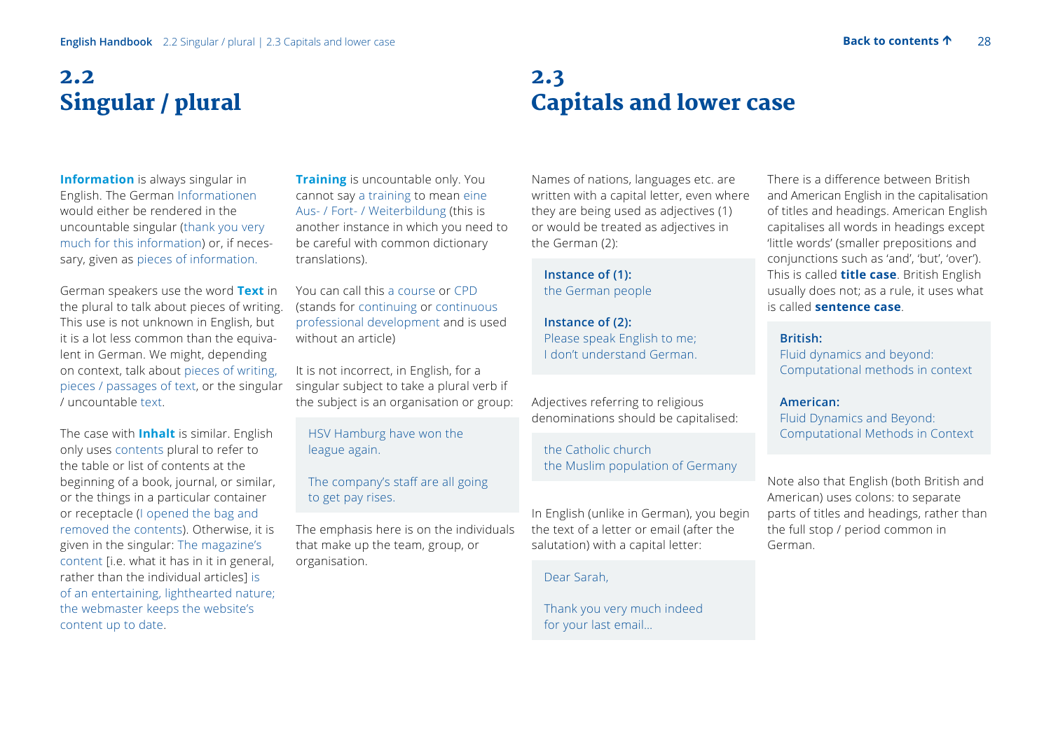## 2.2 Singular / plural

**Information** is always singular in English. The German Informationen would either be rendered in the uncountable singular (thank you very much for this information) or, if necessary, given as pieces of information.

German speakers use the word **Text** in the plural to talk about pieces of writing. This use is not unknown in English, but it is a lot less common than the equivalent in German. We might, depending on context, talk about pieces of writing, pieces / passages of text, or the singular / uncountable text.

The case with **Inhalt** is similar. English only uses contents plural to refer to the table or list of contents at the beginning of a book, journal, or similar, or the things in a particular container or receptacle (I opened the bag and removed the contents). Otherwise, it is given in the singular: The magazine's content [i.e. what it has in it in general, rather than the individual articles] is of an entertaining, lighthearted nature; the webmaster keeps the website's content up to date.

**Training** is uncountable only. You cannot say a training to mean eine Aus- / Fort- / Weiterbildung (this is another instance in which you need to be careful with common dictionary translations).

You can call this a course or CPD (stands for continuing or continuous professional development and is used without an article)

It is not incorrect, in English, for a singular subject to take a plural verb if the subject is an organisation or group:

> HSV Hamburg have won the league again.
>
> The company's staff are all going to get pay rises.

The emphasis here is on the individuals that make up the team, group, or organisation.

## 2.3 Capitals and lower case

Names of nations, languages etc. are written with a capital letter, even where they are being used as adjectives (1) or would be treated as adjectives in the German (2):

> **Instance of (1):**
> the German people
>
> **Instance of (2):**
> Please speak English to me; I don't understand German.

Adjectives referring to religious denominations should be capitalised:

> the Catholic church
> the Muslim population of Germany

In English (unlike in German), you begin the text of a letter or email (after the salutation) with a capital letter:

> Dear Sarah,
>
> Thank you very much indeed for your last email…

There is a difference between British and American English in the capitalisation of titles and headings. American English capitalises all words in headings except 'little words' (smaller prepositions and conjunctions such as 'and', 'but', 'over'). This is called **title case**. British English usually does not; as a rule, it uses what is called **sentence case**.

> **British:**
> Fluid dynamics and beyond: Computational methods in context
>
> **American:**
> Fluid Dynamics and Beyond: Computational Methods in Context

Note also that English (both British and American) uses colons: to separate parts of titles and headings, rather than the full stop / period common in German.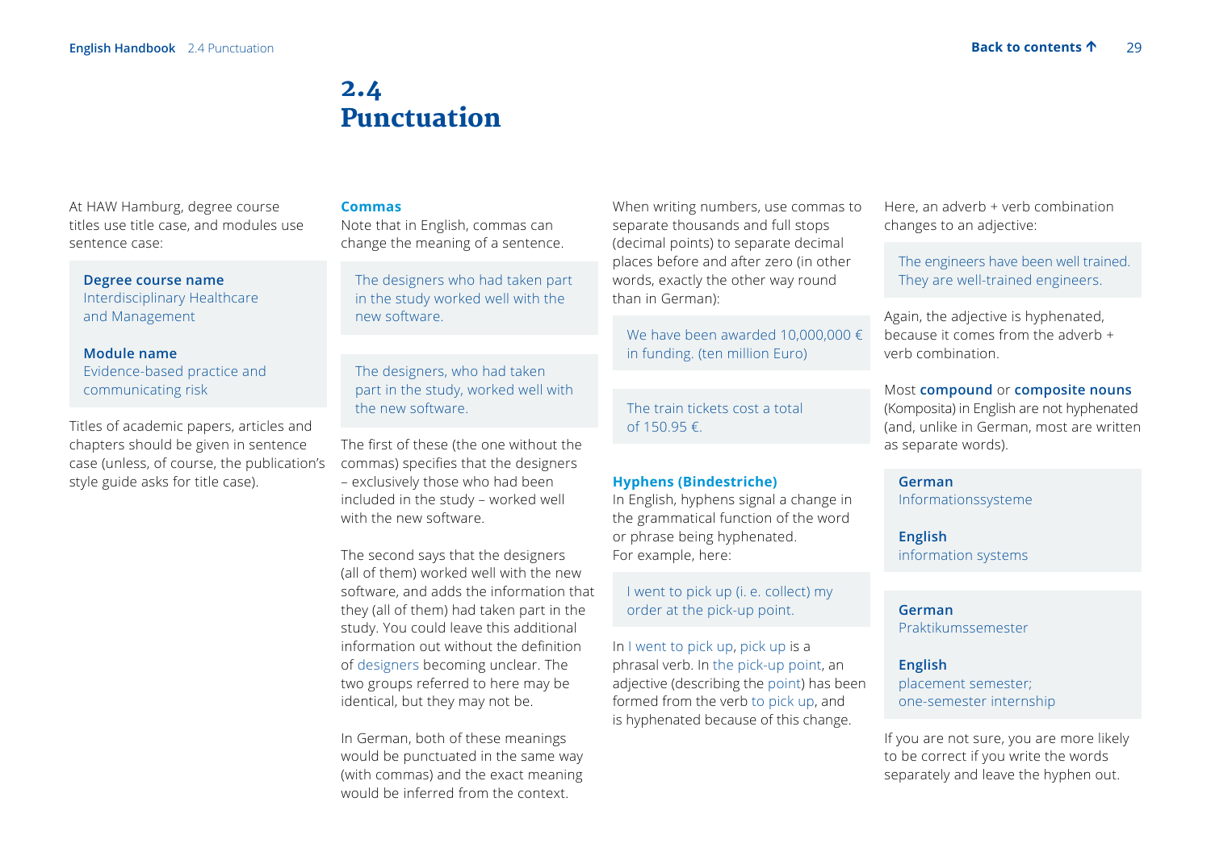# 2.4 Punctuation

At HAW Hamburg, degree course titles use title case, and modules use sentence case:

> **Degree course name**
> Interdisciplinary Healthcare and Management
>
> **Module name**
> Evidence-based practice and communicating risk

Titles of academic papers, articles and chapters should be given in sentence case (unless, of course, the publication's style guide asks for title case).

## Commas

Note that in English, commas can change the meaning of a sentence.

> The designers who had taken part in the study worked well with the new software.

> The designers, who had taken part in the study, worked well with the new software.

The first of these (the one without the commas) specifies that the designers – exclusively those who had been included in the study – worked well with the new software.

The second says that the designers (all of them) worked well with the new software, and adds the information that they (all of them) had taken part in the study. You could leave this additional information out without the definition of designers becoming unclear. The two groups referred to here may be identical, but they may not be.

In German, both of these meanings would be punctuated in the same way (with commas) and the exact meaning would be inferred from the context.

When writing numbers, use commas to separate thousands and full stops (decimal points) to separate decimal places before and after zero (in other words, exactly the other way round than in German):

> We have been awarded 10,000,000 € in funding. (ten million Euro)

> The train tickets cost a total of 150.95 €.

## Hyphens (Bindestriche)

In English, hyphens signal a change in the grammatical function of the word or phrase being hyphenated. For example, here:

> I went to pick up (i. e. collect) my order at the pick-up point.

In I went to pick up, pick up is a phrasal verb. In the pick-up point, an adjective (describing the point) has been formed from the verb to pick up, and is hyphenated because of this change.

Here, an adverb + verb combination changes to an adjective:

> The engineers have been well trained. They are well-trained engineers.

Again, the adjective is hyphenated, because it comes from the adverb + verb combination.

Most **compound** or **composite nouns** (Komposita) in English are not hyphenated (and, unlike in German, most are written as separate words).

> **German**
> Informationssysteme
>
> **English**
> information systems

> **German**
> Praktikumssemester
>
> **English**
> placement semester; one-semester internship

If you are not sure, you are more likely to be correct if you write the words separately and leave the hyphen out.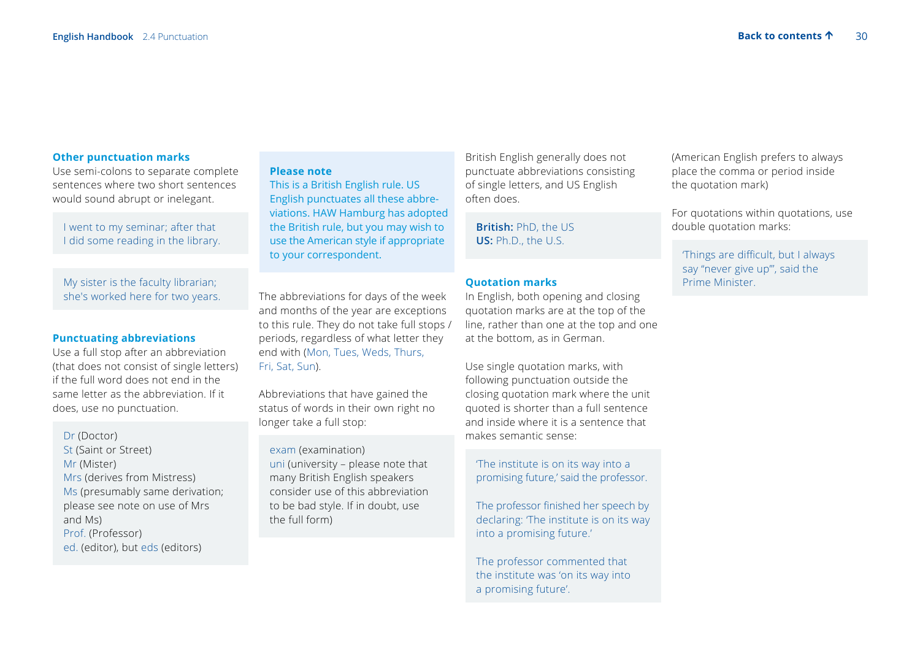### Other punctuation marks

Use semi-colons to separate complete sentences where two short sentences would sound abrupt or inelegant.

> I went to my seminar; after that I did some reading in the library.

> My sister is the faculty librarian; she's worked here for two years.

### Punctuating abbreviations

Use a full stop after an abbreviation (that does not consist of single letters) if the full word does not end in the same letter as the abbreviation. If it does, use no punctuation.

> Dr (Doctor)
> St (Saint or Street)
> Mr (Mister)
> Mrs (derives from Mistress)
> Ms (presumably same derivation; please see note on use of Mrs and Ms)
> Prof. (Professor)
> ed. (editor), but eds (editors)

> **Please note**
> This is a British English rule. US English punctuates all these abbreviations. HAW Hamburg has adopted the British rule, but you may wish to use the American style if appropriate to your correspondent.

The abbreviations for days of the week and months of the year are exceptions to this rule. They do not take full stops / periods, regardless of what letter they end with (Mon, Tues, Weds, Thurs, Fri, Sat, Sun).

Abbreviations that have gained the status of words in their own right no longer take a full stop:

> exam (examination)
> uni (university – please note that many British English speakers consider use of this abbreviation to be bad style. If in doubt, use the full form)

British English generally does not punctuate abbreviations consisting of single letters, and US English often does.

> **British:** PhD, the US
> **US:** Ph.D., the U.S.

### Quotation marks

In English, both opening and closing quotation marks are at the top of the line, rather than one at the top and one at the bottom, as in German.

Use single quotation marks, with following punctuation outside the closing quotation mark where the unit quoted is shorter than a full sentence and inside where it is a sentence that makes semantic sense:

> 'The institute is on its way into a promising future,' said the professor.

> The professor finished her speech by declaring: 'The institute is on its way into a promising future.'

> The professor commented that the institute was 'on its way into a promising future'.

(American English prefers to always place the comma or period inside the quotation mark)

For quotations within quotations, use double quotation marks:

> 'Things are difficult, but I always say "never give up"', said the Prime Minister.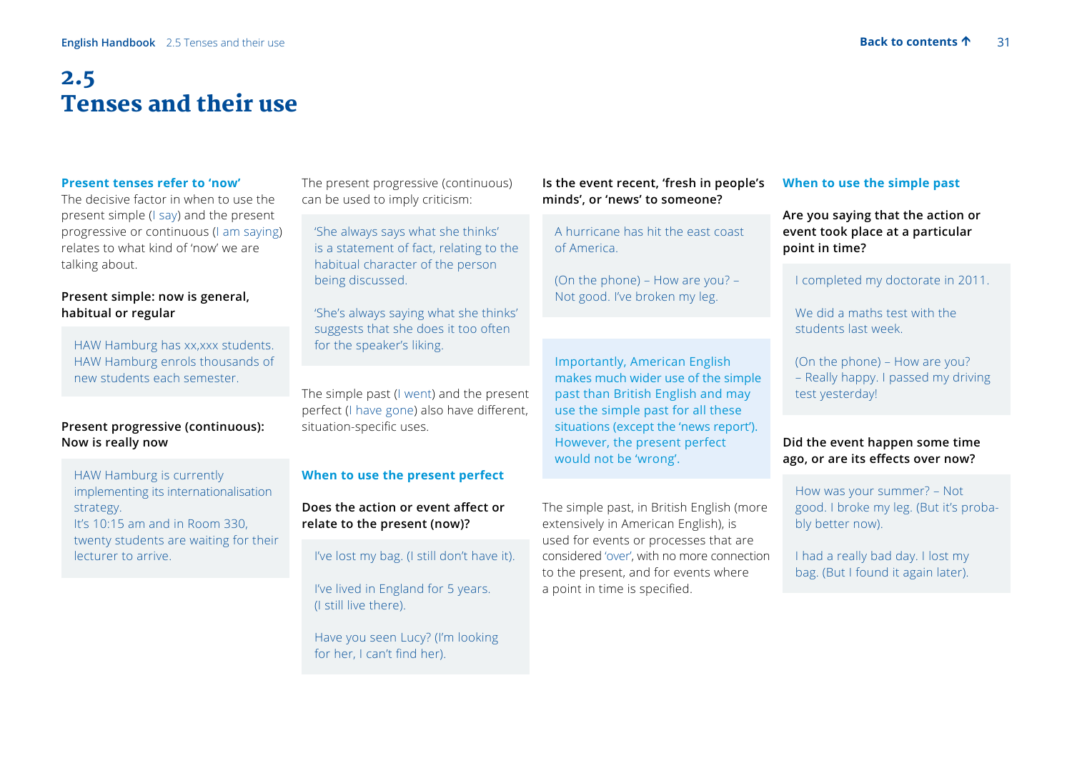# 2.5 Tenses and their use

**Present tenses refer to 'now'**

The decisive factor in when to use the present simple (I say) and the present progressive or continuous (I am saying) relates to what kind of 'now' we are talking about.

**Present simple: now is general, habitual or regular**

> HAW Hamburg has xx,xxx students.
> HAW Hamburg enrols thousands of new students each semester.

**Present progressive (continuous): Now is really now**

> HAW Hamburg is currently implementing its internationalisation strategy.
> It's 10:15 am and in Room 330, twenty students are waiting for their lecturer to arrive.

The present progressive (continuous) can be used to imply criticism:

> 'She always says what she thinks' is a statement of fact, relating to the habitual character of the person being discussed.
>
> 'She's always saying what she thinks' suggests that she does it too often for the speaker's liking.

The simple past (I went) and the present perfect (I have gone) also have different, situation-specific uses.

**When to use the present perfect**

**Does the action or event affect or relate to the present (now)?**

> I've lost my bag. (I still don't have it).
>
> I've lived in England for 5 years. (I still live there).
>
> Have you seen Lucy? (I'm looking for her, I can't find her).

**Is the event recent, 'fresh in people's minds', or 'news' to someone?**

> A hurricane has hit the east coast of America.
>
> (On the phone) – How are you? – Not good. I've broken my leg.

> Importantly, American English makes much wider use of the simple past than British English and may use the simple past for all these situations (except the 'news report'). However, the present perfect would not be 'wrong'.

The simple past, in British English (more extensively in American English), is used for events or processes that are considered 'over', with no more connection to the present, and for events where a point in time is specified.

**When to use the simple past**

**Are you saying that the action or event took place at a particular point in time?**

> I completed my doctorate in 2011.
>
> We did a maths test with the students last week.
>
> (On the phone) – How are you? – Really happy. I passed my driving test yesterday!

**Did the event happen some time ago, or are its effects over now?**

> How was your summer? – Not good. I broke my leg. (But it's probably better now).
>
> I had a really bad day. I lost my bag. (But I found it again later).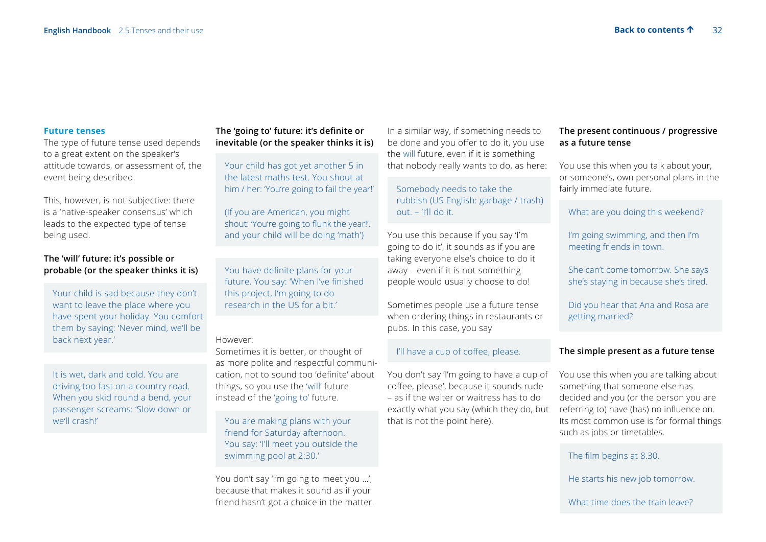## Future tenses

The type of future tense used depends to a great extent on the speaker's attitude towards, or assessment of, the event being described.

This, however, is not subjective: there is a 'native-speaker consensus' which leads to the expected type of tense being used.

### The 'will' future: it's possible or probable (or the speaker thinks it is)

> Your child is sad because they don't want to leave the place where you have spent your holiday. You comfort them by saying: 'Never mind, we'll be back next year.'

> It is wet, dark and cold. You are driving too fast on a country road. When you skid round a bend, your passenger screams: 'Slow down or we'll crash!'

### The 'going to' future: it's definite or inevitable (or the speaker thinks it is)

> Your child has got yet another 5 in the latest maths test. You shout at him / her: 'You're going to fail the year!'
>
> (If you are American, you might shout: 'You're going to flunk the year!', and your child will be doing 'math')

> You have definite plans for your future. You say: 'When I've finished this project, I'm going to do research in the US for a bit.'

However:
Sometimes it is better, or thought of as more polite and respectful communication, not to sound too 'definite' about things, so you use the 'will' future instead of the 'going to' future.

> You are making plans with your friend for Saturday afternoon. You say: 'I'll meet you outside the swimming pool at 2:30.'

You don't say 'I'm going to meet you …', because that makes it sound as if your friend hasn't got a choice in the matter.

In a similar way, if something needs to be done and you offer to do it, you use the will future, even if it is something that nobody really wants to do, as here:

> Somebody needs to take the rubbish (US English: garbage / trash) out. – 'I'll do it.

You use this because if you say 'I'm going to do it', it sounds as if you are taking everyone else's choice to do it away – even if it is not something people would usually choose to do!

Sometimes people use a future tense when ordering things in restaurants or pubs. In this case, you say

> I'll have a cup of coffee, please.

You don't say 'I'm going to have a cup of coffee, please', because it sounds rude – as if the waiter or waitress has to do exactly what you say (which they do, but that is not the point here).

### The present continuous / progressive as a future tense

You use this when you talk about your, or someone's, own personal plans in the fairly immediate future.

> What are you doing this weekend?
>
> I'm going swimming, and then I'm meeting friends in town.
>
> She can't come tomorrow. She says she's staying in because she's tired.
>
> Did you hear that Ana and Rosa are getting married?

### The simple present as a future tense

You use this when you are talking about something that someone else has decided and you (or the person you are referring to) have (has) no influence on. Its most common use is for formal things such as jobs or timetables.

> The film begins at 8.30.
>
> He starts his new job tomorrow.
>
> What time does the train leave?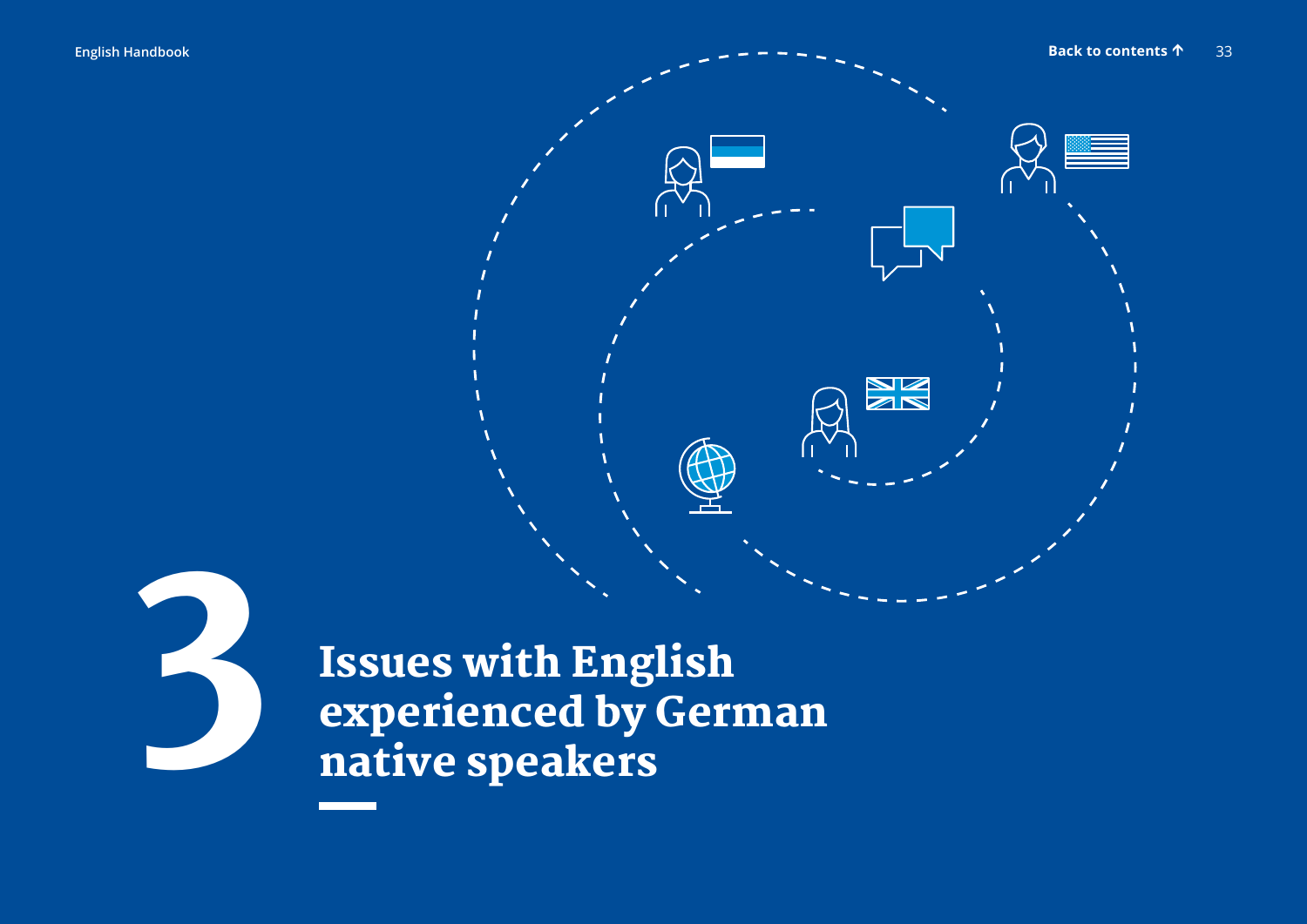# 3 Issues with English experienced by German native speakers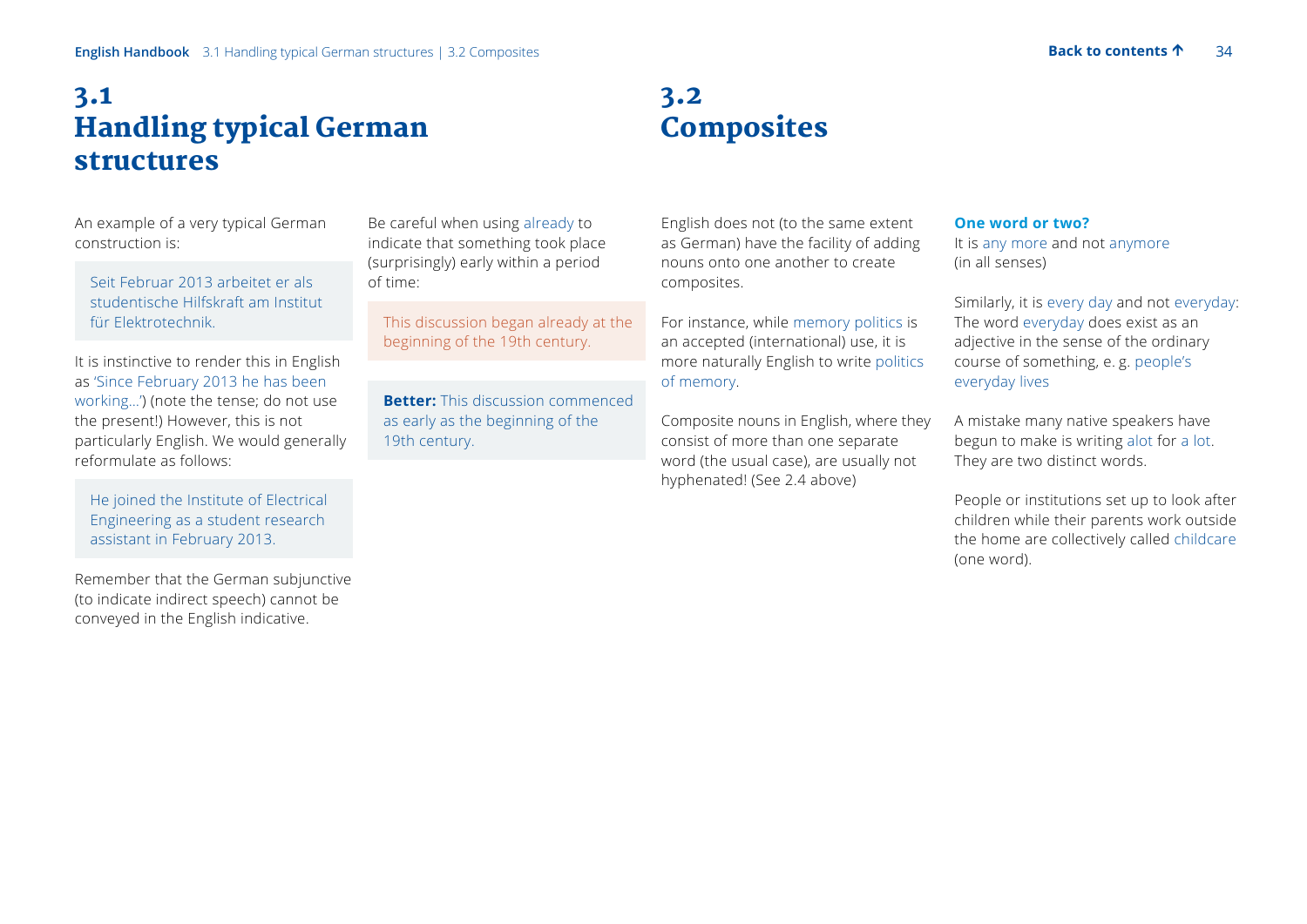# 3.1 Handling typical German structures

An example of a very typical German construction is:

> Seit Februar 2013 arbeitet er als studentische Hilfskraft am Institut für Elektrotechnik.

It is instinctive to render this in English as 'Since February 2013 he has been working…') (note the tense; do not use the present!) However, this is not particularly English. We would generally reformulate as follows:

> He joined the Institute of Electrical Engineering as a student research assistant in February 2013.

Remember that the German subjunctive (to indicate indirect speech) cannot be conveyed in the English indicative.

Be careful when using already to indicate that something took place (surprisingly) early within a period of time:

> This discussion began already at the beginning of the 19th century.

> **Better:** This discussion commenced as early as the beginning of the 19th century.

# 3.2 Composites

English does not (to the same extent as German) have the facility of adding nouns onto one another to create composites.

For instance, while memory politics is an accepted (international) use, it is more naturally English to write politics of memory.

Composite nouns in English, where they consist of more than one separate word (the usual case), are usually not hyphenated! (See 2.4 above)

**One word or two?**

It is any more and not anymore (in all senses)

Similarly, it is every day and not everyday: The word everyday does exist as an adjective in the sense of the ordinary course of something, e. g. people's everyday lives

A mistake many native speakers have begun to make is writing alot for a lot. They are two distinct words.

People or institutions set up to look after children while their parents work outside the home are collectively called childcare (one word).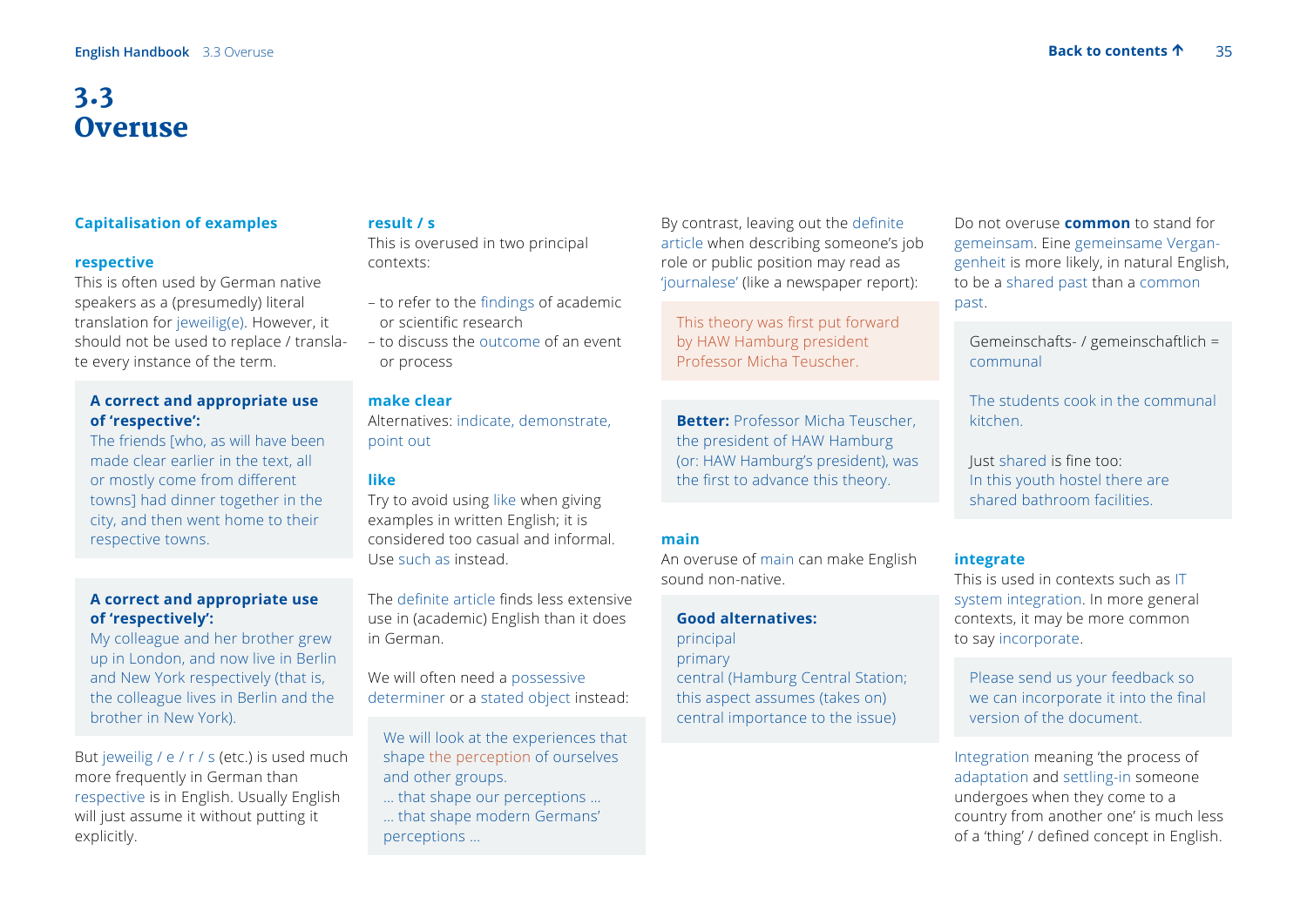# 3.3 Overuse

### Capitalisation of examples

#### respective

This is often used by German native speakers as a (presumedly) literal translation for jeweilig(e). However, it should not be used to replace / translate every instance of the term.

> **A correct and appropriate use of 'respective':**
> The friends [who, as will have been made clear earlier in the text, all or mostly come from different towns] had dinner together in the city, and then went home to their respective towns.

> **A correct and appropriate use of 'respectively':**
> My colleague and her brother grew up in London, and now live in Berlin and New York respectively (that is, the colleague lives in Berlin and the brother in New York).

But jeweilig / e / r / s (etc.) is used much more frequently in German than respective is in English. Usually English will just assume it without putting it explicitly.

#### result / s

This is overused in two principal contexts:

- to refer to the findings of academic or scientific research
- to discuss the outcome of an event or process

#### make clear

Alternatives: indicate, demonstrate, point out

#### like

Try to avoid using like when giving examples in written English; it is considered too casual and informal. Use such as instead.

The definite article finds less extensive use in (academic) English than it does in German.

We will often need a possessive determiner or a stated object instead:

> We will look at the experiences that shape the perception of ourselves and other groups.
> … that shape our perceptions …
> … that shape modern Germans' perceptions …

By contrast, leaving out the definite article when describing someone's job role or public position may read as 'journalese' (like a newspaper report):

> This theory was first put forward by HAW Hamburg president Professor Micha Teuscher.

> **Better:** Professor Micha Teuscher, the president of HAW Hamburg (or: HAW Hamburg's president), was the first to advance this theory.

#### main

An overuse of main can make English sound non-native.

> **Good alternatives:**
> principal
> primary
> central (Hamburg Central Station; this aspect assumes (takes on) central importance to the issue)

Do not overuse **common** to stand for gemeinsam. Eine gemeinsame Vergangenheit is more likely, in natural English, to be a shared past than a common past.

> Gemeinschafts- / gemeinschaftlich = communal
>
> The students cook in the communal kitchen.
>
> Just shared is fine too:
> In this youth hostel there are shared bathroom facilities.

#### integrate

This is used in contexts such as IT system integration. In more general contexts, it may be more common to say incorporate.

> Please send us your feedback so we can incorporate it into the final version of the document.

Integration meaning 'the process of adaptation and settling-in someone undergoes when they come to a country from another one' is much less of a 'thing' / defined concept in English.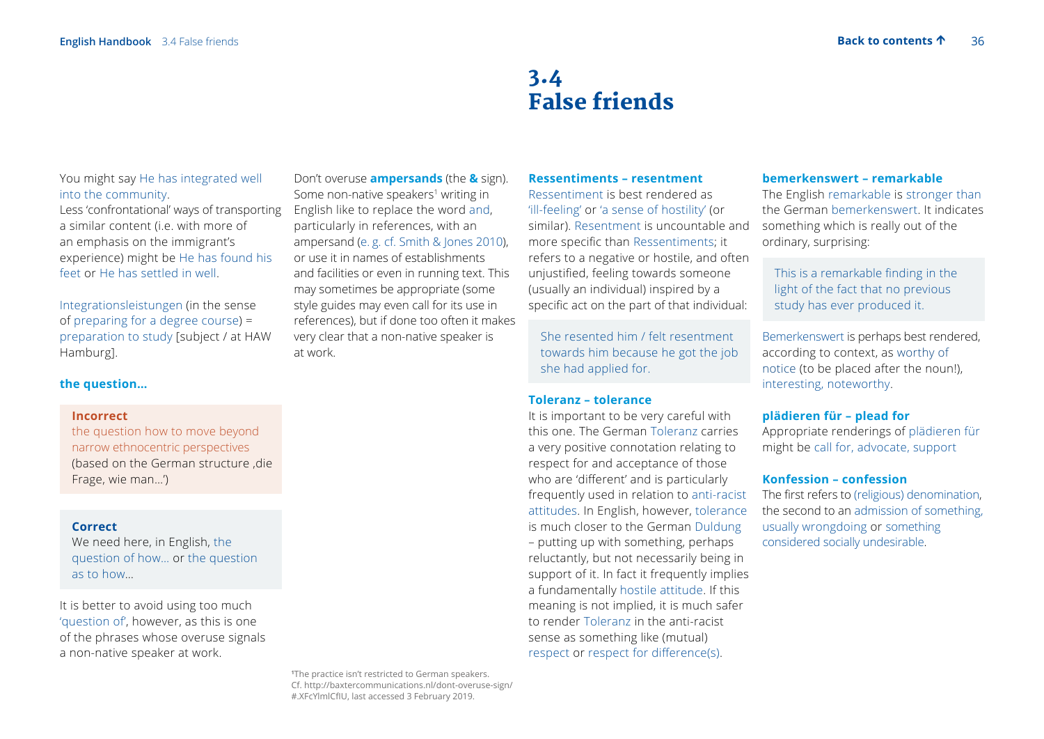# 3.4 False friends

You might say He has integrated well into the community.
Less 'confrontational' ways of transporting a similar content (i.e. with more of an emphasis on the immigrant's experience) might be He has found his feet or He has settled in well.

Integrationsleistungen (in the sense of preparing for a degree course) = preparation to study [subject / at HAW Hamburg].

**the question…**

**Incorrect**
the question how to move beyond narrow ethnocentric perspectives (based on the German structure ‚die Frage, wie man…')

**Correct**
We need here, in English, the question of how… or the question as to how…

It is better to avoid using too much 'question of', however, as this is one of the phrases whose overuse signals a non-native speaker at work.

Don't overuse **ampersands** (the **&** sign). Some non-native speakers[1] writing in English like to replace the word and, particularly in references, with an ampersand (e. g. cf. Smith & Jones 2010), or use it in names of establishments and facilities or even in running text. This may sometimes be appropriate (some style guides may even call for its use in references), but if done too often it makes very clear that a non-native speaker is at work.

[1]The practice isn't restricted to German speakers. Cf. http://baxtercommunications.nl/dont-overuse-sign/#.XFcYlmlCflU, last accessed 3 February 2019.

**Ressentiments – resentment**
Ressentiment is best rendered as 'ill-feeling' or 'a sense of hostility' (or similar). Resentment is uncountable and more specific than Ressentiments; it refers to a negative or hostile, and often unjustified, feeling towards someone (usually an individual) inspired by a specific act on the part of that individual:

> She resented him / felt resentment towards him because he got the job she had applied for.

**Toleranz – tolerance**
It is important to be very careful with this one. The German Toleranz carries a very positive connotation relating to respect for and acceptance of those who are 'different' and is particularly frequently used in relation to anti-racist attitudes. In English, however, tolerance is much closer to the German Duldung – putting up with something, perhaps reluctantly, but not necessarily being in support of it. In fact it frequently implies a fundamentally hostile attitude. If this meaning is not implied, it is much safer to render Toleranz in the anti-racist sense as something like (mutual) respect or respect for difference(s).

**bemerkenswert – remarkable**
The English remarkable is stronger than the German bemerkenswert. It indicates something which is really out of the ordinary, surprising:

> This is a remarkable finding in the light of the fact that no previous study has ever produced it.

Bemerkenswert is perhaps best rendered, according to context, as worthy of notice (to be placed after the noun!), interesting, noteworthy.

**plädieren für – plead for**
Appropriate renderings of plädieren für might be call for, advocate, support

**Konfession – confession**
The first refers to (religious) denomination, the second to an admission of something, usually wrongdoing or something considered socially undesirable.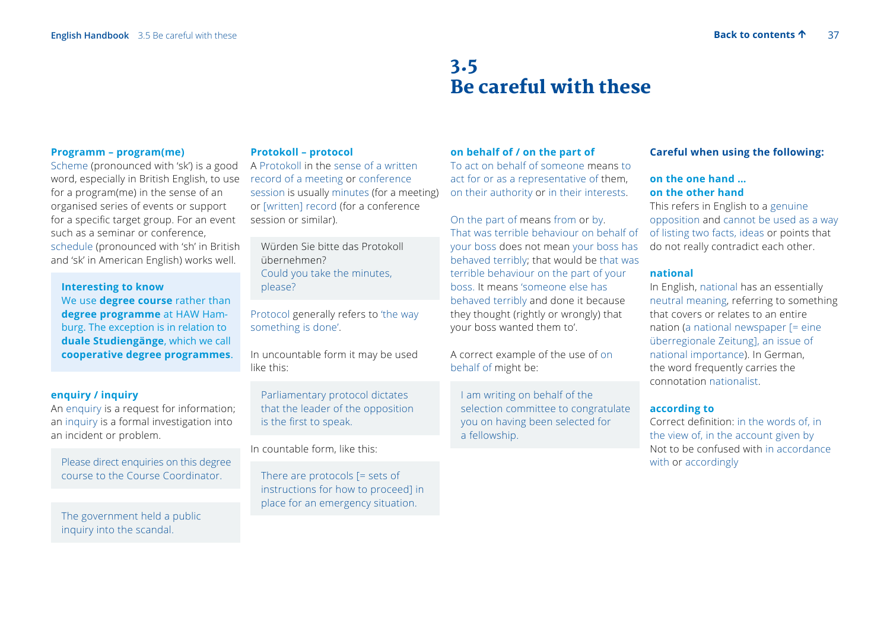# 3.5 Be careful with these

### Programm – program(me)

Scheme (pronounced with 'sk') is a good word, especially in British English, to use for a program(me) in the sense of an organised series of events or support for a specific target group. For an event such as a seminar or conference, schedule (pronounced with 'sh' in British and 'sk' in American English) works well.

> **Interesting to know**
> We use **degree course** rather than **degree programme** at HAW Hamburg. The exception is in relation to **duale Studiengänge**, which we call **cooperative degree programmes**.

### enquiry / inquiry

An enquiry is a request for information; an inquiry is a formal investigation into an incident or problem.

> Please direct enquiries on this degree course to the Course Coordinator.

> The government held a public inquiry into the scandal.

### Protokoll – protocol

A Protokoll in the sense of a written record of a meeting or conference session is usually minutes (for a meeting) or [written] record (for a conference session or similar).

> Würden Sie bitte das Protokoll übernehmen?
> Could you take the minutes, please?

Protocol generally refers to 'the way something is done'.

In uncountable form it may be used like this:

> Parliamentary protocol dictates that the leader of the opposition is the first to speak.

In countable form, like this:

> There are protocols [= sets of instructions for how to proceed] in place for an emergency situation.

### on behalf of / on the part of

To act on behalf of someone means to act for or as a representative of them, on their authority or in their interests.

On the part of means from or by. That was terrible behaviour on behalf of your boss does not mean your boss has behaved terribly; that would be that was terrible behaviour on the part of your boss. It means 'someone else has behaved terribly and done it because they thought (rightly or wrongly) that your boss wanted them to'.

A correct example of the use of on behalf of might be:

> I am writing on behalf of the selection committee to congratulate you on having been selected for a fellowship.

### Careful when using the following:

### on the one hand … on the other hand

This refers in English to a genuine opposition and cannot be used as a way of listing two facts, ideas or points that do not really contradict each other.

### national

In English, national has an essentially neutral meaning, referring to something that covers or relates to an entire nation (a national newspaper [= eine überregionale Zeitung], an issue of national importance). In German, the word frequently carries the connotation nationalist.

### according to

Correct definition: in the words of, in the view of, in the account given by
Not to be confused with in accordance with or accordingly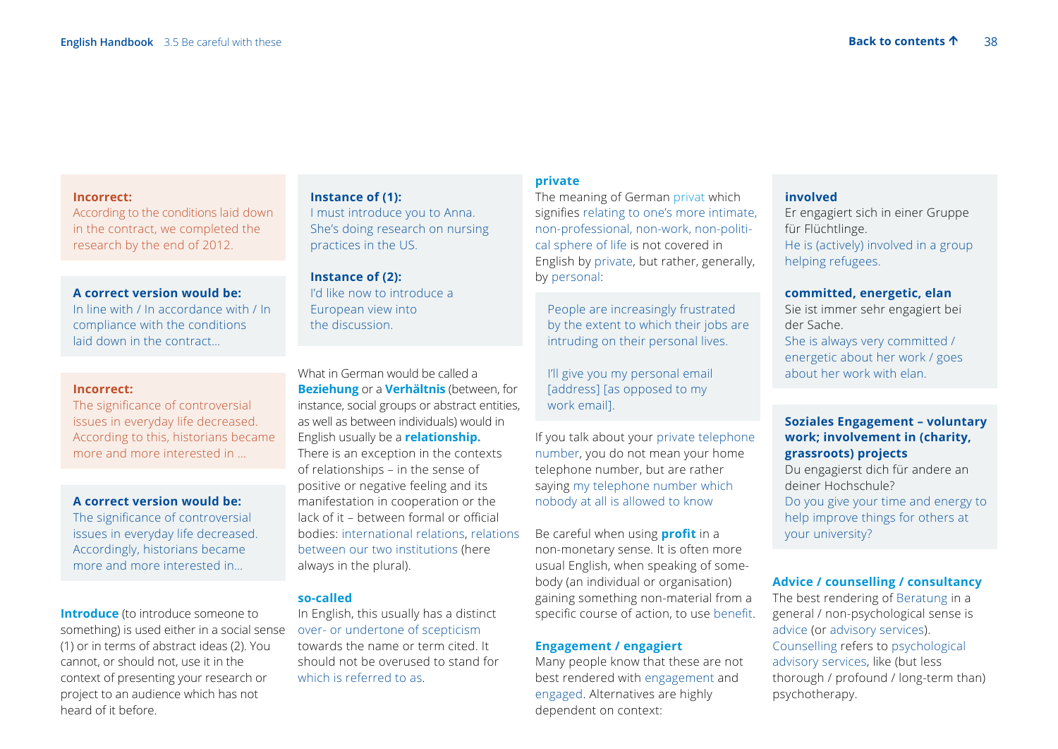**Incorrect:**
According to the conditions laid down in the contract, we completed the research by the end of 2012.

**A correct version would be:**
In line with / In accordance with / In compliance with the conditions laid down in the contract…

**Incorrect:**
The significance of controversial issues in everyday life decreased. According to this, historians became more and more interested in …

**A correct version would be:**
The significance of controversial issues in everyday life decreased. Accordingly, historians became more and more interested in…

**Introduce** (to introduce someone to something) is used either in a social sense (1) or in terms of abstract ideas (2). You cannot, or should not, use it in the context of presenting your research or project to an audience which has not heard of it before.

**Instance of (1):**
I must introduce you to Anna. She's doing research on nursing practices in the US.

**Instance of (2):**
I'd like now to introduce a European view into the discussion.

What in German would be called a **Beziehung** or a **Verhältnis** (between, for instance, social groups or abstract entities, as well as between individuals) would in English usually be a **relationship.** There is an exception in the contexts of relationships – in the sense of positive or negative feeling and its manifestation in cooperation or the lack of it – between formal or official bodies: international relations, relations between our two institutions (here always in the plural).

**so-called**
In English, this usually has a distinct over- or undertone of scepticism towards the name or term cited. It should not be overused to stand for which is referred to as.

**private**
The meaning of German privat which signifies relating to one's more intimate, non-professional, non-work, non-political sphere of life is not covered in English by private, but rather, generally, by personal:

People are increasingly frustrated by the extent to which their jobs are intruding on their personal lives.

I'll give you my personal email [address] [as opposed to my work email].

If you talk about your private telephone number, you do not mean your home telephone number, but are rather saying my telephone number which nobody at all is allowed to know

Be careful when using **profit** in a non-monetary sense. It is often more usual English, when speaking of somebody (an individual or organisation) gaining something non-material from a specific course of action, to use benefit.

**Engagement / engagiert**
Many people know that these are not best rendered with engagement and engaged. Alternatives are highly dependent on context:

**involved**
Er engagiert sich in einer Gruppe für Flüchtlinge.
He is (actively) involved in a group helping refugees.

**committed, energetic, elan**
Sie ist immer sehr engagiert bei der Sache.
She is always very committed / energetic about her work / goes about her work with elan.

**Soziales Engagement – voluntary work; involvement in (charity, grassroots) projects**
Du engagierst dich für andere an deiner Hochschule?
Do you give your time and energy to help improve things for others at your university?

**Advice / counselling / consultancy**
The best rendering of Beratung in a general / non-psychological sense is advice (or advisory services). Counselling refers to psychological advisory services, like (but less thorough / profound / long-term than) psychotherapy.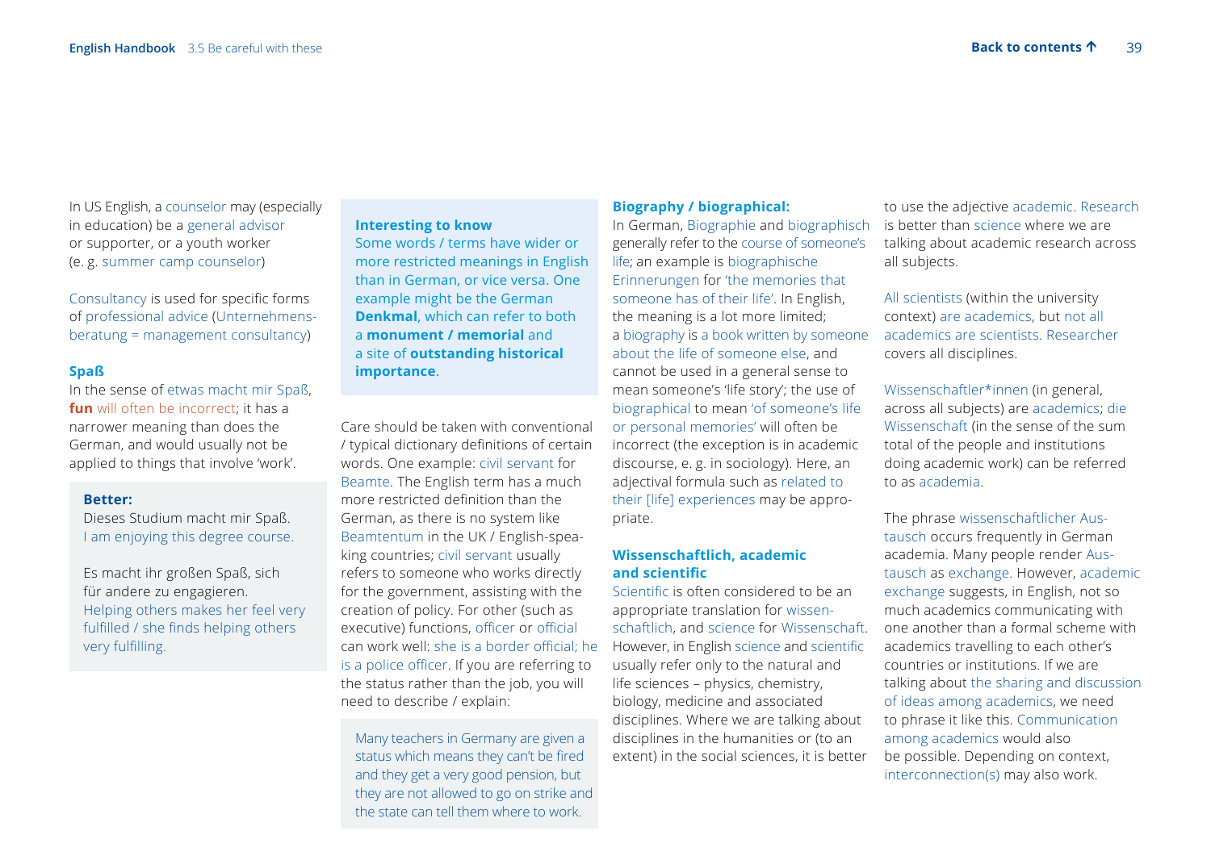In US English, a counselor may (especially in education) be a general advisor or supporter, or a youth worker (e. g. summer camp counselor)

Consultancy is used for specific forms of professional advice (Unternehmens­beratung = management consultancy)

**Spaß**

In the sense of etwas macht mir Spaß, **fun** will often be incorrect; it has a narrower meaning than does the German, and would usually not be applied to things that involve 'work'.

> **Better:**
>
> Dieses Studium macht mir Spaß.
> I am enjoying this degree course.
>
> Es macht ihr großen Spaß, sich für andere zu engagieren.
> Helping others makes her feel very fulfilled / she finds helping others very fulfilling.

> **Interesting to know**
>
> Some words / terms have wider or more restricted meanings in English than in German, or vice versa. One example might be the German **Denkmal**, which can refer to both a **monument / memorial** and a site of **outstanding historical importance**.

Care should be taken with conventional / typical dictionary definitions of certain words. One example: civil servant for Beamte. The English term has a much more restricted definition than the German, as there is no system like Beamtentum in the UK / English-speaking countries; civil servant usually refers to someone who works directly for the government, assisting with the creation of policy. For other (such as executive) functions, officer or official can work well: she is a border official; he is a police officer. If you are referring to the status rather than the job, you will need to describe / explain:

> Many teachers in Germany are given a status which means they can't be fired and they get a very good pension, but they are not allowed to go on strike and the state can tell them where to work.

**Biography / biographical:**

In German, Biographie and biographisch generally refer to the course of someone's life; an example is biographische Erinnerungen for 'the memories that someone has of their life'. In English, the meaning is a lot more limited; a biography is a book written by someone about the life of someone else, and cannot be used in a general sense to mean someone's 'life story'; the use of biographical to mean 'of someone's life or personal memories' will often be incorrect (the exception is in academic discourse, e. g. in sociology). Here, an adjectival formula such as related to their [life] experiences may be appropriate.

**Wissenschaftlich, academic and scientific**

Scientific is often considered to be an appropriate translation for wissenschaftlich, and science for Wissenschaft. However, in English science and scientific usually refer only to the natural and life sciences – physics, chemistry, biology, medicine and associated disciplines. Where we are talking about disciplines in the humanities or (to an extent) in the social sciences, it is better to use the adjective academic. Research is better than science where we are talking about academic research across all subjects.

All scientists (within the university context) are academics, but not all academics are scientists. Researcher covers all disciplines.

Wissenschaftler*innen (in general, across all subjects) are academics; die Wissenschaft (in the sense of the sum total of the people and institutions doing academic work) can be referred to as academia.

The phrase wissenschaftlicher Austausch occurs frequently in German academia. Many people render Austausch as exchange. However, academic exchange suggests, in English, not so much academics communicating with one another than a formal scheme with academics travelling to each other's countries or institutions. If we are talking about the sharing and discussion of ideas among academics, we need to phrase it like this. Communication among academics would also be possible. Depending on context, interconnection(s) may also work.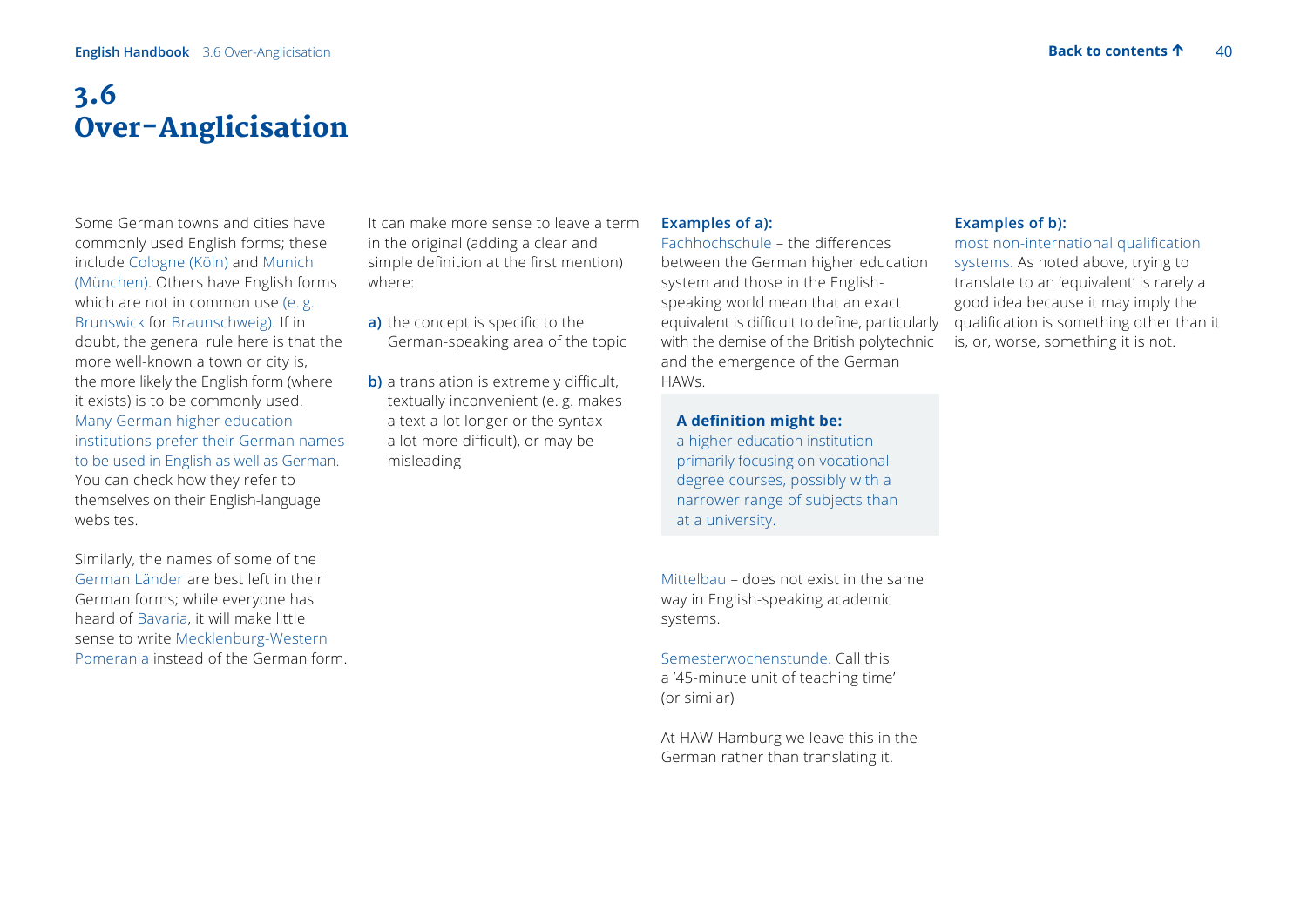# 3.6 Over-Anglicisation

Some German towns and cities have commonly used English forms; these include Cologne (Köln) and Munich (München). Others have English forms which are not in common use (e. g. Brunswick for Braunschweig). If in doubt, the general rule here is that the more well-known a town or city is, the more likely the English form (where it exists) is to be commonly used. Many German higher education institutions prefer their German names to be used in English as well as German. You can check how they refer to themselves on their English-language websites.

Similarly, the names of some of the German Länder are best left in their German forms; while everyone has heard of Bavaria, it will make little sense to write Mecklenburg-Western Pomerania instead of the German form.

It can make more sense to leave a term in the original (adding a clear and simple definition at the first mention) where:

**a)** the concept is specific to the German-speaking area of the topic

**b)** a translation is extremely difficult, textually inconvenient (e. g. makes a text a lot longer or the syntax a lot more difficult), or may be misleading

**Examples of a):**

Fachhochschule – the differences between the German higher education system and those in the English-speaking world mean that an exact equivalent is difficult to define, particularly with the demise of the British polytechnic and the emergence of the German HAWs.

**A definition might be:**
a higher education institution primarily focusing on vocational degree courses, possibly with a narrower range of subjects than at a university.

Mittelbau – does not exist in the same way in English-speaking academic systems.

Semesterwochenstunde. Call this a '45-minute unit of teaching time' (or similar)

At HAW Hamburg we leave this in the German rather than translating it.

**Examples of b):**

most non-international qualification systems. As noted above, trying to translate to an 'equivalent' is rarely a good idea because it may imply the qualification is something other than it is, or, worse, something it is not.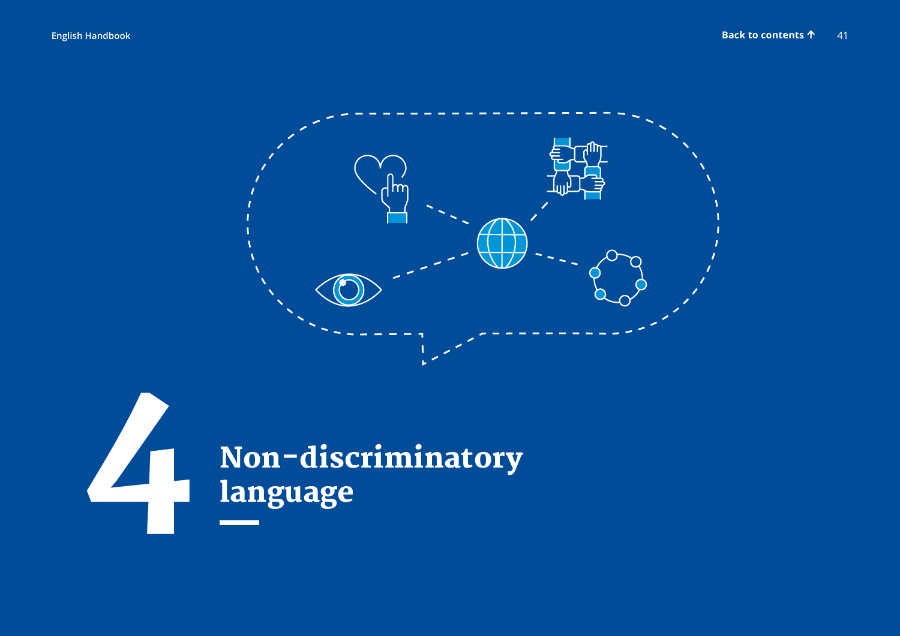# 4 Non-discriminatory language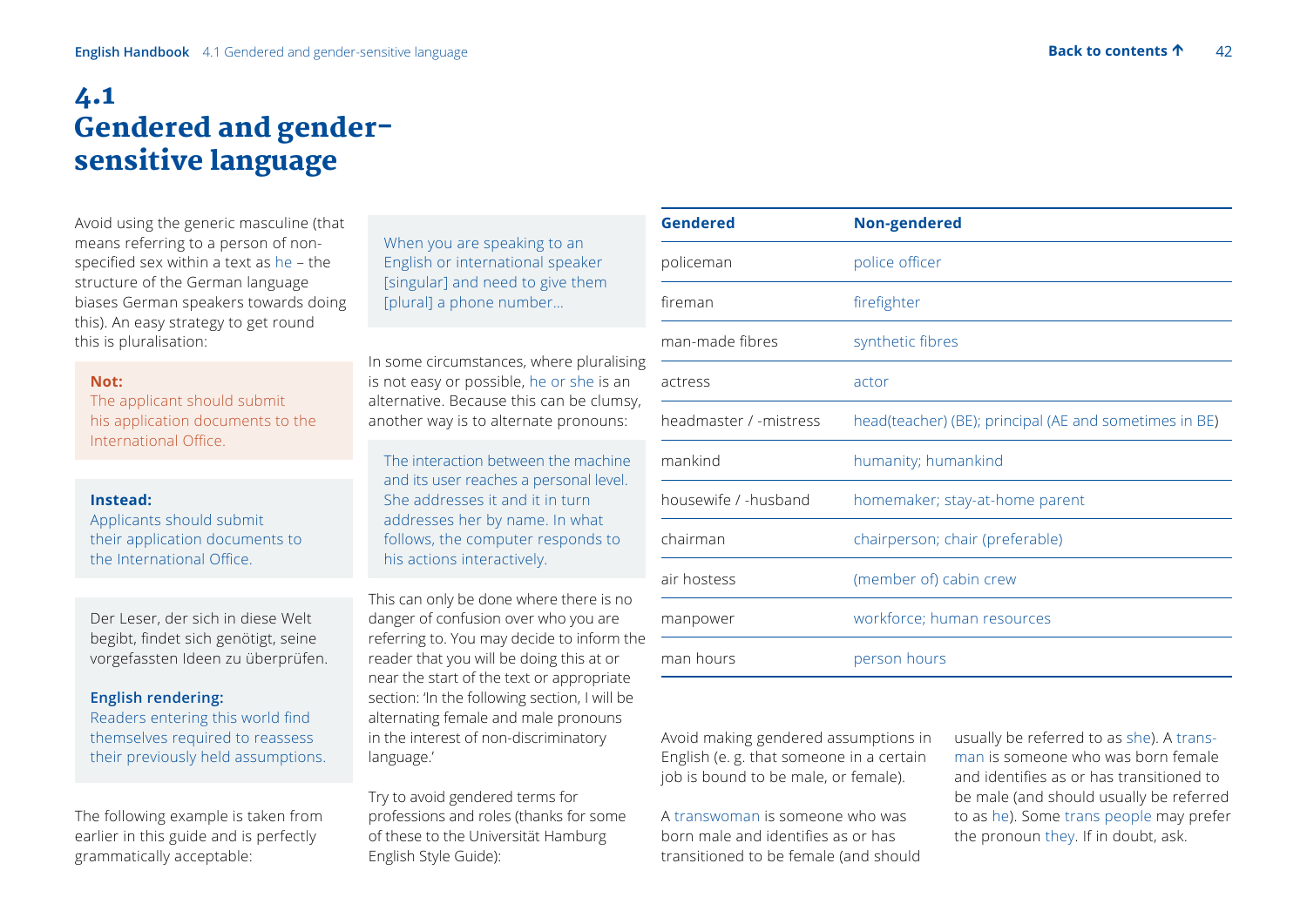# 4.1 Gendered and gender-sensitive language

Avoid using the generic masculine (that means referring to a person of non-specified sex within a text as he – the structure of the German language biases German speakers towards doing this). An easy strategy to get round this is pluralisation:

**Not:**
The applicant should submit his application documents to the International Office.

**Instead:**
Applicants should submit their application documents to the International Office.

Der Leser, der sich in diese Welt begibt, findet sich genötigt, seine vorgefassten Ideen zu überprüfen.

**English rendering:**
Readers entering this world find themselves required to reassess their previously held assumptions.

The following example is taken from earlier in this guide and is perfectly grammatically acceptable:

When you are speaking to an English or international speaker [singular] and need to give them [plural] a phone number…

In some circumstances, where pluralising is not easy or possible, he or she is an alternative. Because this can be clumsy, another way is to alternate pronouns:

The interaction between the machine and its user reaches a personal level. She addresses it and it in turn addresses her by name. In what follows, the computer responds to his actions interactively.

This can only be done where there is no danger of confusion over who you are referring to. You may decide to inform the reader that you will be doing this at or near the start of the text or appropriate section: 'In the following section, I will be alternating female and male pronouns in the interest of non-discriminatory language.'

Try to avoid gendered terms for professions and roles (thanks for some of these to the Universität Hamburg English Style Guide):

| Gendered | Non-gendered |
|---|---|
| policeman | police officer |
| fireman | firefighter |
| man-made fibres | synthetic fibres |
| actress | actor |
| headmaster / -mistress | head(teacher) (BE); principal (AE and sometimes in BE) |
| mankind | humanity; humankind |
| housewife / -husband | homemaker; stay-at-home parent |
| chairman | chairperson; chair (preferable) |
| air hostess | (member of) cabin crew |
| manpower | workforce; human resources |
| man hours | person hours |

Avoid making gendered assumptions in English (e. g. that someone in a certain job is bound to be male, or female).

A transwoman is someone who was born male and identifies as or has transitioned to be female (and should usually be referred to as she). A trans-man is someone who was born female and identifies as or has transitioned to be male (and should usually be referred to as he). Some trans people may prefer the pronoun they. If in doubt, ask.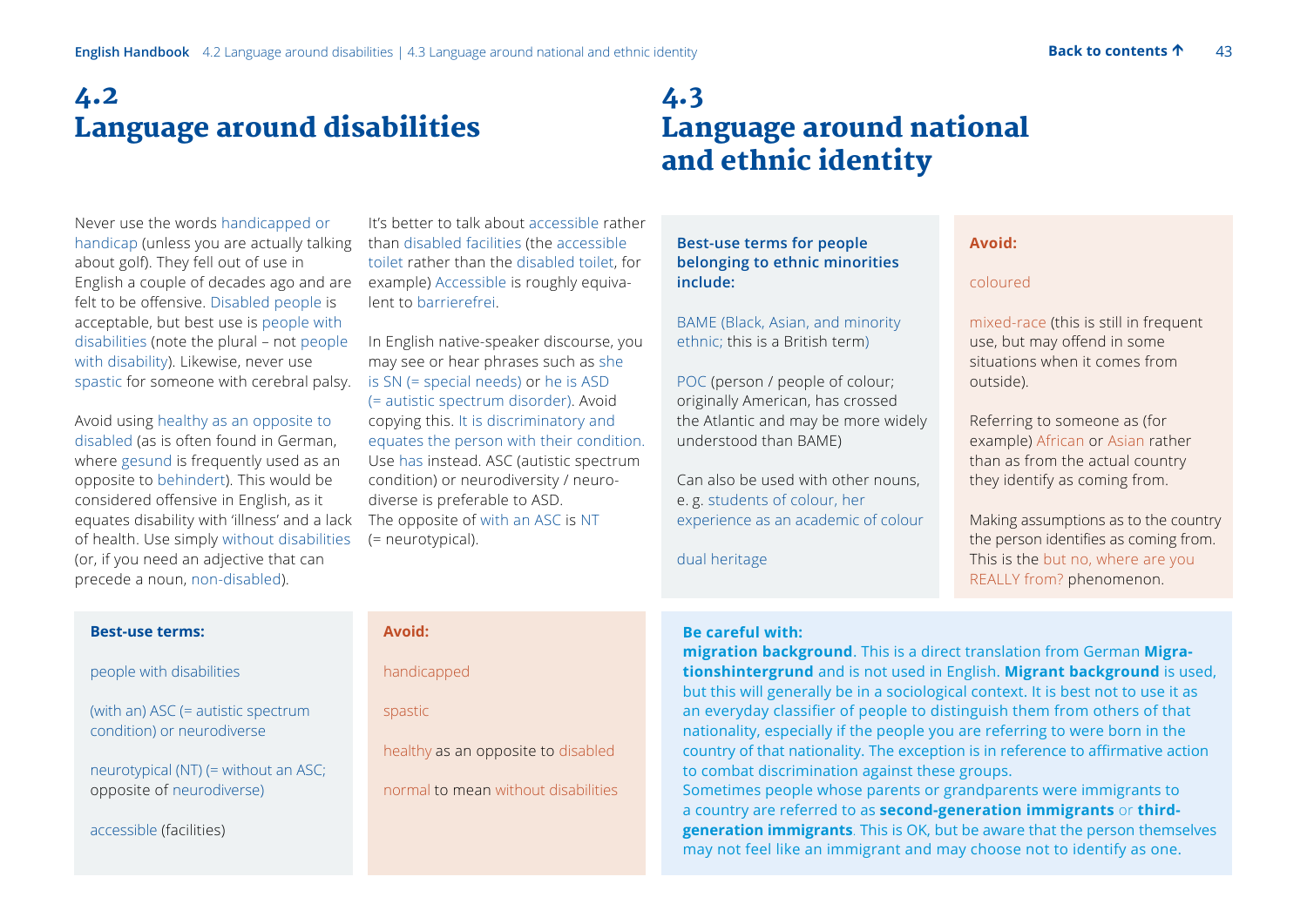## 4.2 Language around disabilities

Never use the words handicapped or handicap (unless you are actually talking about golf). They fell out of use in English a couple of decades ago and are felt to be offensive. Disabled people is acceptable, but best use is people with disabilities (note the plural – not people with disability). Likewise, never use spastic for someone with cerebral palsy.

Avoid using healthy as an opposite to disabled (as is often found in German, where gesund is frequently used as an opposite to behindert). This would be considered offensive in English, as it equates disability with 'illness' and a lack of health. Use simply without disabilities (or, if you need an adjective that can precede a noun, non-disabled).

It's better to talk about accessible rather than disabled facilities (the accessible toilet rather than the disabled toilet, for example) Accessible is roughly equivalent to barrierefrei.

In English native-speaker discourse, you may see or hear phrases such as she is SN (= special needs) or he is ASD (= autistic spectrum disorder). Avoid copying this. It is discriminatory and equates the person with their condition. Use has instead. ASC (autistic spectrum condition) or neurodiversity / neurodiverse is preferable to ASD.
The opposite of with an ASC is NT (= neurotypical).

**Best-use terms:**

people with disabilities

(with an) ASC (= autistic spectrum condition) or neurodiverse

neurotypical (NT) (= without an ASC; opposite of neurodiverse)

accessible (facilities)

**Avoid:**

handicapped

spastic

healthy as an opposite to disabled

normal to mean without disabilities

## 4.3 Language around national and ethnic identity

**Best-use terms for people belonging to ethnic minorities include:**

BAME (Black, Asian, and minority ethnic; this is a British term)

POC (person / people of colour; originally American, has crossed the Atlantic and may be more widely understood than BAME)

Can also be used with other nouns, e. g. students of colour, her experience as an academic of colour

dual heritage

**Avoid:**

coloured

mixed-race (this is still in frequent use, but may offend in some situations when it comes from outside).

Referring to someone as (for example) African or Asian rather than as from the actual country they identify as coming from.

Making assumptions as to the country the person identifies as coming from. This is the but no, where are you REALLY from? phenomenon.

**Be careful with:**
**migration background**. This is a direct translation from German **Migrationshintergrund** and is not used in English. **Migrant background** is used, but this will generally be in a sociological context. It is best not to use it as an everyday classifier of people to distinguish them from others of that nationality, especially if the people you are referring to were born in the country of that nationality. The exception is in reference to affirmative action to combat discrimination against these groups.
Sometimes people whose parents or grandparents were immigrants to a country are referred to as **second-generation immigrants** or **third-generation immigrants**. This is OK, but be aware that the person themselves may not feel like an immigrant and may choose not to identify as one.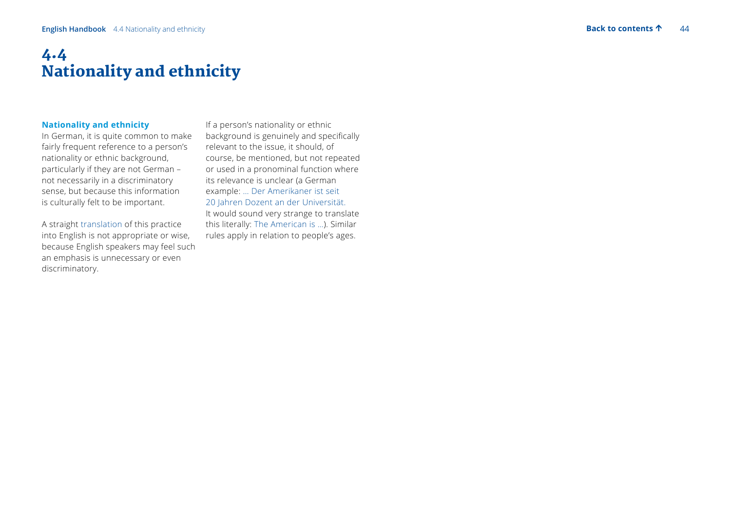# 4.4 Nationality and ethnicity

### Nationality and ethnicity

In German, it is quite common to make fairly frequent reference to a person's nationality or ethnic background, particularly if they are not German – not necessarily in a discriminatory sense, but because this information is culturally felt to be important.

A straight translation of this practice into English is not appropriate or wise, because English speakers may feel such an emphasis is unnecessary or even discriminatory.

If a person's nationality or ethnic background is genuinely and specifically relevant to the issue, it should, of course, be mentioned, but not repeated or used in a pronominal function where its relevance is unclear (a German example: ... Der Amerikaner ist seit 20 Jahren Dozent an der Universität. It would sound very strange to translate this literally: The American is ...). Similar rules apply in relation to people's ages.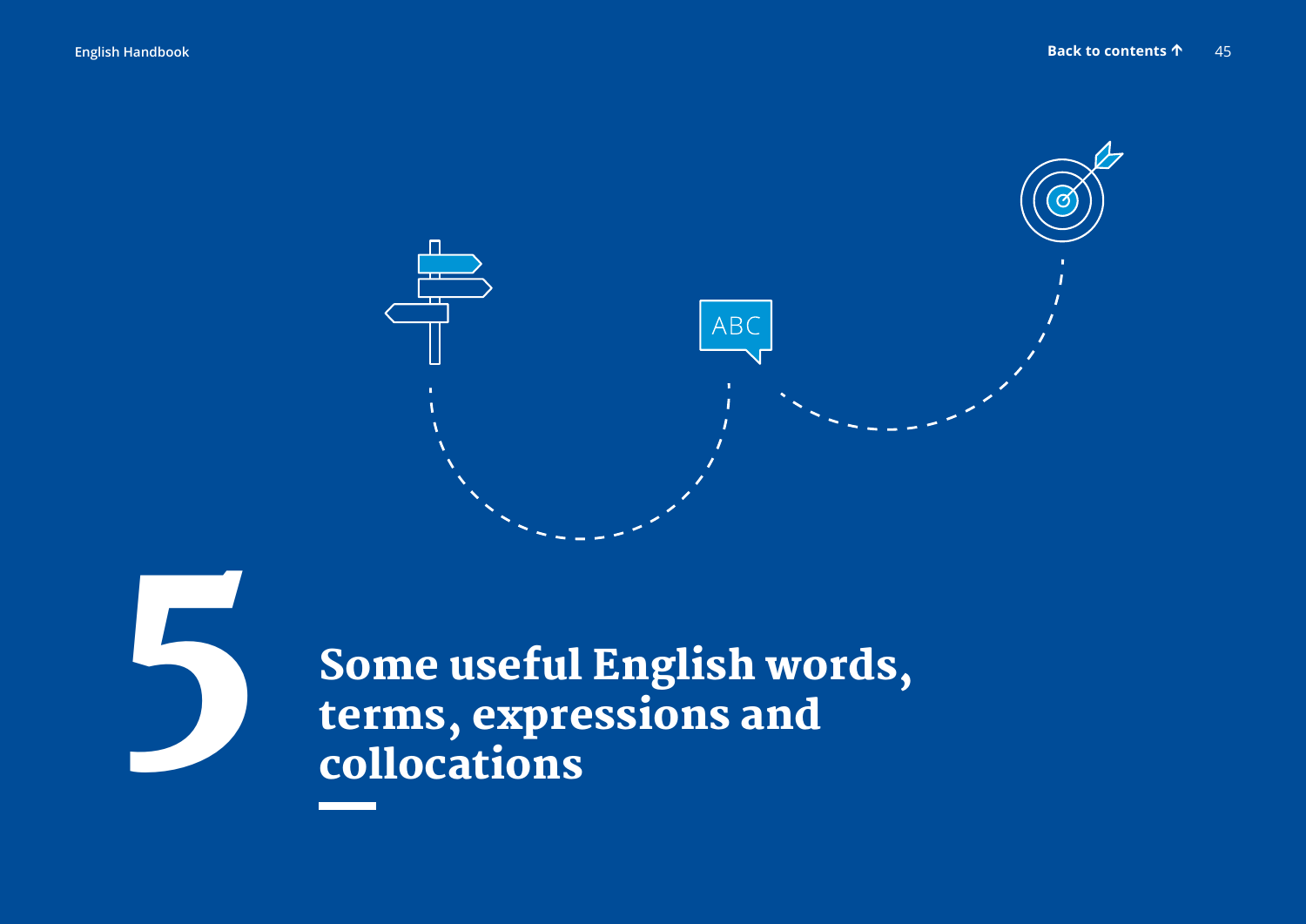# 5 Some useful English words, terms, expressions and collocations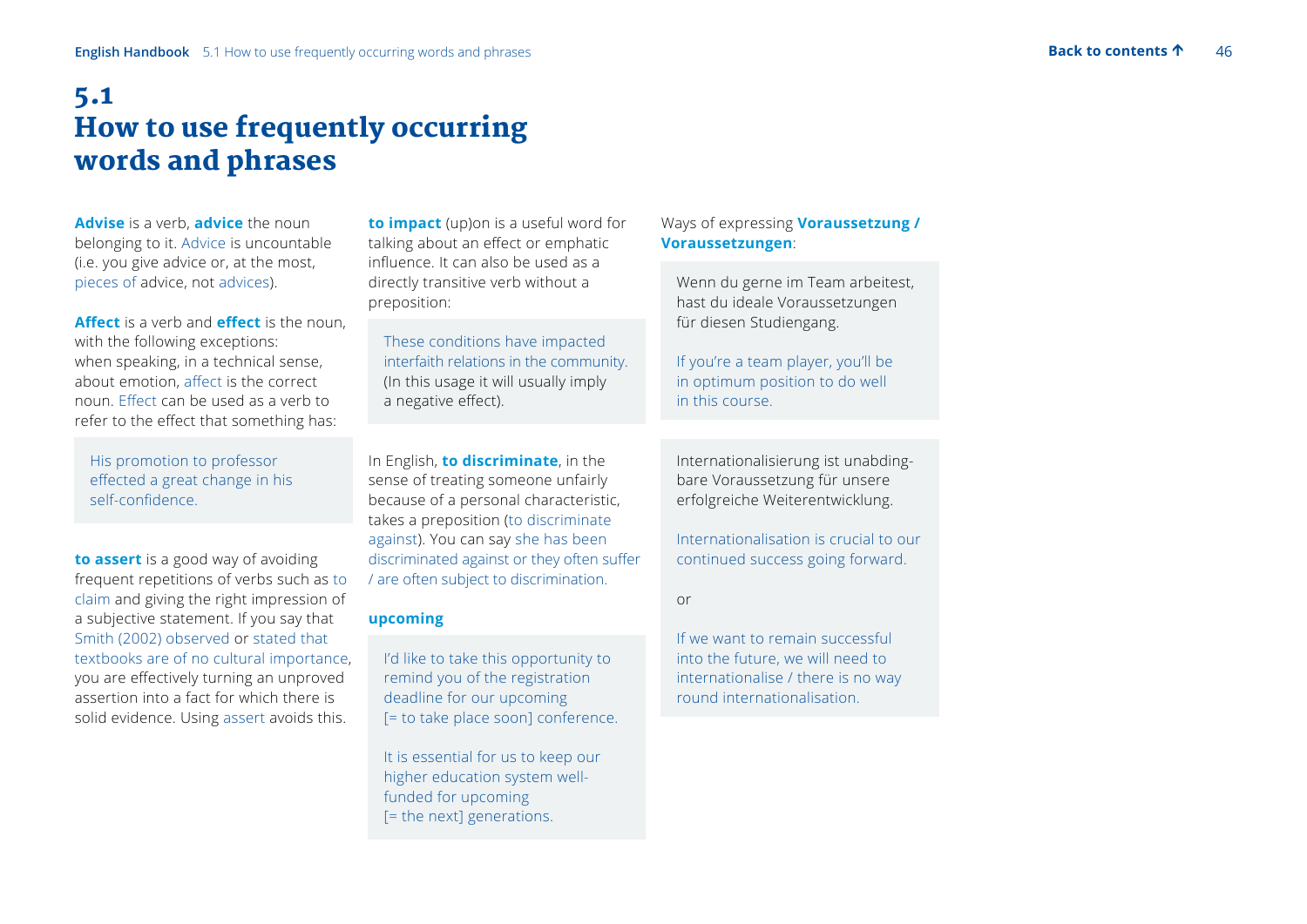# 5.1 How to use frequently occurring words and phrases

**Advise** is a verb, **advice** the noun belonging to it. Advice is uncountable (i.e. you give advice or, at the most, pieces of advice, not advices).

**Affect** is a verb and **effect** is the noun, with the following exceptions: when speaking, in a technical sense, about emotion, affect is the correct noun. Effect can be used as a verb to refer to the effect that something has:

> His promotion to professor effected a great change in his self-confidence.

**to assert** is a good way of avoiding frequent repetitions of verbs such as to claim and giving the right impression of a subjective statement. If you say that Smith (2002) observed or stated that textbooks are of no cultural importance, you are effectively turning an unproved assertion into a fact for which there is solid evidence. Using assert avoids this.

**to impact** (up)on is a useful word for talking about an effect or emphatic influence. It can also be used as a directly transitive verb without a preposition:

> These conditions have impacted interfaith relations in the community. (In this usage it will usually imply a negative effect).

In English, **to discriminate**, in the sense of treating someone unfairly because of a personal characteristic, takes a preposition (to discriminate against). You can say she has been discriminated against or they often suffer / are often subject to discrimination.

**upcoming**

> I'd like to take this opportunity to remind you of the registration deadline for our upcoming [= to take place soon] conference.
>
> It is essential for us to keep our higher education system well-funded for upcoming [= the next] generations.

Ways of expressing **Voraussetzung / Voraussetzungen**:

> Wenn du gerne im Team arbeitest, hast du ideale Voraussetzungen für diesen Studiengang.
>
> If you're a team player, you'll be in optimum position to do well in this course.

> Internationalisierung ist unabdingbare Voraussetzung für unsere erfolgreiche Weiterentwicklung.
>
> Internationalisation is crucial to our continued success going forward.
>
> or
>
> If we want to remain successful into the future, we will need to internationalise / there is no way round internationalisation.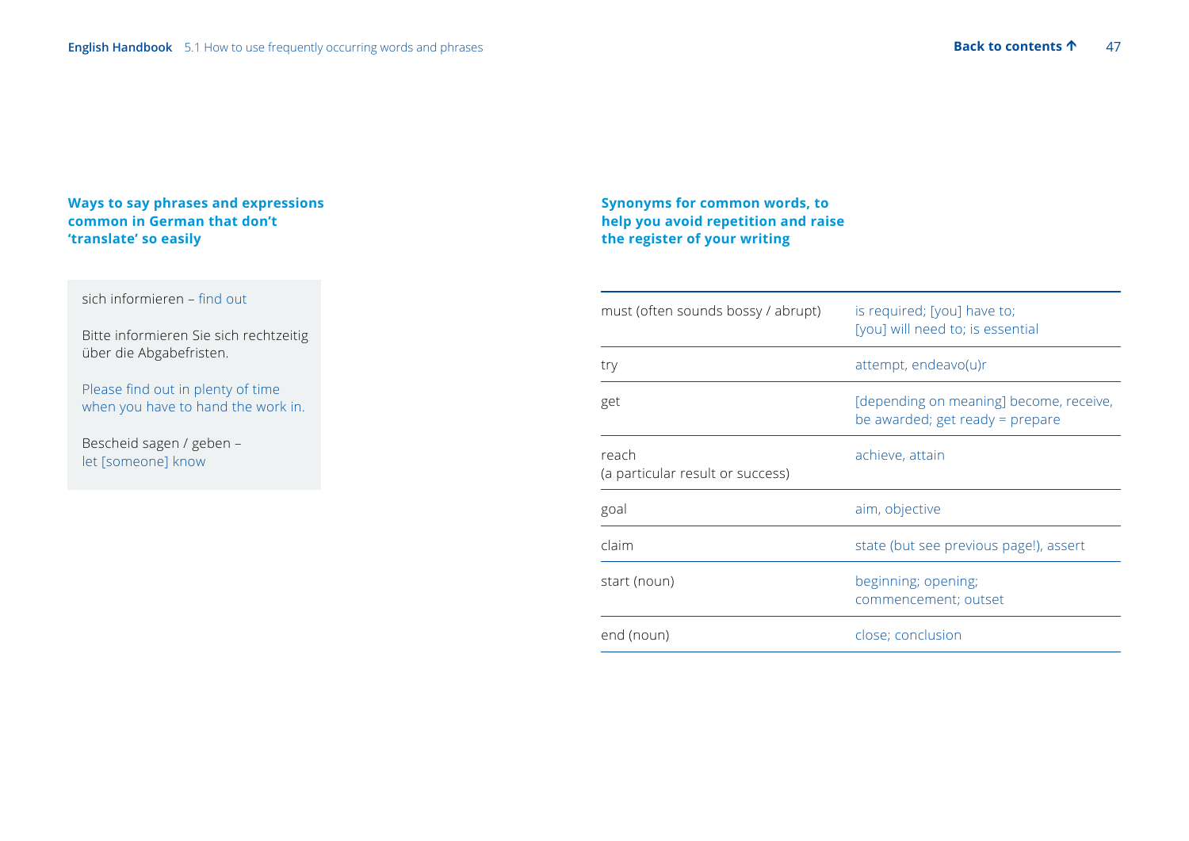### Ways to say phrases and expressions common in German that don't 'translate' so easily

sich informieren – find out

Bitte informieren Sie sich rechtzeitig über die Abgabefristen.

Please find out in plenty of time when you have to hand the work in.

Bescheid sagen / geben – let [someone] know

### Synonyms for common words, to help you avoid repetition and raise the register of your writing

| | |
|---|---|
| must (often sounds bossy / abrupt) | is required; [you] have to; [you] will need to; is essential |
| try | attempt, endeavo(u)r |
| get | [depending on meaning] become, receive, be awarded; get ready = prepare |
| reach (a particular result or success) | achieve, attain |
| goal | aim, objective |
| claim | state (but see previous page!), assert |
| start (noun) | beginning; opening; commencement; outset |
| end (noun) | close; conclusion |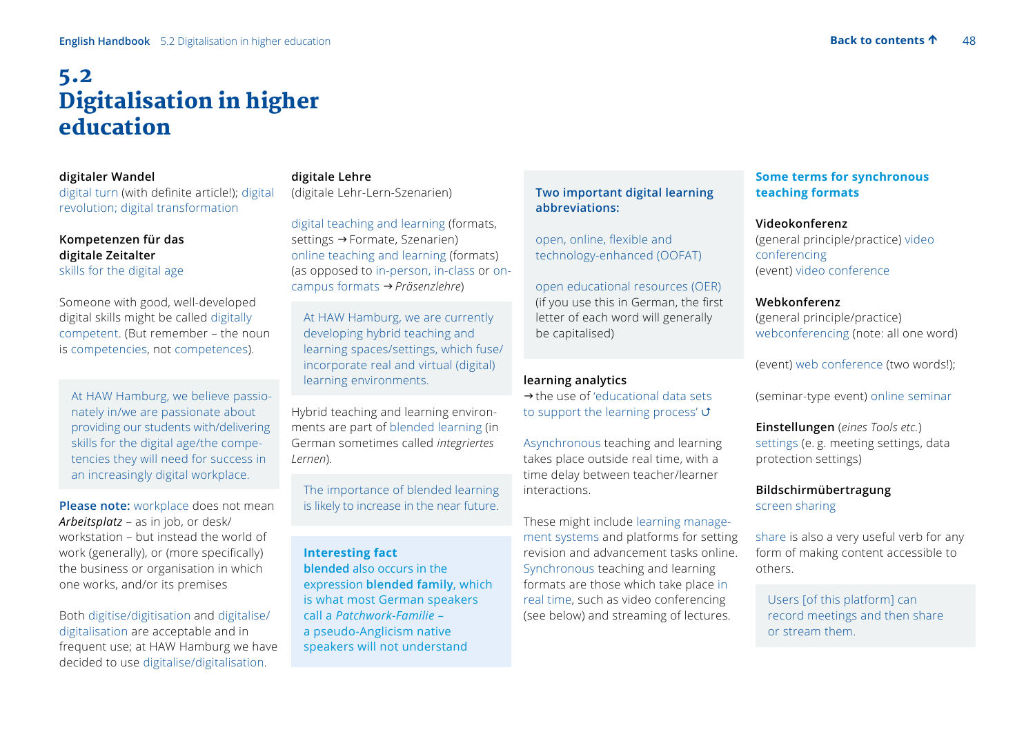# 5.2 Digitalisation in higher education

**digitaler Wandel**
digital turn (with definite article!); digital revolution; digital transformation

**Kompetenzen für das digitale Zeitalter**
skills for the digital age

Someone with good, well-developed digital skills might be called digitally competent. (But remember – the noun is competencies, not competences).

> At HAW Hamburg, we believe passionately in/we are passionate about providing our students with/delivering skills for the digital age/the competencies they will need for success in an increasingly digital workplace.

**Please note:** workplace does not mean *Arbeitsplatz* – as in job, or desk/workstation – but instead the world of work (generally), or (more specifically) the business or organisation in which one works, and/or its premises

Both digitise/digitisation and digitalise/digitalisation are acceptable and in frequent use; at HAW Hamburg we have decided to use digitalise/digitalisation.

**digitale Lehre**
(digitale Lehr-Lern-Szenarien)

digital teaching and learning (formats, settings → Formate, Szenarien)
online teaching and learning (formats) (as opposed to in-person, in-class or on-campus formats → *Präsenzlehre*)

> At HAW Hamburg, we are currently developing hybrid teaching and learning spaces/settings, which fuse/incorporate real and virtual (digital) learning environments.

Hybrid teaching and learning environments are part of blended learning (in German sometimes called *integriertes Lernen*).

> The importance of blended learning is likely to increase in the near future.

**Interesting fact**
**blended** also occurs in the expression **blended family**, which is what most German speakers call a *Patchwork-Familie* – a pseudo-Anglicism native speakers will not understand

**Two important digital learning abbreviations:**

open, online, flexible and technology-enhanced (OOFAT)

open educational resources (OER) (if you use this in German, the first letter of each word will generally be capitalised)

**learning analytics**
→ the use of 'educational data sets to support the learning process' ↺

Asynchronous teaching and learning takes place outside real time, with a time delay between teacher/learner interactions.

These might include learning management systems and platforms for setting revision and advancement tasks online. Synchronous teaching and learning formats are those which take place in real time, such as video conferencing (see below) and streaming of lectures.

**Some terms for synchronous teaching formats**

**Videokonferenz**
(general principle/practice) video conferencing
(event) video conference

**Webkonferenz**
(general principle/practice) webconferencing (note: all one word)

(event) web conference (two words!);

(seminar-type event) online seminar

**Einstellungen** (*eines Tools etc.*)
settings (e. g. meeting settings, data protection settings)

**Bildschirmübertragung**
screen sharing

share is also a very useful verb for any form of making content accessible to others.

> Users [of this platform] can record meetings and then share or stream them.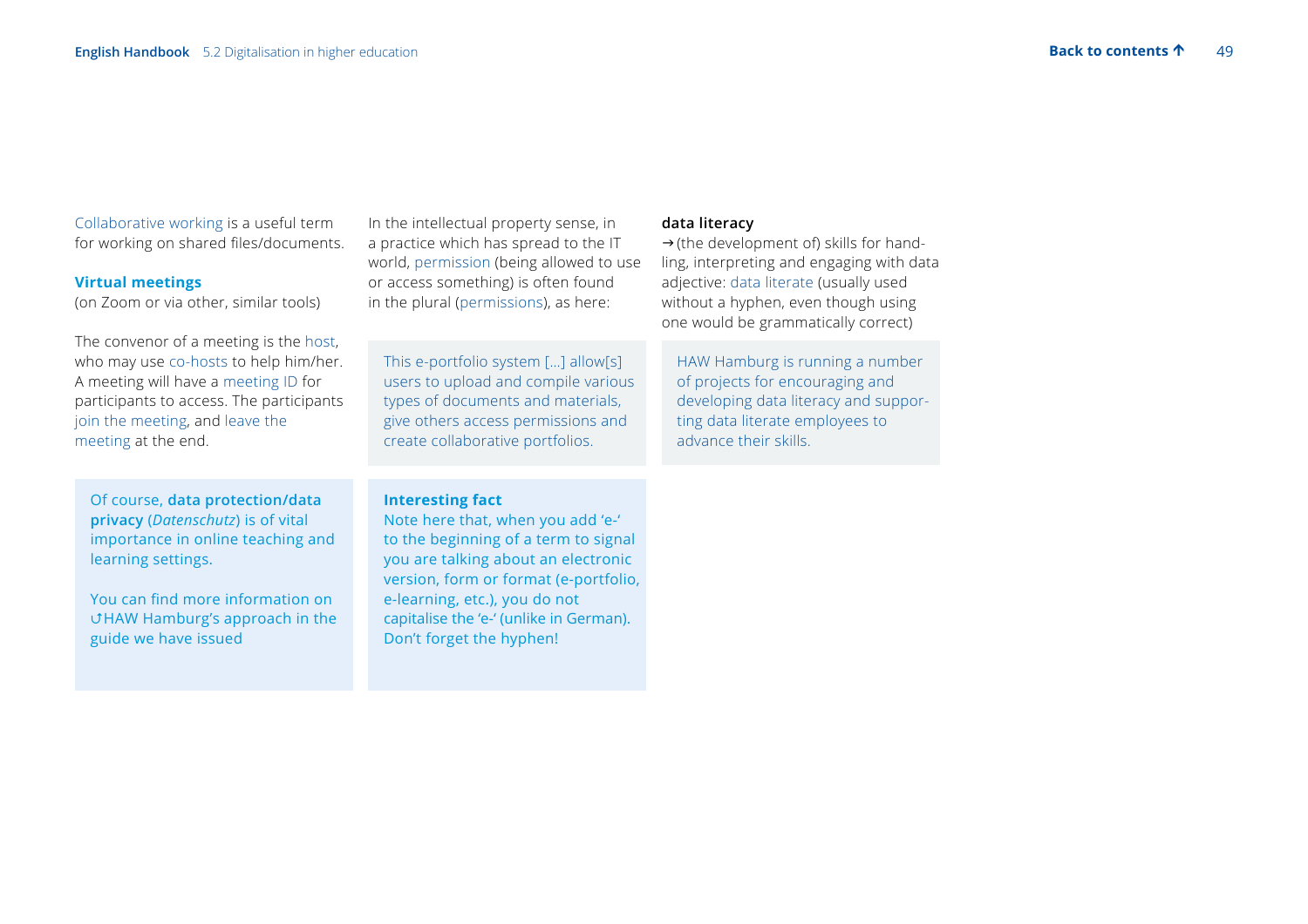Collaborative working is a useful term for working on shared files/documents.

**Virtual meetings**

(on Zoom or via other, similar tools)

The convenor of a meeting is the host, who may use co-hosts to help him/her. A meeting will have a meeting ID for participants to access. The participants join the meeting, and leave the meeting at the end.

> Of course, **data protection/data privacy** (*Datenschutz*) is of vital importance in online teaching and learning settings.
>
> You can find more information on ↺HAW Hamburg's approach in the guide we have issued

In the intellectual property sense, in a practice which has spread to the IT world, permission (being allowed to use or access something) is often found in the plural (permissions), as here:

> This e-portfolio system […] allow[s] users to upload and compile various types of documents and materials, give others access permissions and create collaborative portfolios.

> **Interesting fact**
>
> Note here that, when you add 'e-' to the beginning of a term to signal you are talking about an electronic version, form or format (e-portfolio, e-learning, etc.), you do not capitalise the 'e-' (unlike in German). Don't forget the hyphen!

**data literacy**

→ (the development of) skills for handling, interpreting and engaging with data adjective: data literate (usually used without a hyphen, even though using one would be grammatically correct)

> HAW Hamburg is running a number of projects for encouraging and developing data literacy and supporting data literate employees to advance their skills.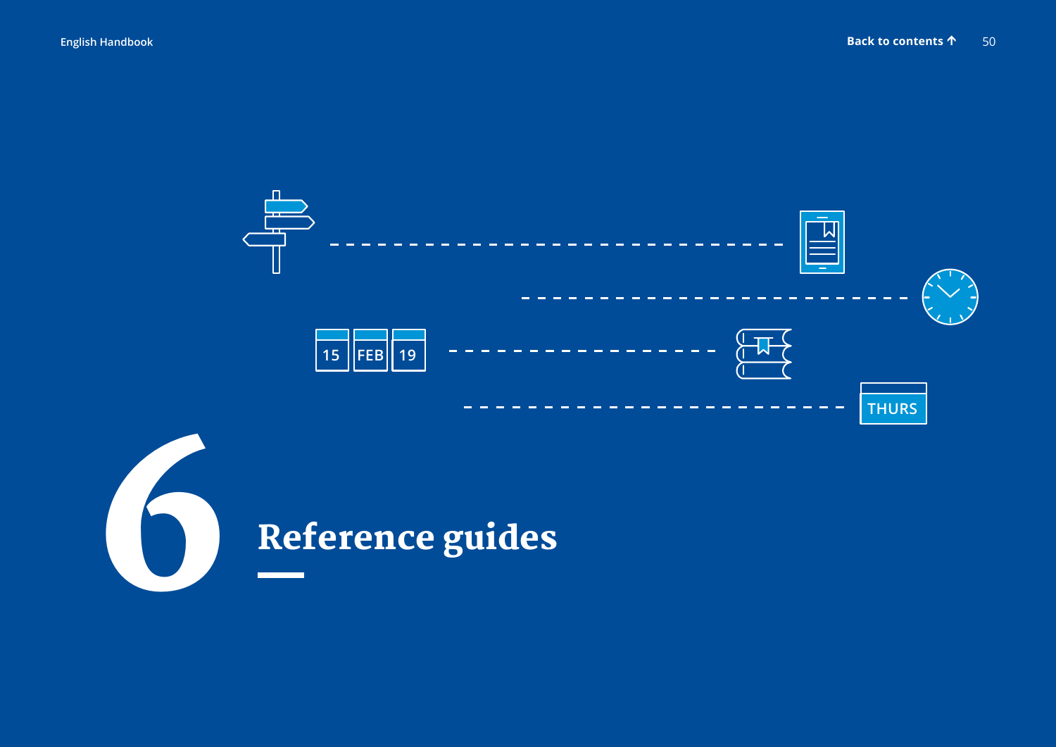# 6 Reference guides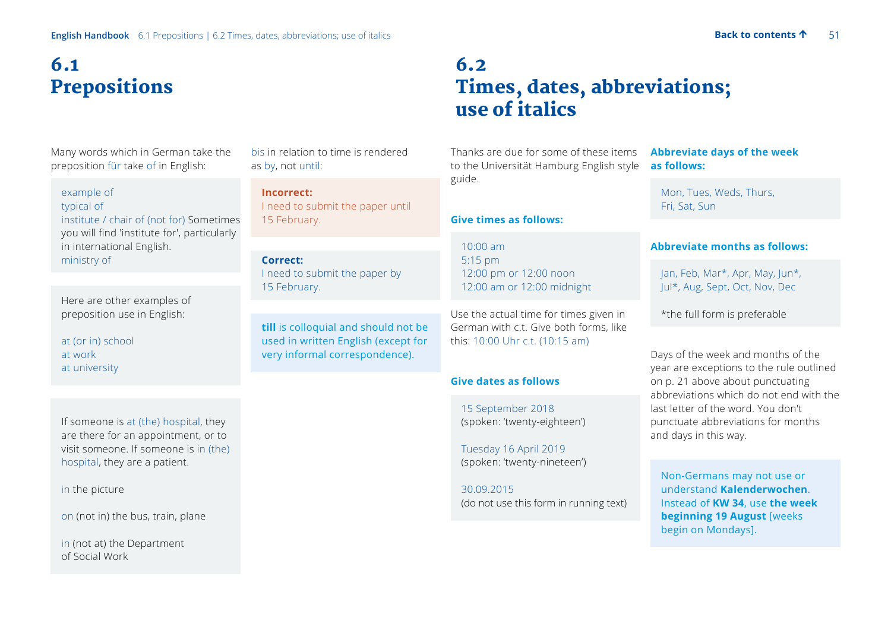# 6.1 Prepositions

Many words which in German take the preposition für take of in English:

example of
typical of
institute / chair of (not for) Sometimes you will find 'institute for', particularly in international English.
ministry of

Here are other examples of preposition use in English:

at (or in) school
at work
at university

If someone is at (the) hospital, they are there for an appointment, or to visit someone. If someone is in (the) hospital, they are a patient.

in the picture

on (not in) the bus, train, plane

in (not at) the Department of Social Work

bis in relation to time is rendered as by, not until:

**Incorrect:**
I need to submit the paper until 15 February.

**Correct:**
I need to submit the paper by 15 February.

**till** is colloquial and should not be used in written English (except for very informal correspondence).

# 6.2 Times, dates, abbreviations; use of italics

Thanks are due for some of these items to the Universität Hamburg English style guide.

**Give times as follows:**

10:00 am
5:15 pm
12:00 pm or 12:00 noon
12:00 am or 12:00 midnight

Use the actual time for times given in German with c.t. Give both forms, like this: 10:00 Uhr c.t. (10:15 am)

**Give dates as follows**

15 September 2018
(spoken: 'twenty-eighteen')

Tuesday 16 April 2019
(spoken: 'twenty-nineteen')

30.09.2015
(do not use this form in running text)

**Abbreviate days of the week as follows:**

Mon, Tues, Weds, Thurs,
Fri, Sat, Sun

**Abbreviate months as follows:**

Jan, Feb, Mar*, Apr, May, Jun*,
Jul*, Aug, Sept, Oct, Nov, Dec

*the full form is preferable

Days of the week and months of the year are exceptions to the rule outlined on p. 21 above about punctuating abbreviations which do not end with the last letter of the word. You don't punctuate abbreviations for months and days in this way.

Non-Germans may not use or understand **Kalenderwochen**. Instead of **KW 34**, use **the week beginning 19 August** [weeks begin on Mondays].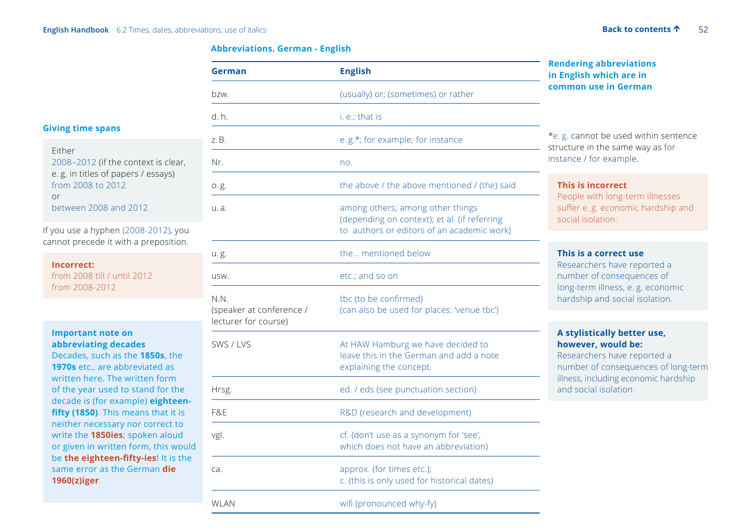## Giving time spans

Either
2008–2012 (if the context is clear, e. g. in titles of papers / essays)
from 2008 to 2012
or
between 2008 and 2012

If you use a hyphen (2008-2012), you cannot precede it with a preposition.

**Incorrect:**
from 2008 till / until 2012
from 2008-2012

**Important note on abbreviating decades**
Decades, such as the **1850s**, the **1970s** etc., are abbreviated as written here. The written form of the year used to stand for the decade is (for example) **eighteen-fifty (1850)**. This means that it is neither necessary nor correct to write the **1850ies**; spoken aloud or given in written form, this would be **the eighteen-fifty-ies**! It is the same error as the German **die 1960(z)iger**.

## Abbreviations. German - English

| German | English |
|---|---|
| bzw. | (usually) or; (sometimes) or rather |
| d. h. | i. e.; that is |
| z. B. | e. g.*; for example; for instance |
| Nr. | no. |
| o. g. | the above / the above mentioned / (the) said |
| u. a. | among others; among other things (depending on context); et al. (if referring to authors or editors of an academic work) |
| u. g. | the… mentioned below |
| usw. | etc.; and so on |
| N.N. (speaker at conference / lecturer for course) | tbc (to be confirmed) (can also be used for places: 'venue tbc') |
| SWS / LVS | At HAW Hamburg we have decided to leave this in the German and add a note explaining the concept. |
| Hrsg. | ed. / eds (see punctuation section) |
| F&E | R&D (research and development) |
| vgl. | cf. (don't use as a synonym for 'see', which does not have an abbreviation) |
| ca. | approx. (for times etc.); c. (this is only used for historical dates) |
| WLAN | wifi (pronounced why-fy) |

## Rendering abbreviations in English which are in common use in German

*e. g. cannot be used within sentence structure in the same way as for instance / for example.

**This is incorrect**
People with long-term illnesses suffer e. g. economic hardship and social isolation.

**This is a correct use**
Researchers have reported a number of consequences of long-term illness, e. g. economic hardship and social isolation.

**A stylistically better use, however, would be:**
Researchers have reported a number of consequences of long-term illness, including economic hardship and social isolation.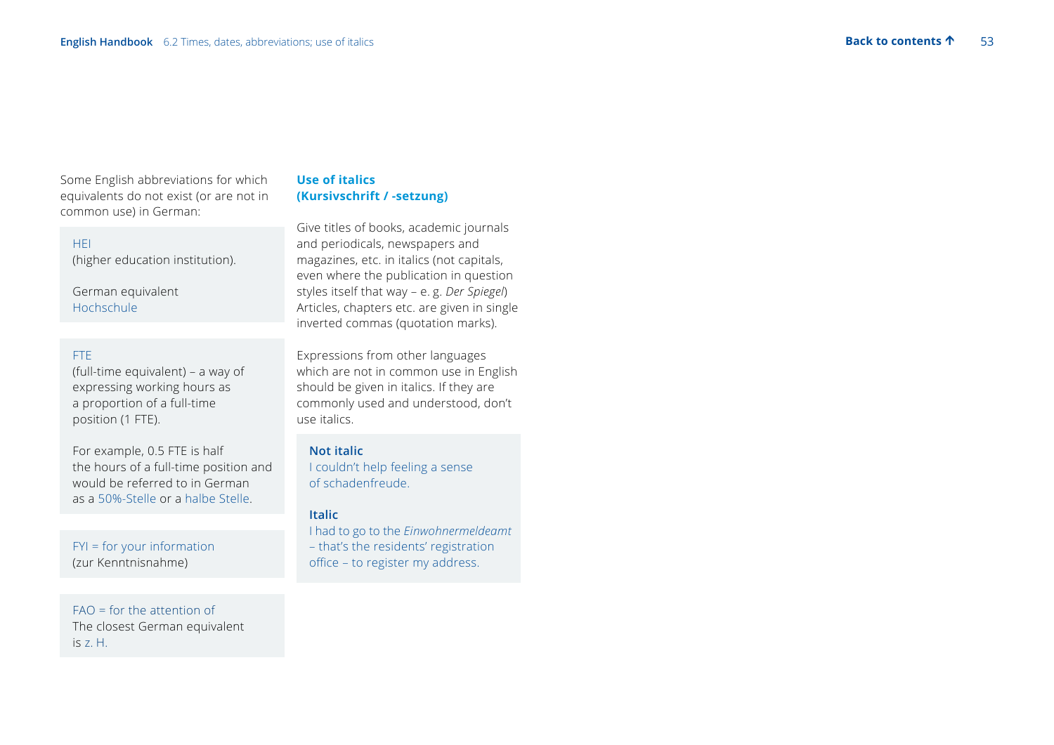Some English abbreviations for which equivalents do not exist (or are not in common use) in German:

HEI
(higher education institution).

German equivalent
Hochschule

FTE
(full-time equivalent) – a way of expressing working hours as a proportion of a full-time position (1 FTE).

For example, 0.5 FTE is half the hours of a full-time position and would be referred to in German as a 50%-Stelle or a halbe Stelle.

FYI = for your information
(zur Kenntnisnahme)

FAO = for the attention of
The closest German equivalent is z. H.

### Use of italics (Kursivschrift / -setzung)

Give titles of books, academic journals and periodicals, newspapers and magazines, etc. in italics (not capitals, even where the publication in question styles itself that way – e. g. *Der Spiegel*) Articles, chapters etc. are given in single inverted commas (quotation marks).

Expressions from other languages which are not in common use in English should be given in italics. If they are commonly used and understood, don't use italics.

**Not italic**
I couldn't help feeling a sense of schadenfreude.

**Italic**
I had to go to the *Einwohnermeldeamt* – that's the residents' registration office – to register my address.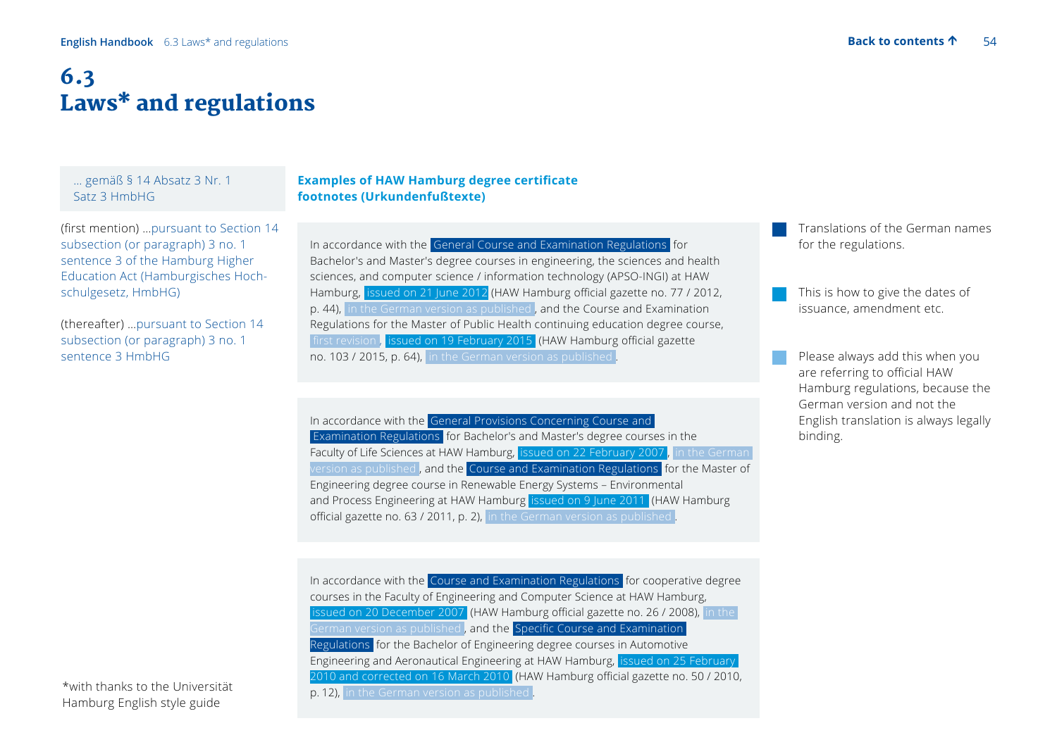# 6.3 Laws* and regulations

… gemäß § 14 Absatz 3 Nr. 1 Satz 3 HmbHG

(first mention) …pursuant to Section 14 subsection (or paragraph) 3 no. 1 sentence 3 of the Hamburg Higher Education Act (Hamburgisches Hochschulgesetz, HmbHG)

(thereafter) …pursuant to Section 14 subsection (or paragraph) 3 no. 1 sentence 3 HmbHG

**Examples of HAW Hamburg degree certificate footnotes (Urkundenfußtexte)**

In accordance with the General Course and Examination Regulations for Bachelor's and Master's degree courses in engineering, the sciences and health sciences, and computer science / information technology (APSO-INGI) at HAW Hamburg, issued on 21 June 2012 (HAW Hamburg official gazette no. 77 / 2012, p. 44), in the German version as published, and the Course and Examination Regulations for the Master of Public Health continuing education degree course, first revision, issued on 19 February 2015 (HAW Hamburg official gazette no. 103 / 2015, p. 64), in the German version as published.

In accordance with the General Provisions Concerning Course and Examination Regulations for Bachelor's and Master's degree courses in the Faculty of Life Sciences at HAW Hamburg, issued on 22 February 2007, in the German version as published, and the Course and Examination Regulations for the Master of Engineering degree course in Renewable Energy Systems – Environmental and Process Engineering at HAW Hamburg issued on 9 June 2011 (HAW Hamburg official gazette no. 63 / 2011, p. 2), in the German version as published.

In accordance with the Course and Examination Regulations for cooperative degree courses in the Faculty of Engineering and Computer Science at HAW Hamburg, issued on 20 December 2007 (HAW Hamburg official gazette no. 26 / 2008), in the German version as published, and the Specific Course and Examination Regulations for the Bachelor of Engineering degree courses in Automotive Engineering and Aeronautical Engineering at HAW Hamburg, issued on 25 February 2010 and corrected on 16 March 2010 (HAW Hamburg official gazette no. 50 / 2010, p. 12), in the German version as published.

- Translations of the German names for the regulations.
- This is how to give the dates of issuance, amendment etc.
- Please always add this when you are referring to official HAW Hamburg regulations, because the German version and not the English translation is always legally binding.

*with thanks to the Universität Hamburg English style guide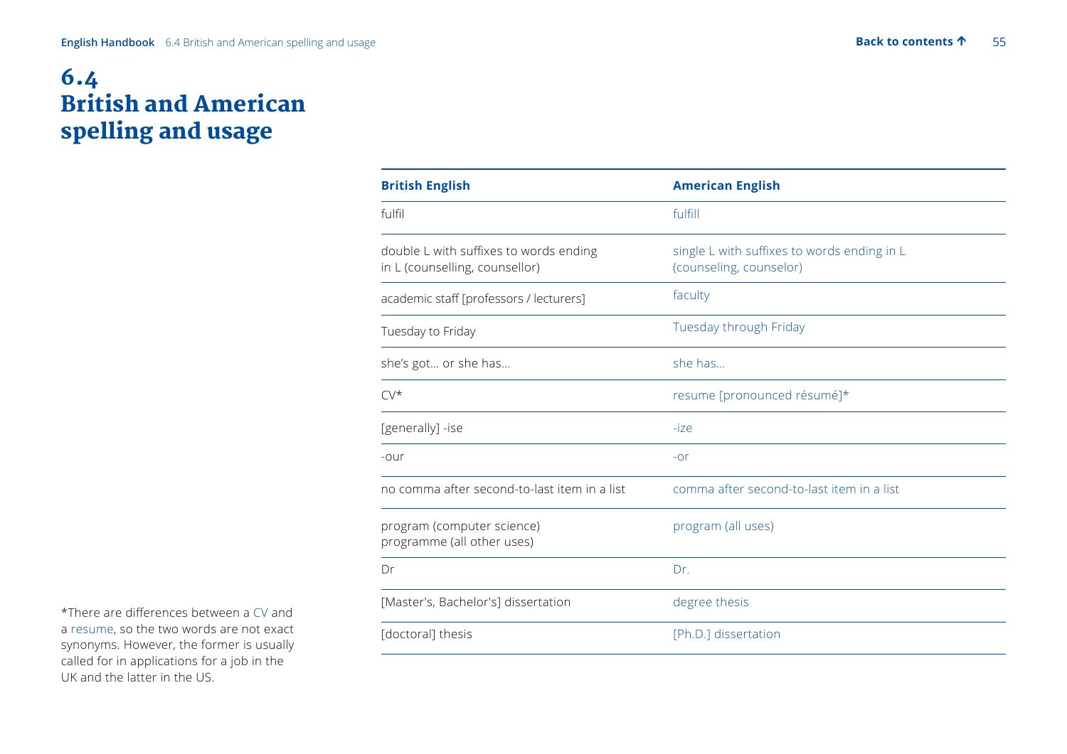# 6.4 British and American spelling and usage

| British English | American English |
| --- | --- |
| fulfil | fulfill |
| double L with suffixes to words ending in L (counselling, counsellor) | single L with suffixes to words ending in L (counseling, counselor) |
| academic staff [professors / lecturers] | faculty |
| Tuesday to Friday | Tuesday through Friday |
| she's got… or she has… | she has… |
| CV* | resume [pronounced résumé]* |
| [generally] -ise | -ize |
| -our | -or |
| no comma after second-to-last item in a list | comma after second-to-last item in a list |
| program (computer science)<br>programme (all other uses) | program (all uses) |
| Dr | Dr. |
| [Master's, Bachelor's] dissertation | degree thesis |
| [doctoral] thesis | [Ph.D.] dissertation |

*There are differences between a CV and a resume, so the two words are not exact synonyms. However, the former is usually called for in applications for a job in the UK and the latter in the US.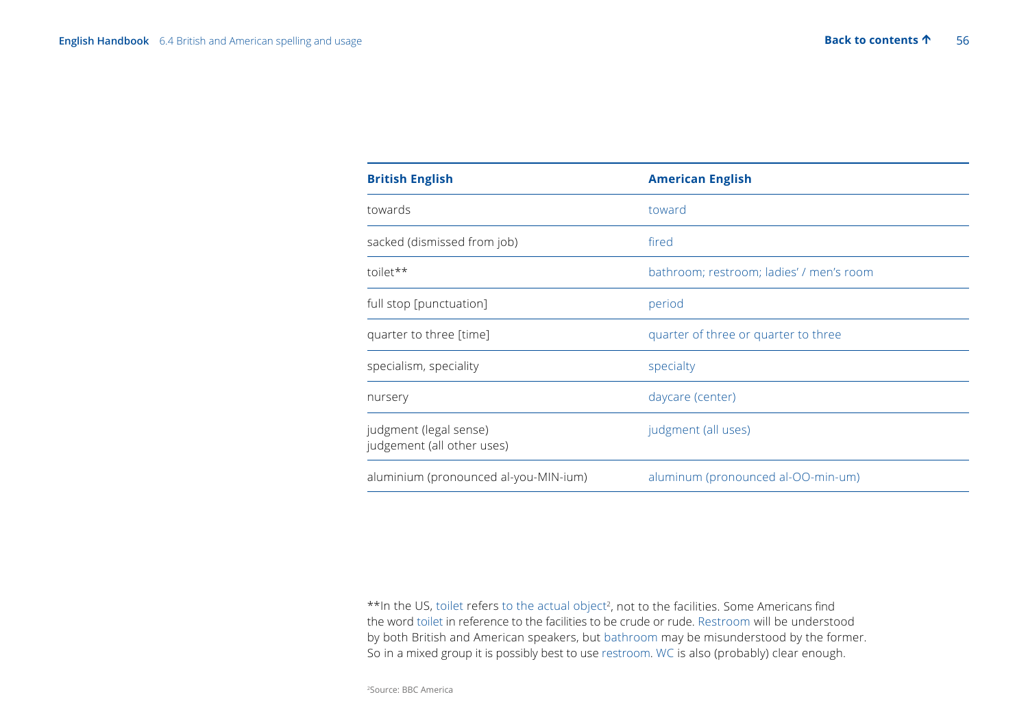| British English | American English |
| --- | --- |
| towards | toward |
| sacked (dismissed from job) | fired |
| toilet** | bathroom; restroom; ladies' / men's room |
| full stop [punctuation] | period |
| quarter to three [time] | quarter of three or quarter to three |
| specialism, speciality | specialty |
| nursery | daycare (center) |
| judgment (legal sense)<br>judgement (all other uses) | judgment (all uses) |
| aluminium (pronounced al-you-MIN-ium) | aluminum (pronounced al-OO-min-um) |

**In the US, toilet refers to the actual object[2], not to the facilities. Some Americans find the word toilet in reference to the facilities to be crude or rude. Restroom will be understood by both British and American speakers, but bathroom may be misunderstood by the former. So in a mixed group it is possibly best to use restroom. WC is also (probably) clear enough.

[2]Source: BBC America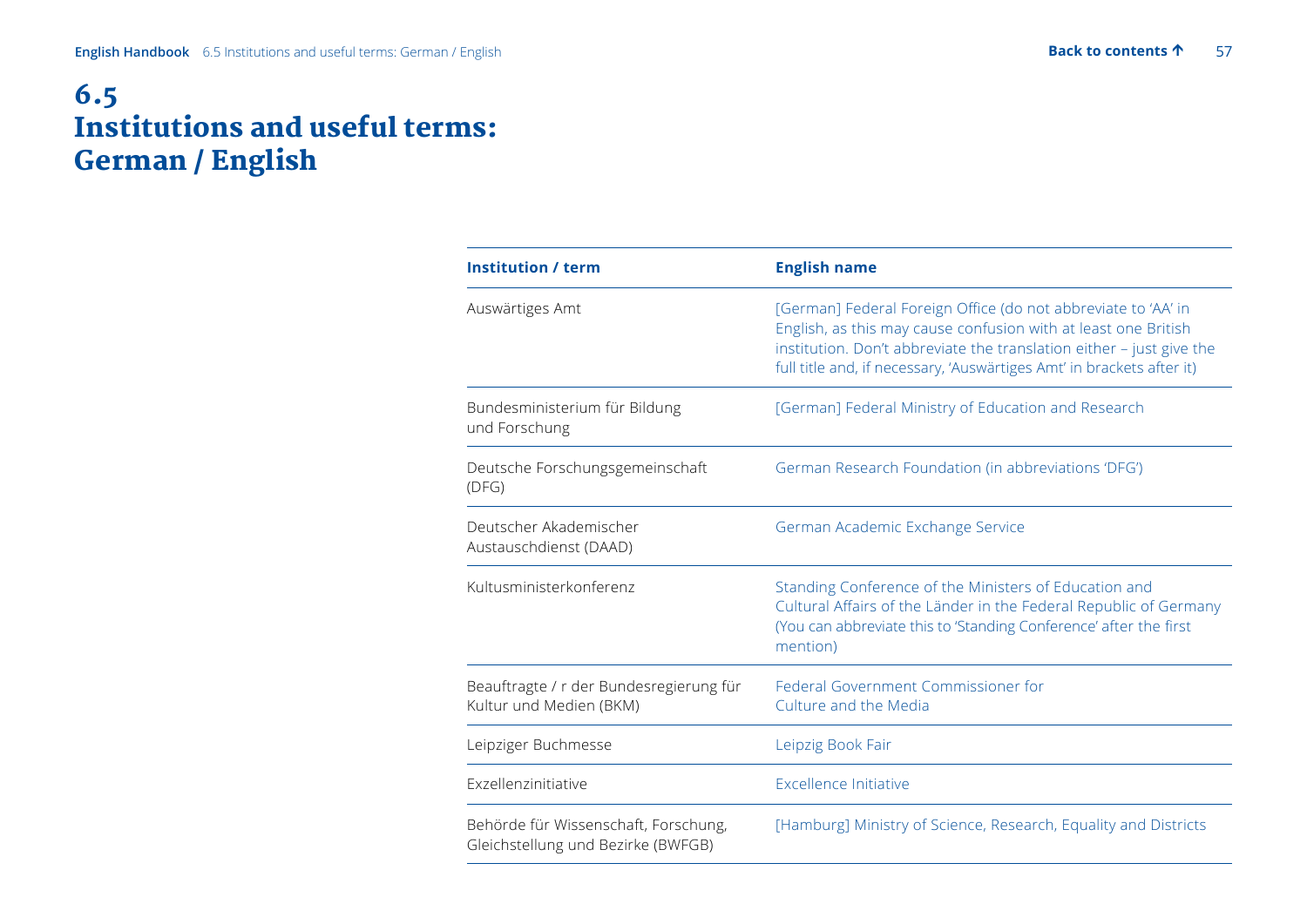# 6.5 Institutions and useful terms: German / English

| Institution / term | English name |
|---|---|
| Auswärtiges Amt | [German] Federal Foreign Office (do not abbreviate to 'AA' in English, as this may cause confusion with at least one British institution. Don't abbreviate the translation either – just give the full title and, if necessary, 'Auswärtiges Amt' in brackets after it) |
| Bundesministerium für Bildung und Forschung | [German] Federal Ministry of Education and Research |
| Deutsche Forschungsgemeinschaft (DFG) | German Research Foundation (in abbreviations 'DFG') |
| Deutscher Akademischer Austauschdienst (DAAD) | German Academic Exchange Service |
| Kultusministerkonferenz | Standing Conference of the Ministers of Education and Cultural Affairs of the Länder in the Federal Republic of Germany (You can abbreviate this to 'Standing Conference' after the first mention) |
| Beauftragte / r der Bundesregierung für Kultur und Medien (BKM) | Federal Government Commissioner for Culture and the Media |
| Leipziger Buchmesse | Leipzig Book Fair |
| Exzellenzinitiative | Excellence Initiative |
| Behörde für Wissenschaft, Forschung, Gleichstellung und Bezirke (BWFGB) | [Hamburg] Ministry of Science, Research, Equality and Districts |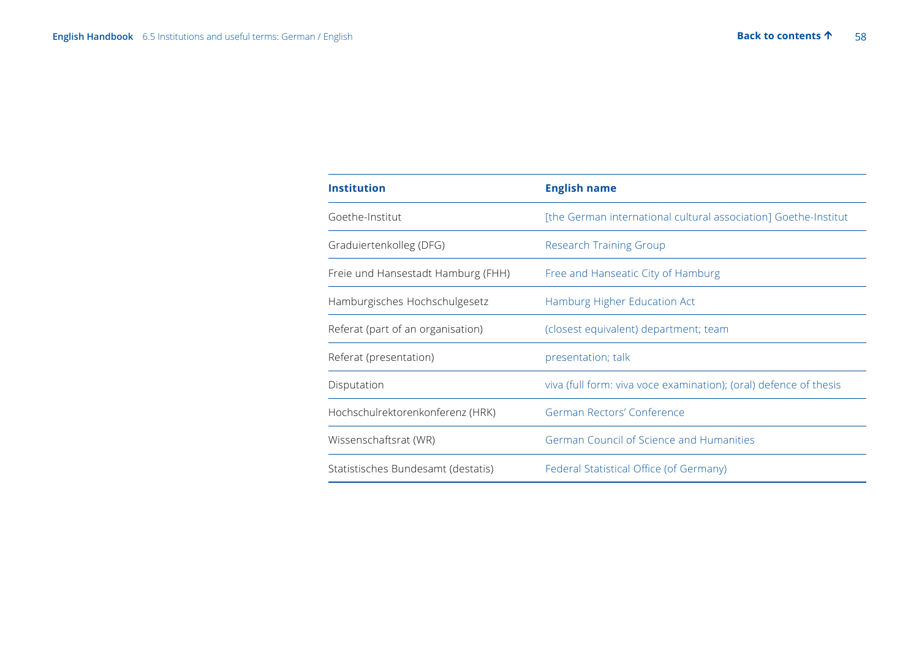| Institution | English name |
|---|---|
| Goethe-Institut | [the German international cultural association] Goethe-Institut |
| Graduiertenkolleg (DFG) | Research Training Group |
| Freie und Hansestadt Hamburg (FHH) | Free and Hanseatic City of Hamburg |
| Hamburgisches Hochschulgesetz | Hamburg Higher Education Act |
| Referat (part of an organisation) | (closest equivalent) department; team |
| Referat (presentation) | presentation; talk |
| Disputation | viva (full form: viva voce examination); (oral) defence of thesis |
| Hochschulrektorenkonferenz (HRK) | German Rectors' Conference |
| Wissenschaftsrat (WR) | German Council of Science and Humanities |
| Statistisches Bundesamt (destatis) | Federal Statistical Office (of Germany) |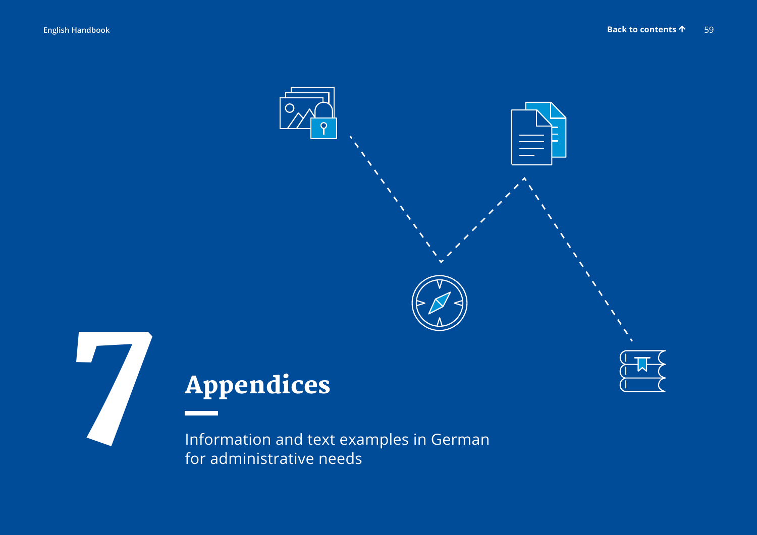# 7 Appendices

Information and text examples in German for administrative needs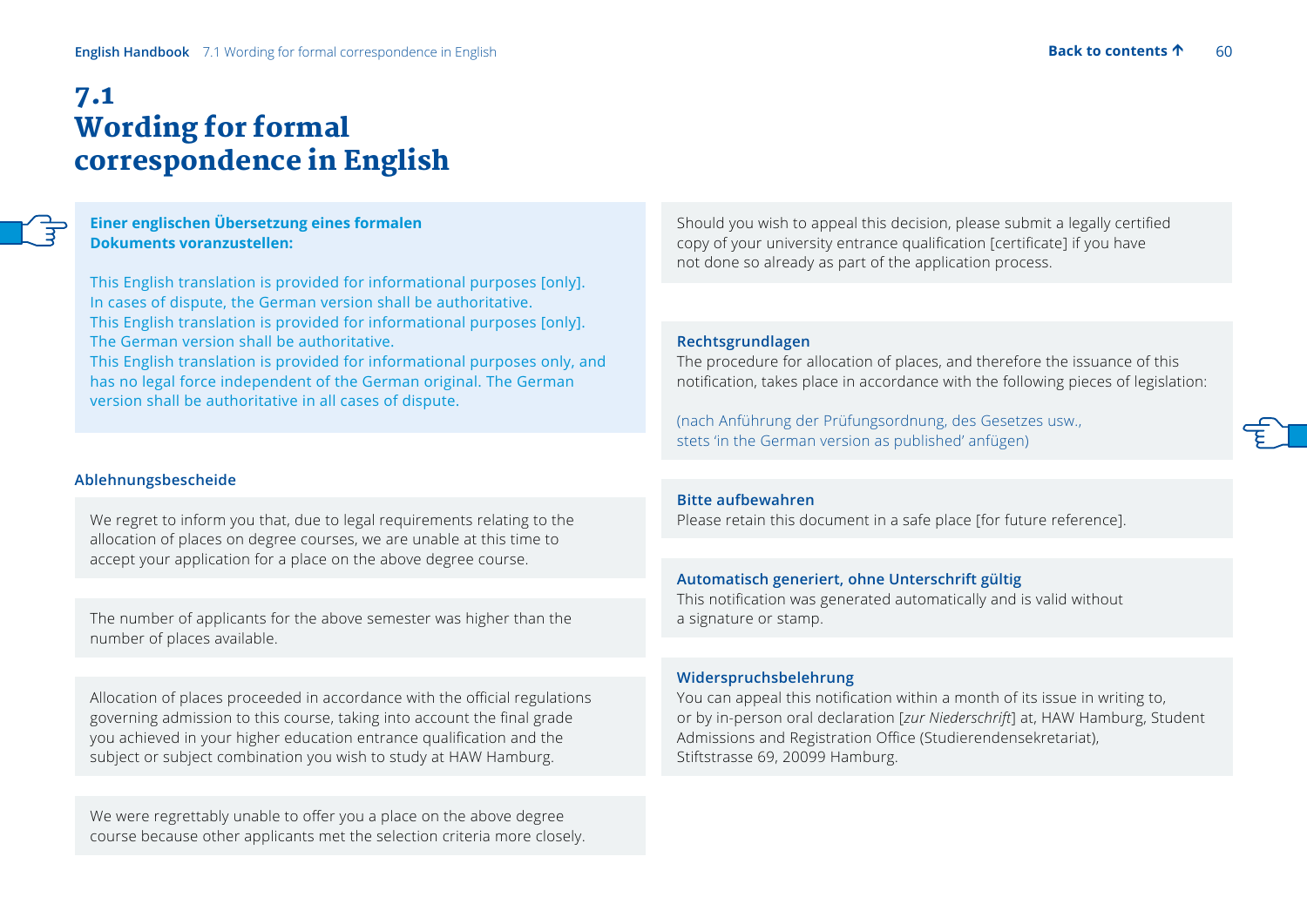# 7.1 Wording for formal correspondence in English

**Einer englischen Übersetzung eines formalen Dokuments voranzustellen:**

This English translation is provided for informational purposes [only]. In cases of dispute, the German version shall be authoritative.
This English translation is provided for informational purposes [only]. The German version shall be authoritative.
This English translation is provided for informational purposes only, and has no legal force independent of the German original. The German version shall be authoritative in all cases of dispute.

**Ablehnungsbescheide**

We regret to inform you that, due to legal requirements relating to the allocation of places on degree courses, we are unable at this time to accept your application for a place on the above degree course.

The number of applicants for the above semester was higher than the number of places available.

Allocation of places proceeded in accordance with the official regulations governing admission to this course, taking into account the final grade you achieved in your higher education entrance qualification and the subject or subject combination you wish to study at HAW Hamburg.

We were regrettably unable to offer you a place on the above degree course because other applicants met the selection criteria more closely.

Should you wish to appeal this decision, please submit a legally certified copy of your university entrance qualification [certificate] if you have not done so already as part of the application process.

**Rechtsgrundlagen**
The procedure for allocation of places, and therefore the issuance of this notification, takes place in accordance with the following pieces of legislation:

(nach Anführung der Prüfungsordnung, des Gesetzes usw., stets 'in the German version as published' anfügen)

**Bitte aufbewahren**
Please retain this document in a safe place [for future reference].

**Automatisch generiert, ohne Unterschrift gültig**
This notification was generated automatically and is valid without a signature or stamp.

**Widerspruchsbelehrung**
You can appeal this notification within a month of its issue in writing to, or by in-person oral declaration [*zur Niederschrift*] at, HAW Hamburg, Student Admissions and Registration Office (Studierendensekretariat), Stiftstrasse 69, 20099 Hamburg.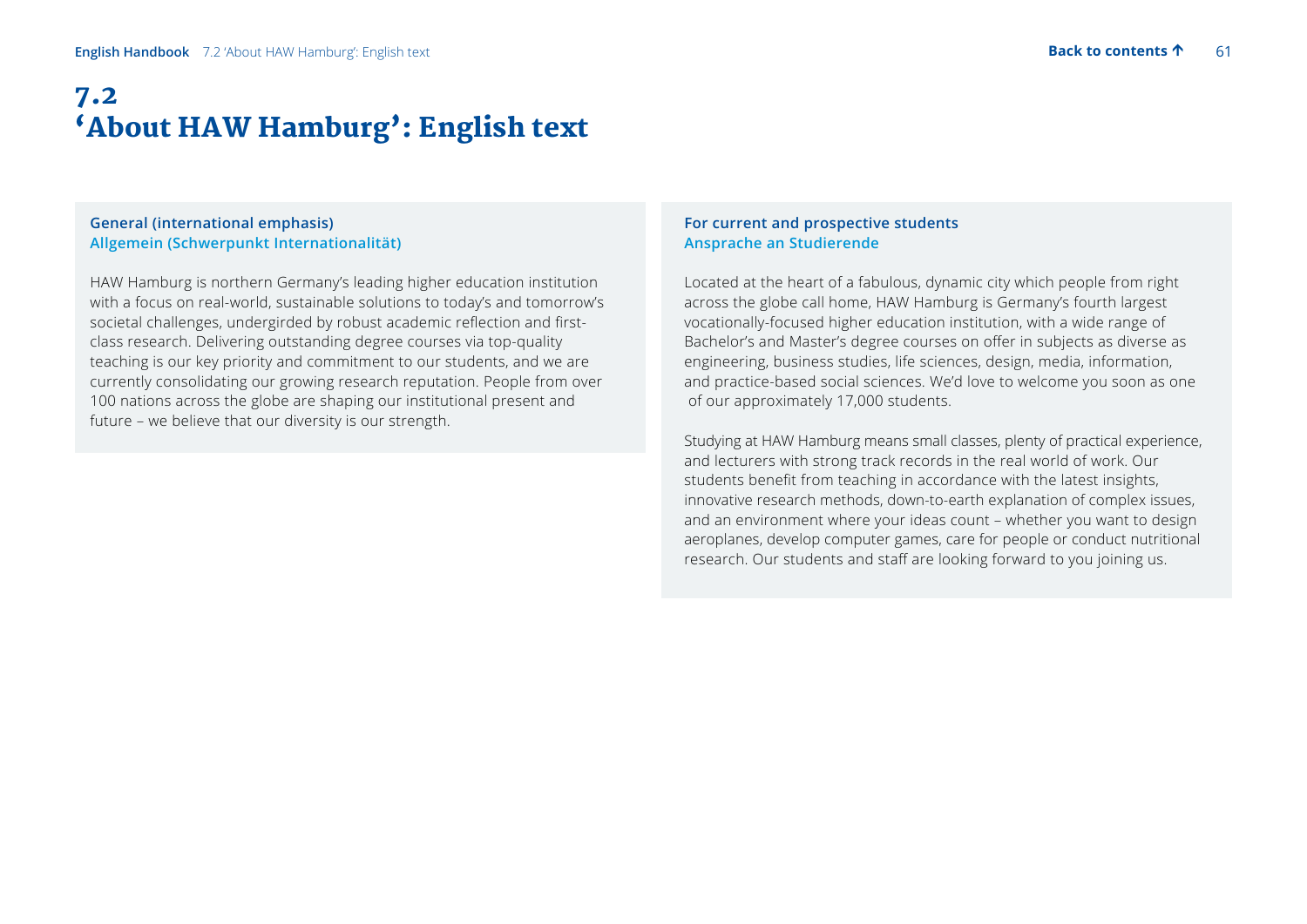# 7.2 'About HAW Hamburg': English text

### General (international emphasis)
**Allgemein (Schwerpunkt Internationalität)**

HAW Hamburg is northern Germany's leading higher education institution with a focus on real-world, sustainable solutions to today's and tomorrow's societal challenges, undergirded by robust academic reflection and first-class research. Delivering outstanding degree courses via top-quality teaching is our key priority and commitment to our students, and we are currently consolidating our growing research reputation. People from over 100 nations across the globe are shaping our institutional present and future – we believe that our diversity is our strength.

### For current and prospective students
**Ansprache an Studierende**

Located at the heart of a fabulous, dynamic city which people from right across the globe call home, HAW Hamburg is Germany's fourth largest vocationally-focused higher education institution, with a wide range of Bachelor's and Master's degree courses on offer in subjects as diverse as engineering, business studies, life sciences, design, media, information, and practice-based social sciences. We'd love to welcome you soon as one of our approximately 17,000 students.

Studying at HAW Hamburg means small classes, plenty of practical experience, and lecturers with strong track records in the real world of work. Our students benefit from teaching in accordance with the latest insights, innovative research methods, down-to-earth explanation of complex issues, and an environment where your ideas count – whether you want to design aeroplanes, develop computer games, care for people or conduct nutritional research. Our students and staff are looking forward to you joining us.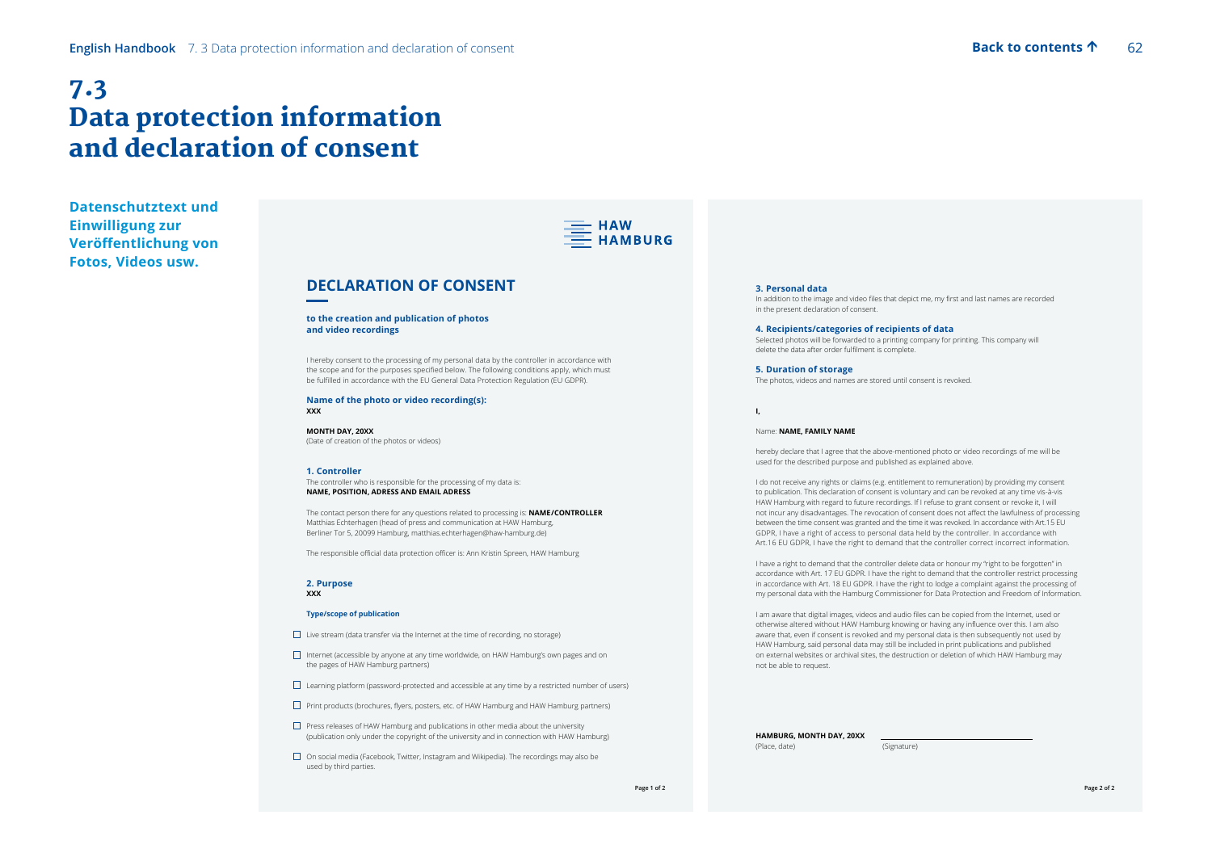# 7.3 Data protection information and declaration of consent

**Datenschutztext und Einwilligung zur Veröffentlichung von Fotos, Videos usw.**

HAW HAMBURG

## DECLARATION OF CONSENT

**to the creation and publication of photos and video recordings**

I hereby consent to the processing of my personal data by the controller in accordance with the scope and for the purposes specified below. The following conditions apply, which must be fulfilled in accordance with the EU General Data Protection Regulation (EU GDPR).

**Name of the photo or video recording(s):**
**XXX**

**MONTH DAY, 20XX**
(Date of creation of the photos or videos)

### 1. Controller

The controller who is responsible for the processing of my data is:
**NAME, POSITION, ADRESS AND EMAIL ADRESS**

The contact person there for any questions related to processing is: **NAME/CONTROLLER**
Matthias Echterhagen (head of press and communication at HAW Hamburg, Berliner Tor 5, 20099 Hamburg, matthias.echterhagen@haw-hamburg.de)

The responsible official data protection officer is: Ann Kristin Spreen, HAW Hamburg

### 2. Purpose

**XXX**

**Type/scope of publication**

- ☐ Live stream (data transfer via the Internet at the time of recording, no storage)
- ☐ Internet (accessible by anyone at any time worldwide, on HAW Hamburg's own pages and on the pages of HAW Hamburg partners)
- ☐ Learning platform (password-protected and accessible at any time by a restricted number of users)
- ☐ Print products (brochures, flyers, posters, etc. of HAW Hamburg and HAW Hamburg partners)
- ☐ Press releases of HAW Hamburg and publications in other media about the university (publication only under the copyright of the university and in connection with HAW Hamburg)
- ☐ On social media (Facebook, Twitter, Instagram and Wikipedia). The recordings may also be used by third parties.

### 3. Personal data

In addition to the image and video files that depict me, my first and last names are recorded in the present declaration of consent.

### 4. Recipients/categories of recipients of data

Selected photos will be forwarded to a printing company for printing. This company will delete the data after order fulfilment is complete.

### 5. Duration of storage

The photos, videos and names are stored until consent is revoked.

**I,**

Name: **NAME, FAMILY NAME**

hereby declare that I agree that the above-mentioned photo or video recordings of me will be used for the described purpose and published as explained above.

I do not receive any rights or claims (e.g. entitlement to remuneration) by providing my consent to publication. This declaration of consent is voluntary and can be revoked at any time vis-à-vis HAW Hamburg with regard to future recordings. If I refuse to grant consent or revoke it, I will not incur any disadvantages. The revocation of consent does not affect the lawfulness of processing between the time consent was granted and the time it was revoked. In accordance with Art.15 EU GDPR, I have a right of access to personal data held by the controller. In accordance with Art.16 EU GDPR, I have the right to demand that the controller correct incorrect information.

I have a right to demand that the controller delete data or honour my "right to be forgotten" in accordance with Art. 17 EU GDPR. I have the right to demand that the controller restrict processing in accordance with Art. 18 EU GDPR. I have the right to lodge a complaint against the processing of my personal data with the Hamburg Commissioner for Data Protection and Freedom of Information.

I am aware that digital images, videos and audio files can be copied from the Internet, used or otherwise altered without HAW Hamburg knowing or having any influence over this. I am also aware that, even if consent is revoked and my personal data is then subsequently not used by HAW Hamburg, said personal data may still be included in print publications and published on external websites or archival sites, the destruction or deletion of which HAW Hamburg may not be able to request.

**HAMBURG, MONTH DAY, 20XX**
(Place, date)

\_\_\_\_\_\_\_\_\_\_\_\_\_\_\_\_\_\_\_\_\_\_\_\_
(Signature)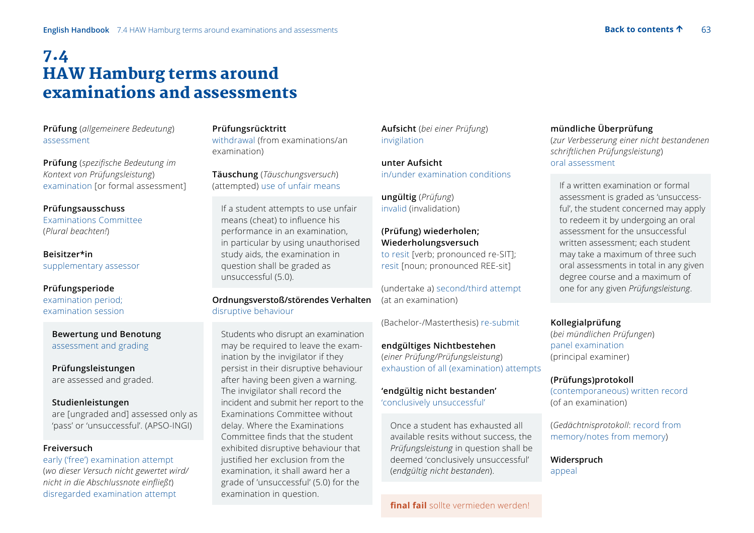# 7.4 HAW Hamburg terms around examinations and assessments

**Prüfung** (*allgemeinere Bedeutung*)
assessment

**Prüfung** (*spezifische Bedeutung im Kontext von Prüfungsleistung*)
examination [or formal assessment]

**Prüfungsausschuss**
Examinations Committee
(*Plural beachten!*)

**Beisitzer*in**
supplementary assessor

**Prüfungsperiode**
examination period;
examination session

> **Bewertung und Benotung**
> assessment and grading
>
> **Prüfungsleistungen**
> are assessed and graded.
>
> **Studienleistungen**
> are [ungraded and] assessed only as 'pass' or 'unsuccessful'. (APSO-INGI)

**Freiversuch**
early ('free') examination attempt
(*wo dieser Versuch nicht gewertet wird/ nicht in die Abschlussnote einfließt*)
disregarded examination attempt

**Prüfungsrücktritt**
withdrawal (from examinations/an examination)

**Täuschung** (*Täuschungsversuch*)
(attempted) use of unfair means

> If a student attempts to use unfair means (cheat) to influence his performance in an examination, in particular by using unauthorised study aids, the examination in question shall be graded as unsuccessful (5.0).

**Ordnungsverstoß/störendes Verhalten**
disruptive behaviour

> Students who disrupt an examination may be required to leave the examination by the invigilator if they persist in their disruptive behaviour after having been given a warning. The invigilator shall record the incident and submit her report to the Examinations Committee without delay. Where the Examinations Committee finds that the student exhibited disruptive behaviour that justified her exclusion from the examination, it shall award her a grade of 'unsuccessful' (5.0) for the examination in question.

**Aufsicht** (*bei einer Prüfung*)
invigilation

**unter Aufsicht**
in/under examination conditions

**ungültig** (*Prüfung*)
invalid (invalidation)

**(Prüfung) wiederholen; Wiederholungsversuch**
to resit [verb; pronounced re-SIT];
resit [noun; pronounced REE-sit]

(undertake a) second/third attempt (at an examination)

(Bachelor-/Masterthesis) re-submit

**endgültiges Nichtbestehen**
(*einer Prüfung/Prüfungsleistung*)
exhaustion of all (examination) attempts

**'endgültig nicht bestanden'**
'conclusively unsuccessful'

> Once a student has exhausted all available resits without success, the *Prüfungsleistung* in question shall be deemed 'conclusively unsuccessful' (*endgültig nicht bestanden*).

> **final fail** sollte vermieden werden!

**mündliche Überprüfung**
(*zur Verbesserung einer nicht bestandenen schriftlichen Prüfungsleistung*)
oral assessment

> If a written examination or formal assessment is graded as 'unsuccessful', the student concerned may apply to redeem it by undergoing an oral assessment for the unsuccessful written assessment; each student may take a maximum of three such oral assessments in total in any given degree course and a maximum of one for any given *Prüfungsleistung*.

**Kollegialprüfung**
(*bei mündlichen Prüfungen*)
panel examination
(principal examiner)

**(Prüfungs)protokoll**
(contemporaneous) written record
(of an examination)

(*Gedächtnisprotokoll*: record from memory/notes from memory)

**Widerspruch**
appeal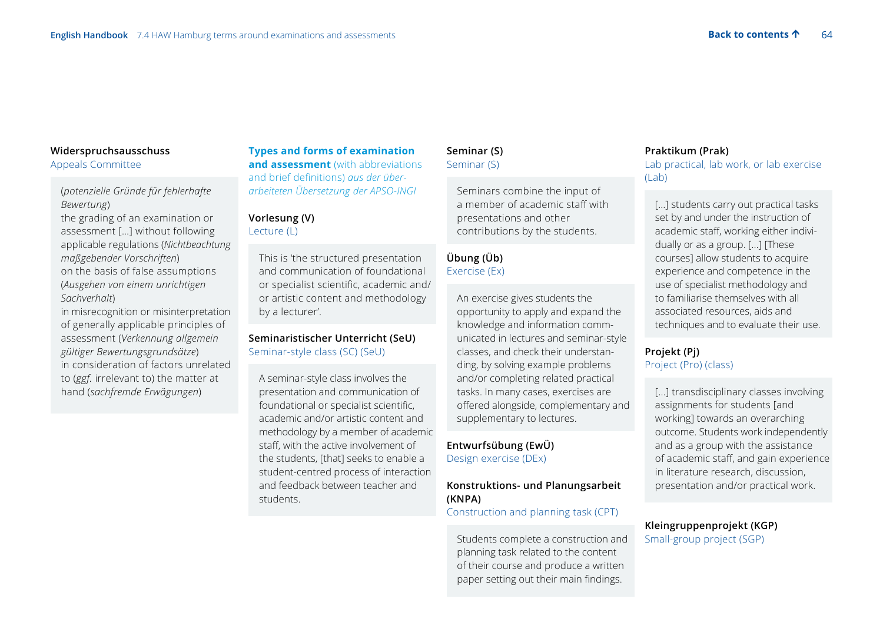**Widerspruchsausschuss**
Appeals Committee

(*potenzielle Gründe für fehlerhafte Bewertung*)
the grading of an examination or assessment […] without following applicable regulations (*Nichtbeachtung maßgebender Vorschriften*)
on the basis of false assumptions (*Ausgehen von einem unrichtigen Sachverhalt*)
in misrecognition or misinterpretation of generally applicable principles of assessment (*Verkennung allgemein gültiger Bewertungsgrundsätze*)
in consideration of factors unrelated to (*ggf.* irrelevant to) the matter at hand (*sachfremde Erwägungen*)

## Types and forms of examination and assessment (with abbreviations and brief definitions) *aus der überarbeiteten Übersetzung der APSO-INGI*

**Vorlesung (V)**
Lecture (L)

This is 'the structured presentation and communication of foundational or specialist scientific, academic and/or artistic content and methodology by a lecturer'.

**Seminaristischer Unterricht (SeU)**
Seminar-style class (SC) (SeU)

A seminar-style class involves the presentation and communication of foundational or specialist scientific, academic and/or artistic content and methodology by a member of academic staff, with the active involvement of the students, [that] seeks to enable a student-centred process of interaction and feedback between teacher and students.

**Seminar (S)**
Seminar (S)

Seminars combine the input of a member of academic staff with presentations and other contributions by the students.

**Übung (Üb)**
Exercise (Ex)

An exercise gives students the opportunity to apply and expand the knowledge and information communicated in lectures and seminar-style classes, and check their understanding, by solving example problems and/or completing related practical tasks. In many cases, exercises are offered alongside, complementary and supplementary to lectures.

**Entwurfsübung (EwÜ)**
Design exercise (DEx)

**Konstruktions- und Planungsarbeit (KNPA)**
Construction and planning task (CPT)

Students complete a construction and planning task related to the content of their course and produce a written paper setting out their main findings.

**Praktikum (Prak)**
Lab practical, lab work, or lab exercise (Lab)

[…] students carry out practical tasks set by and under the instruction of academic staff, working either individually or as a group. […] [These courses] allow students to acquire experience and competence in the use of specialist methodology and to familiarise themselves with all associated resources, aids and techniques and to evaluate their use.

**Projekt (Pj)**
Project (Pro) (class)

[…] transdisciplinary classes involving assignments for students [and working] towards an overarching outcome. Students work independently and as a group with the assistance of academic staff, and gain experience in literature research, discussion, presentation and/or practical work.

**Kleingruppenprojekt (KGP)**
Small-group project (SGP)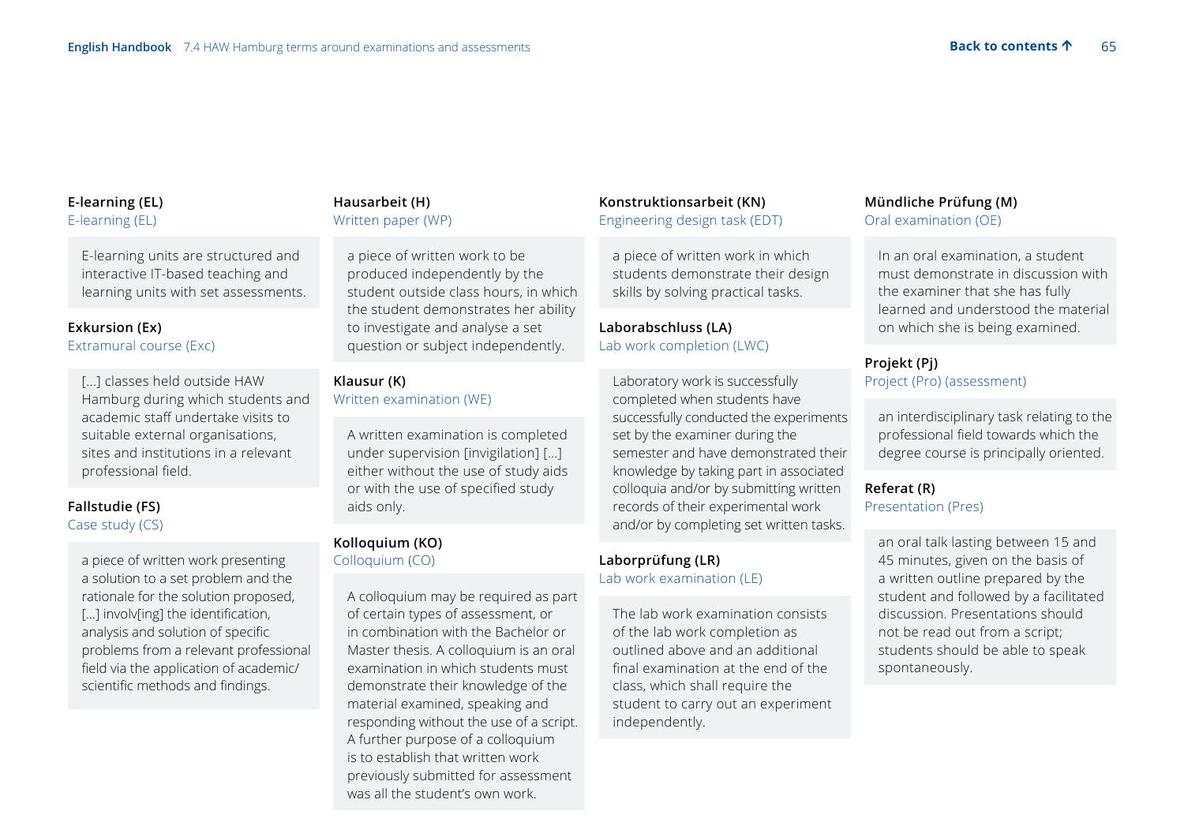**E-learning (EL)**
E-learning (EL)

E-learning units are structured and interactive IT-based teaching and learning units with set assessments.

**Exkursion (Ex)**
Extramural course (Exc)

[...] classes held outside HAW Hamburg during which students and academic staff undertake visits to suitable external organisations, sites and institutions in a relevant professional field.

**Fallstudie (FS)**
Case study (CS)

a piece of written work presenting a solution to a set problem and the rationale for the solution proposed, [...] involv[ing] the identification, analysis and solution of specific problems from a relevant professional field via the application of academic/scientific methods and findings.

**Hausarbeit (H)**
Written paper (WP)

a piece of written work to be produced independently by the student outside class hours, in which the student demonstrates her ability to investigate and analyse a set question or subject independently.

**Klausur (K)**
Written examination (WE)

A written examination is completed under supervision [invigilation] [...] either without the use of study aids or with the use of specified study aids only.

**Kolloquium (KO)**
Colloquium (CO)

A colloquium may be required as part of certain types of assessment, or in combination with the Bachelor or Master thesis. A colloquium is an oral examination in which students must demonstrate their knowledge of the material examined, speaking and responding without the use of a script. A further purpose of a colloquium is to establish that written work previously submitted for assessment was all the student's own work.

**Konstruktionsarbeit (KN)**
Engineering design task (EDT)

a piece of written work in which students demonstrate their design skills by solving practical tasks.

**Laborabschluss (LA)**
Lab work completion (LWC)

Laboratory work is successfully completed when students have successfully conducted the experiments set by the examiner during the semester and have demonstrated their knowledge by taking part in associated colloquia and/or by submitting written records of their experimental work and/or by completing set written tasks.

**Laborprüfung (LR)**
Lab work examination (LE)

The lab work examination consists of the lab work completion as outlined above and an additional final examination at the end of the class, which shall require the student to carry out an experiment independently.

**Mündliche Prüfung (M)**
Oral examination (OE)

In an oral examination, a student must demonstrate in discussion with the examiner that she has fully learned and understood the material on which she is being examined.

**Projekt (Pj)**
Project (Pro) (assessment)

an interdisciplinary task relating to the professional field towards which the degree course is principally oriented.

**Referat (R)**
Presentation (Pres)

an oral talk lasting between 15 and 45 minutes, given on the basis of a written outline prepared by the student and followed by a facilitated discussion. Presentations should not be read out from a script; students should be able to speak spontaneously.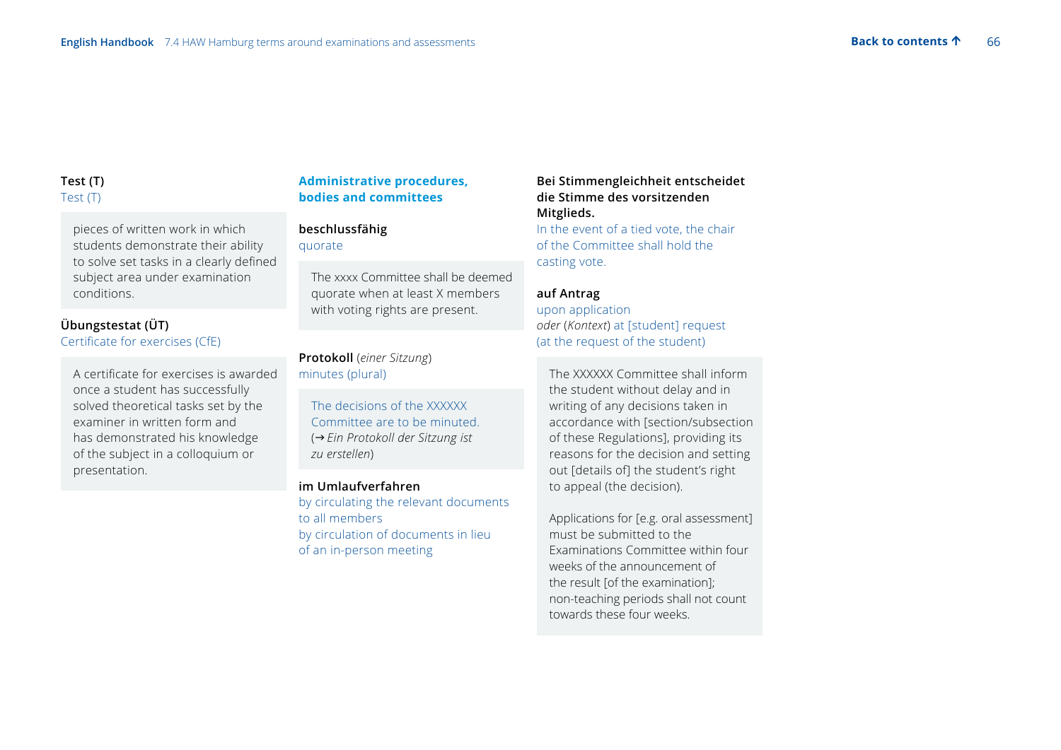**Test (T)**
Test (T)

> pieces of written work in which students demonstrate their ability to solve set tasks in a clearly defined subject area under examination conditions.

**Übungstestat (ÜT)**
Certificate for exercises (CfE)

> A certificate for exercises is awarded once a student has successfully solved theoretical tasks set by the examiner in written form and has demonstrated his knowledge of the subject in a colloquium or presentation.

## Administrative procedures, bodies and committees

**beschlussfähig**
quorate

> The xxxx Committee shall be deemed quorate when at least X members with voting rights are present.

**Protokoll** (*einer Sitzung*)
minutes (plural)

> The decisions of the XXXXXX Committee are to be minuted.
> (→ *Ein Protokoll der Sitzung ist zu erstellen*)

**im Umlaufverfahren**
by circulating the relevant documents to all members
by circulation of documents in lieu of an in-person meeting

**Bei Stimmengleichheit entscheidet die Stimme des vorsitzenden Mitglieds.**
In the event of a tied vote, the chair of the Committee shall hold the casting vote.

**auf Antrag**
upon application
*oder* (*Kontext*) at [student] request
(at the request of the student)

> The XXXXXX Committee shall inform the student without delay and in writing of any decisions taken in accordance with [section/subsection of these Regulations], providing its reasons for the decision and setting out [details of] the student's right to appeal (the decision).
>
> Applications for [e.g. oral assessment] must be submitted to the Examinations Committee within four weeks of the announcement of the result [of the examination]; non-teaching periods shall not count towards these four weeks.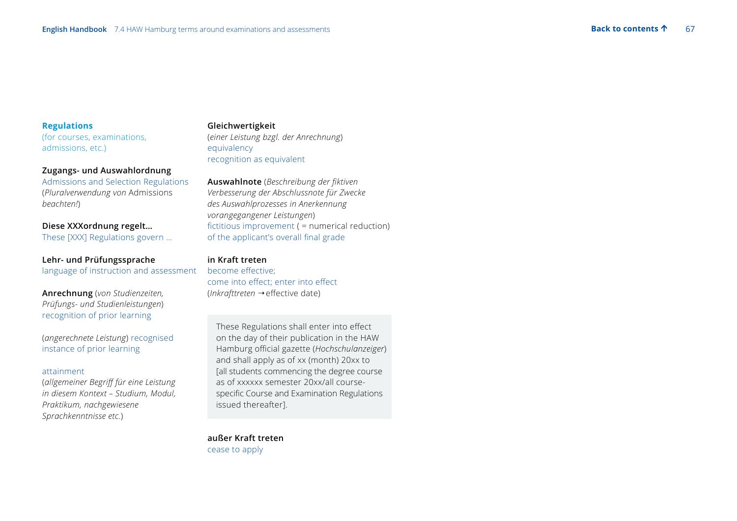**Regulations**
(for courses, examinations, admissions, etc.)

**Zugangs- und Auswahlordnung**
Admissions and Selection Regulations
(*Pluralverwendung von* Admissions *beachten!*)

**Diese XXXordnung regelt…**
These [XXX] Regulations govern …

**Lehr- und Prüfungssprache**
language of instruction and assessment

**Anrechnung** (*von Studienzeiten, Prüfungs- und Studienleistungen*)
recognition of prior learning

(*angerechnete Leistung*) recognised instance of prior learning

attainment
(*allgemeiner Begriff für eine Leistung in diesem Kontext – Studium, Modul, Praktikum, nachgewiesene Sprachkenntnisse etc.*)

**Gleichwertigkeit**
(*einer Leistung bzgl. der Anrechnung*)
equivalency
recognition as equivalent

**Auswahlnote** (*Beschreibung der fiktiven Verbesserung der Abschlussnote für Zwecke des Auswahlprozesses in Anerkennung vorangegangener Leistungen*)
fictitious improvement ( = numerical reduction) of the applicant's overall final grade

**in Kraft treten**
become effective;
come into effect; enter into effect
(*Inkrafttreten* → effective date)

> These Regulations shall enter into effect on the day of their publication in the HAW Hamburg official gazette (*Hochschulanzeiger*) and shall apply as of xx (month) 20xx to [all students commencing the degree course as of xxxxxx semester 20xx/all course-specific Course and Examination Regulations issued thereafter].

**außer Kraft treten**
cease to apply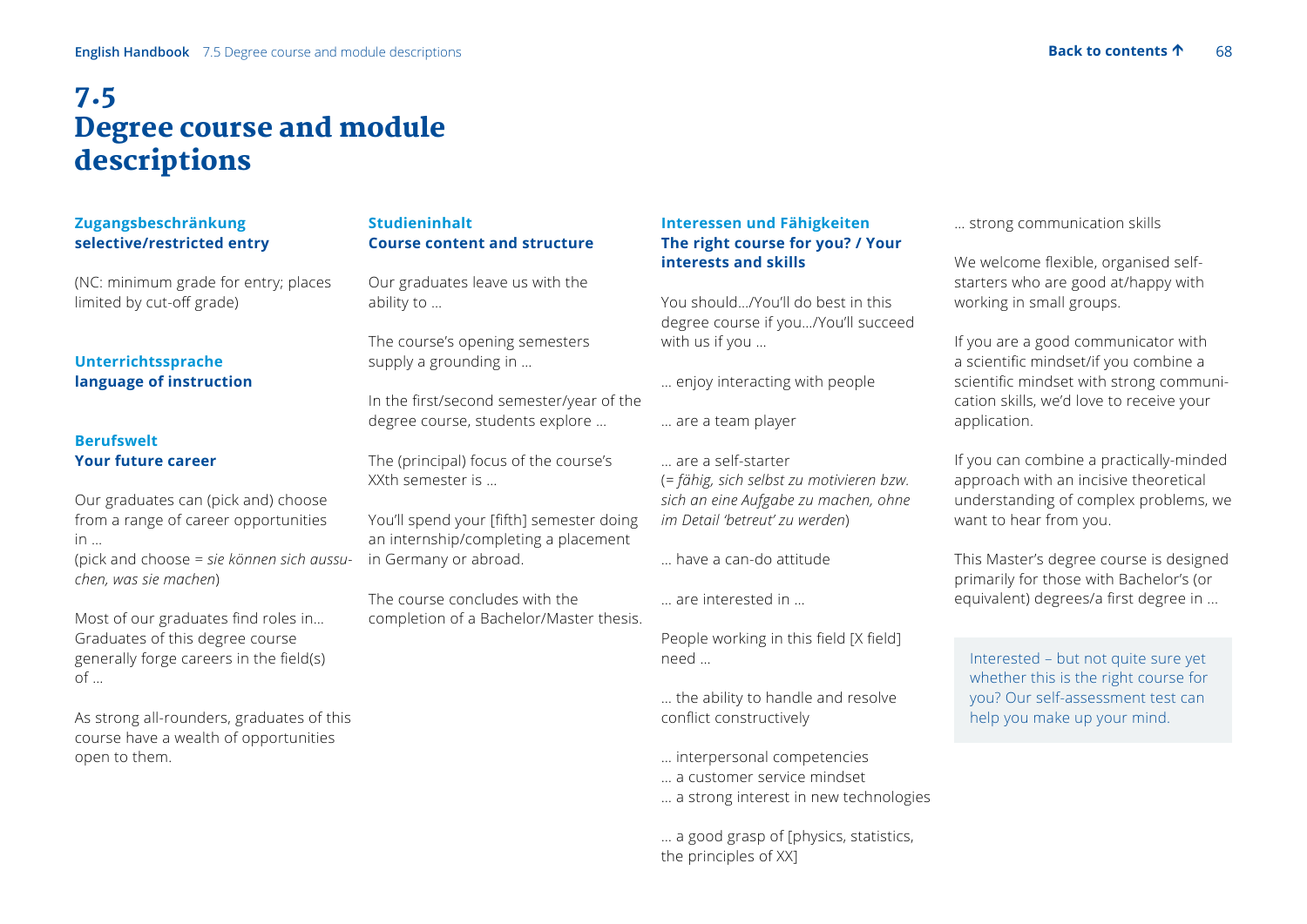# 7.5 Degree course and module descriptions

### Zugangsbeschränkung
**selective/restricted entry**

(NC: minimum grade for entry; places limited by cut-off grade)

### Unterrichtssprache
**language of instruction**

### Berufswelt
**Your future career**

Our graduates can (pick and) choose from a range of career opportunities in …
(pick and choose = *sie können sich aussuchen, was sie machen*)

Most of our graduates find roles in… Graduates of this degree course generally forge careers in the field(s) of …

As strong all-rounders, graduates of this course have a wealth of opportunities open to them.

### Studieninhalt
**Course content and structure**

Our graduates leave us with the ability to …

The course's opening semesters supply a grounding in …

In the first/second semester/year of the degree course, students explore …

The (principal) focus of the course's XXth semester is …

You'll spend your [fifth] semester doing an internship/completing a placement in Germany or abroad.

The course concludes with the completion of a Bachelor/Master thesis.

### Interessen und Fähigkeiten
**The right course for you? / Your interests and skills**

You should…/You'll do best in this degree course if you…/You'll succeed with us if you …

… enjoy interacting with people

… are a team player

… are a self-starter
(= *fähig, sich selbst zu motivieren bzw. sich an eine Aufgabe zu machen, ohne im Detail 'betreut' zu werden*)

… have a can-do attitude

… are interested in …

People working in this field [X field] need …

… the ability to handle and resolve conflict constructively

… interpersonal competencies
… a customer service mindset
… a strong interest in new technologies

… a good grasp of [physics, statistics, the principles of XX]

… strong communication skills

We welcome flexible, organised self-starters who are good at/happy with working in small groups.

If you are a good communicator with a scientific mindset/if you combine a scientific mindset with strong communication skills, we'd love to receive your application.

If you can combine a practically-minded approach with an incisive theoretical understanding of complex problems, we want to hear from you.

This Master's degree course is designed primarily for those with Bachelor's (or equivalent) degrees/a first degree in …

Interested – but not quite sure yet whether this is the right course for you? Our self-assessment test can help you make up your mind.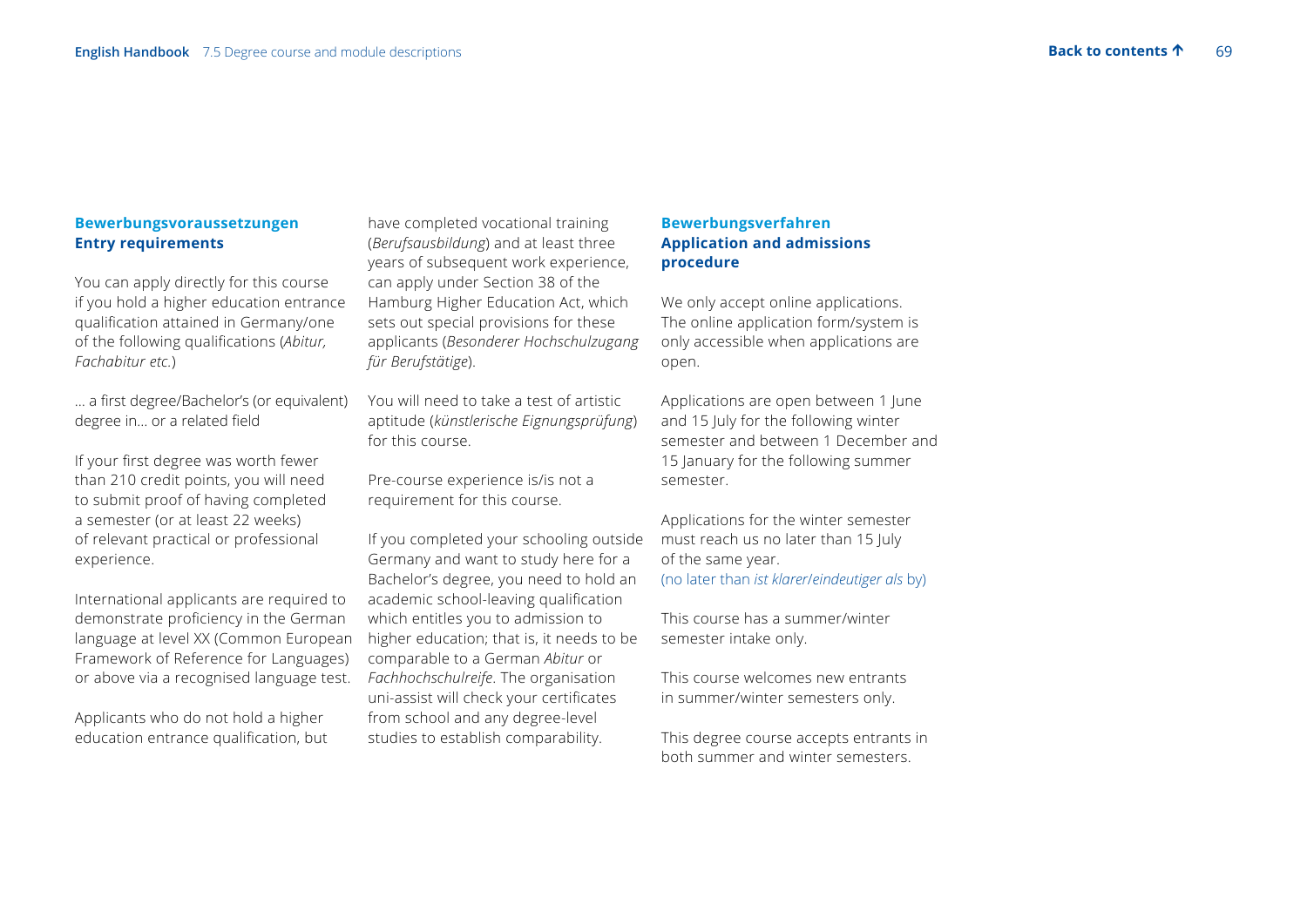### Bewerbungsvoraussetzungen
### Entry requirements

You can apply directly for this course if you hold a higher education entrance qualification attained in Germany/one of the following qualifications (*Abitur, Fachabitur etc.*)

… a first degree/Bachelor's (or equivalent) degree in… or a related field

If your first degree was worth fewer than 210 credit points, you will need to submit proof of having completed a semester (or at least 22 weeks) of relevant practical or professional experience.

International applicants are required to demonstrate proficiency in the German language at level XX (Common European Framework of Reference for Languages) or above via a recognised language test.

Applicants who do not hold a higher education entrance qualification, but have completed vocational training (*Berufsausbildung*) and at least three years of subsequent work experience, can apply under Section 38 of the Hamburg Higher Education Act, which sets out special provisions for these applicants (*Besonderer Hochschulzugang für Berufstätige*).

You will need to take a test of artistic aptitude (*künstlerische Eignungsprüfung*) for this course.

Pre-course experience is/is not a requirement for this course.

If you completed your schooling outside Germany and want to study here for a Bachelor's degree, you need to hold an academic school-leaving qualification which entitles you to admission to higher education; that is, it needs to be comparable to a German *Abitur* or *Fachhochschulreife*. The organisation uni-assist will check your certificates from school and any degree-level studies to establish comparability.

### Bewerbungsverfahren
### Application and admissions procedure

We only accept online applications. The online application form/system is only accessible when applications are open.

Applications are open between 1 June and 15 July for the following winter semester and between 1 December and 15 January for the following summer semester.

Applications for the winter semester must reach us no later than 15 July of the same year.
(no later than *ist klarer/eindeutiger als* by)

This course has a summer/winter semester intake only.

This course welcomes new entrants in summer/winter semesters only.

This degree course accepts entrants in both summer and winter semesters.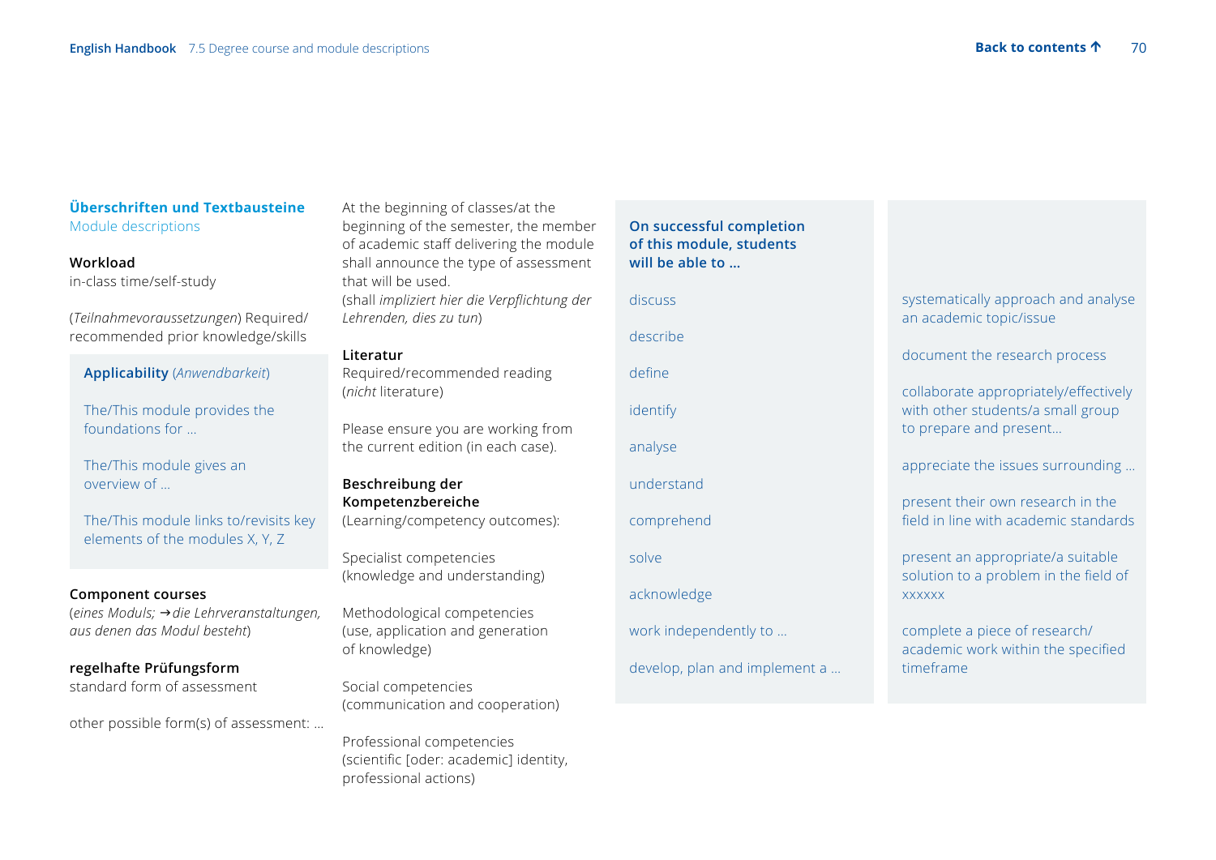## Überschriften und Textbausteine

Module descriptions

**Workload**
in-class time/self-study

(*Teilnahmevoraussetzungen*) Required/recommended prior knowledge/skills

**Applicability** (*Anwendbarkeit*)

The/This module provides the foundations for …

The/This module gives an overview of …

The/This module links to/revisits key elements of the modules X, Y, Z

**Component courses**
(*eines Moduls;* ➔ *die Lehrveranstaltungen, aus denen das Modul besteht*)

**regelhafte Prüfungsform**
standard form of assessment

other possible form(s) of assessment: …

At the beginning of classes/at the beginning of the semester, the member of academic staff delivering the module shall announce the type of assessment that will be used.
(shall *impliziert hier die Verpflichtung der Lehrenden, dies zu tun*)

**Literatur**
Required/recommended reading
(*nicht* literature)

Please ensure you are working from the current edition (in each case).

**Beschreibung der Kompetenzbereiche**
(Learning/competency outcomes):

Specialist competencies
(knowledge and understanding)

Methodological competencies
(use, application and generation of knowledge)

Social competencies
(communication and cooperation)

Professional competencies
(scientific [oder: academic] identity, professional actions)

**On successful completion of this module, students will be able to …**

discuss

describe

define

identify

analyse

understand

comprehend

solve

acknowledge

work independently to …

develop, plan and implement a …

systematically approach and analyse an academic topic/issue

document the research process

collaborate appropriately/effectively with other students/a small group to prepare and present…

appreciate the issues surrounding …

present their own research in the field in line with academic standards

present an appropriate/a suitable solution to a problem in the field of xxxxxx

complete a piece of research/academic work within the specified timeframe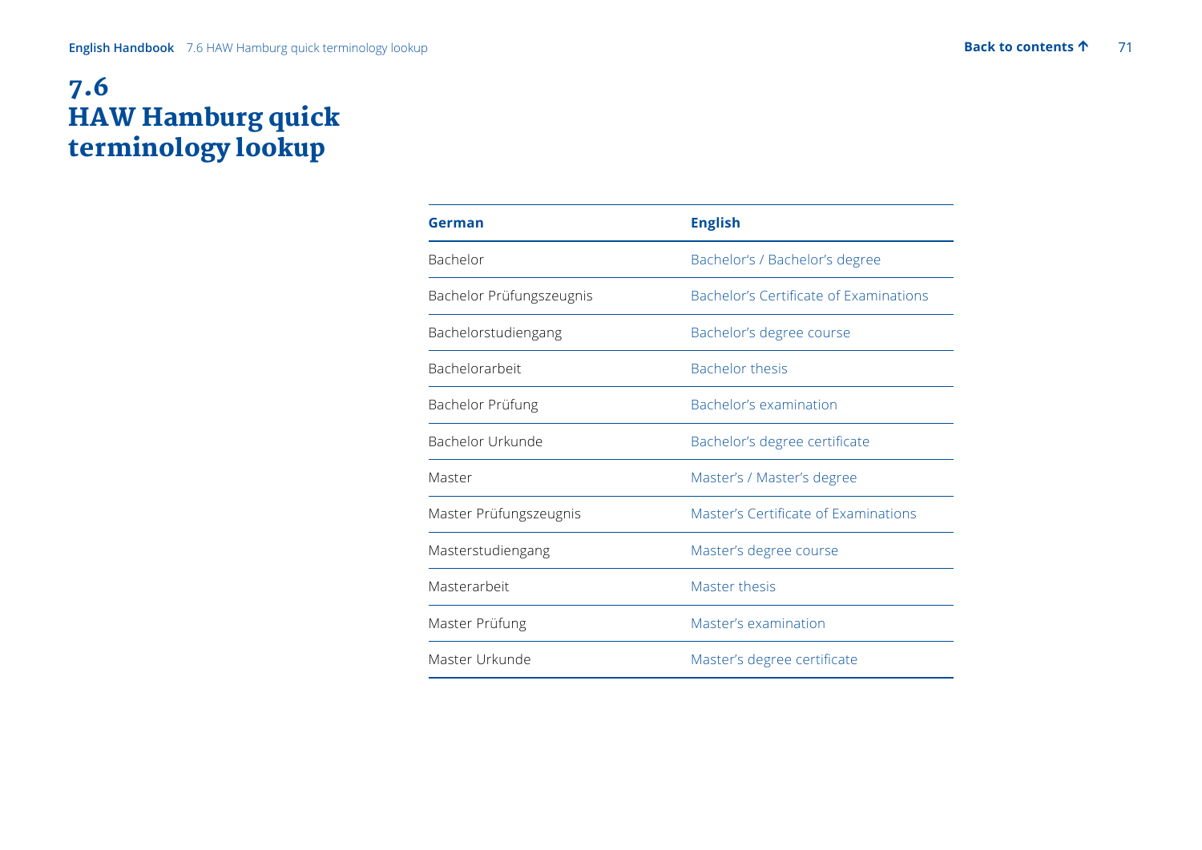# 7.6 HAW Hamburg quick terminology lookup

| German | English |
| --- | --- |
| Bachelor | Bachelor’s / Bachelor’s degree |
| Bachelor Prüfungszeugnis | Bachelor’s Certificate of Examinations |
| Bachelorstudiengang | Bachelor’s degree course |
| Bachelorarbeit | Bachelor thesis |
| Bachelor Prüfung | Bachelor’s examination |
| Bachelor Urkunde | Bachelor’s degree certificate |
| Master | Master’s / Master’s degree |
| Master Prüfungszeugnis | Master’s Certificate of Examinations |
| Masterstudiengang | Master’s degree course |
| Masterarbeit | Master thesis |
| Master Prüfung | Master’s examination |
| Master Urkunde | Master’s degree certificate |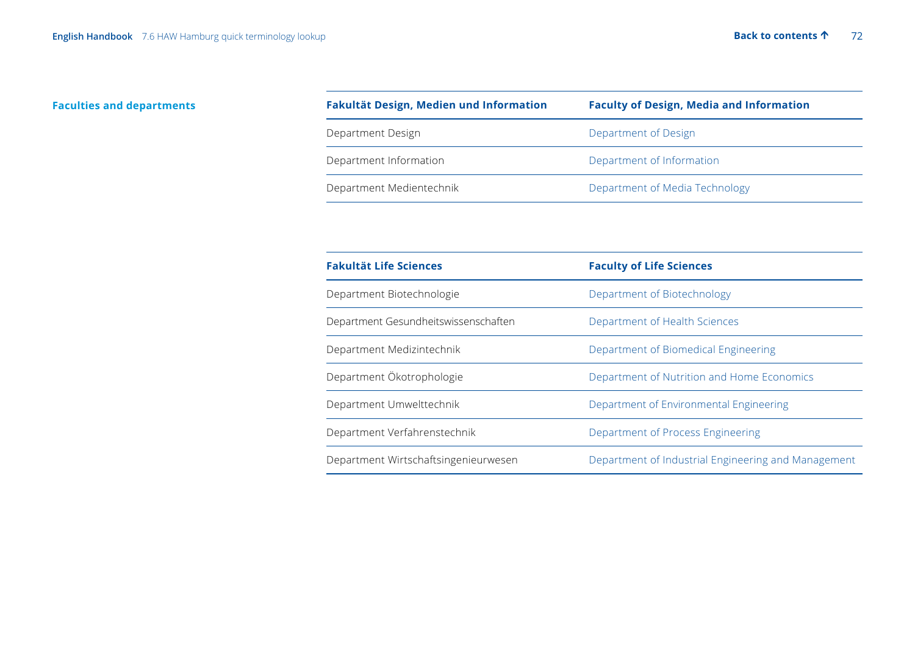### Faculties and departments

| Fakultät Design, Medien und Information | Faculty of Design, Media and Information |
|---|---|
| Department Design | Department of Design |
| Department Information | Department of Information |
| Department Medientechnik | Department of Media Technology |

| Fakultät Life Sciences | Faculty of Life Sciences |
|---|---|
| Department Biotechnologie | Department of Biotechnology |
| Department Gesundheitswissenschaften | Department of Health Sciences |
| Department Medizintechnik | Department of Biomedical Engineering |
| Department Ökotrophologie | Department of Nutrition and Home Economics |
| Department Umwelttechnik | Department of Environmental Engineering |
| Department Verfahrenstechnik | Department of Process Engineering |
| Department Wirtschaftsingenieurwesen | Department of Industrial Engineering and Management |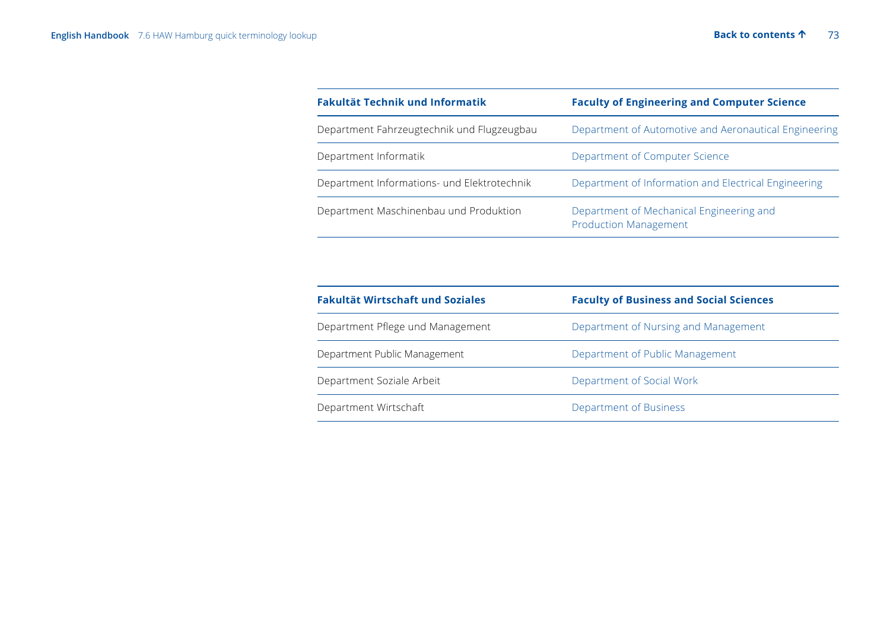| Fakultät Technik und Informatik | Faculty of Engineering and Computer Science |
| --- | --- |
| Department Fahrzeugtechnik und Flugzeugbau | Department of Automotive and Aeronautical Engineering |
| Department Informatik | Department of Computer Science |
| Department Informations- und Elektrotechnik | Department of Information and Electrical Engineering |
| Department Maschinenbau und Produktion | Department of Mechanical Engineering and Production Management |

| Fakultät Wirtschaft und Soziales | Faculty of Business and Social Sciences |
| --- | --- |
| Department Pflege und Management | Department of Nursing and Management |
| Department Public Management | Department of Public Management |
| Department Soziale Arbeit | Department of Social Work |
| Department Wirtschaft | Department of Business |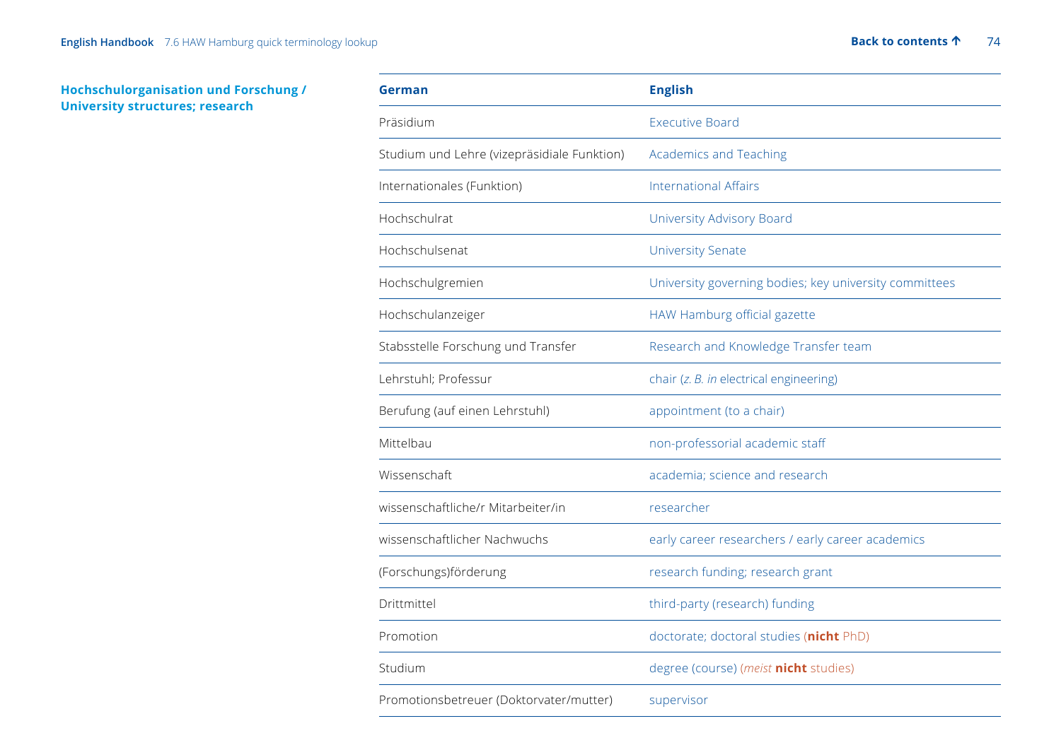## Hochschulorganisation und Forschung / University structures; research

| German | English |
|---|---|
| Präsidium | Executive Board |
| Studium und Lehre (vizepräsidiale Funktion) | Academics and Teaching |
| Internationales (Funktion) | International Affairs |
| Hochschulrat | University Advisory Board |
| Hochschulsenat | University Senate |
| Hochschulgremien | University governing bodies; key university committees |
| Hochschulanzeiger | HAW Hamburg official gazette |
| Stabsstelle Forschung und Transfer | Research and Knowledge Transfer team |
| Lehrstuhl; Professur | chair (*z. B. in* electrical engineering) |
| Berufung (auf einen Lehrstuhl) | appointment (to a chair) |
| Mittelbau | non-professorial academic staff |
| Wissenschaft | academia; science and research |
| wissenschaftliche/r Mitarbeiter/in | researcher |
| wissenschaftlicher Nachwuchs | early career researchers / early career academics |
| (Forschungs)förderung | research funding; research grant |
| Drittmittel | third-party (research) funding |
| Promotion | doctorate; doctoral studies (**nicht** PhD) |
| Studium | degree (course) (*meist* **nicht** studies) |
| Promotionsbetreuer (Doktorvater/mutter) | supervisor |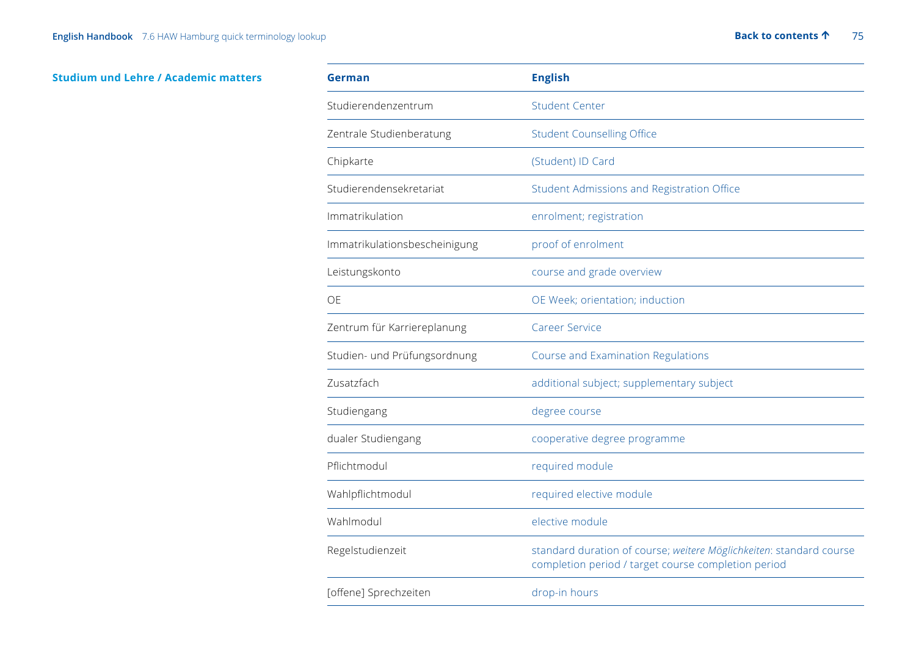**Studium und Lehre / Academic matters**

| German | English |
| --- | --- |
| Studierendenzentrum | Student Center |
| Zentrale Studienberatung | Student Counselling Office |
| Chipkarte | (Student) ID Card |
| Studierendensekretariat | Student Admissions and Registration Office |
| Immatrikulation | enrolment; registration |
| Immatrikulationsbescheinigung | proof of enrolment |
| Leistungskonto | course and grade overview |
| OE | OE Week; orientation; induction |
| Zentrum für Karriereplanung | Career Service |
| Studien- und Prüfungsordnung | Course and Examination Regulations |
| Zusatzfach | additional subject; supplementary subject |
| Studiengang | degree course |
| dualer Studiengang | cooperative degree programme |
| Pflichtmodul | required module |
| Wahlpflichtmodul | required elective module |
| Wahlmodul | elective module |
| Regelstudienzeit | standard duration of course; *weitere Möglichkeiten*: standard course completion period / target course completion period |
| [offene] Sprechzeiten | drop-in hours |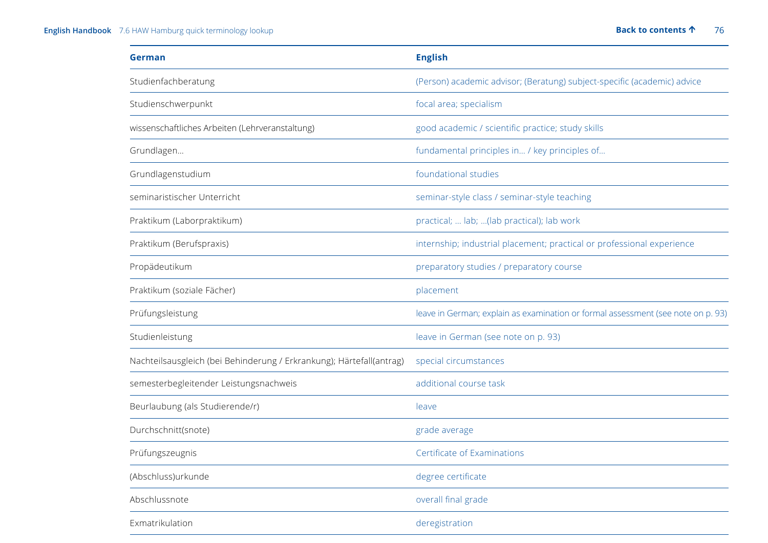| German | English |
| --- | --- |
| Studienfachberatung | (Person) academic advisor; (Beratung) subject-specific (academic) advice |
| Studienschwerpunkt | focal area; specialism |
| wissenschaftliches Arbeiten (Lehrveranstaltung) | good academic / scientific practice; study skills |
| Grundlagen... | fundamental principles in... / key principles of... |
| Grundlagenstudium | foundational studies |
| seminaristischer Unterricht | seminar-style class / seminar-style teaching |
| Praktikum (Laborpraktikum) | practical; ... lab; ...(lab practical); lab work |
| Praktikum (Berufspraxis) | internship; industrial placement; practical or professional experience |
| Propädeutikum | preparatory studies / preparatory course |
| Praktikum (soziale Fächer) | placement |
| Prüfungsleistung | leave in German; explain as examination or formal assessment (see note on p. 93) |
| Studienleistung | leave in German (see note on p. 93) |
| Nachteilsausgleich (bei Behinderung / Erkrankung); Härtefall(antrag) | special circumstances |
| semesterbegleitender Leistungsnachweis | additional course task |
| Beurlaubung (als Studierende/r) | leave |
| Durchschnitt(snote) | grade average |
| Prüfungszeugnis | Certificate of Examinations |
| (Abschluss)urkunde | degree certificate |
| Abschlussnote | overall final grade |
| Exmatrikulation | deregistration |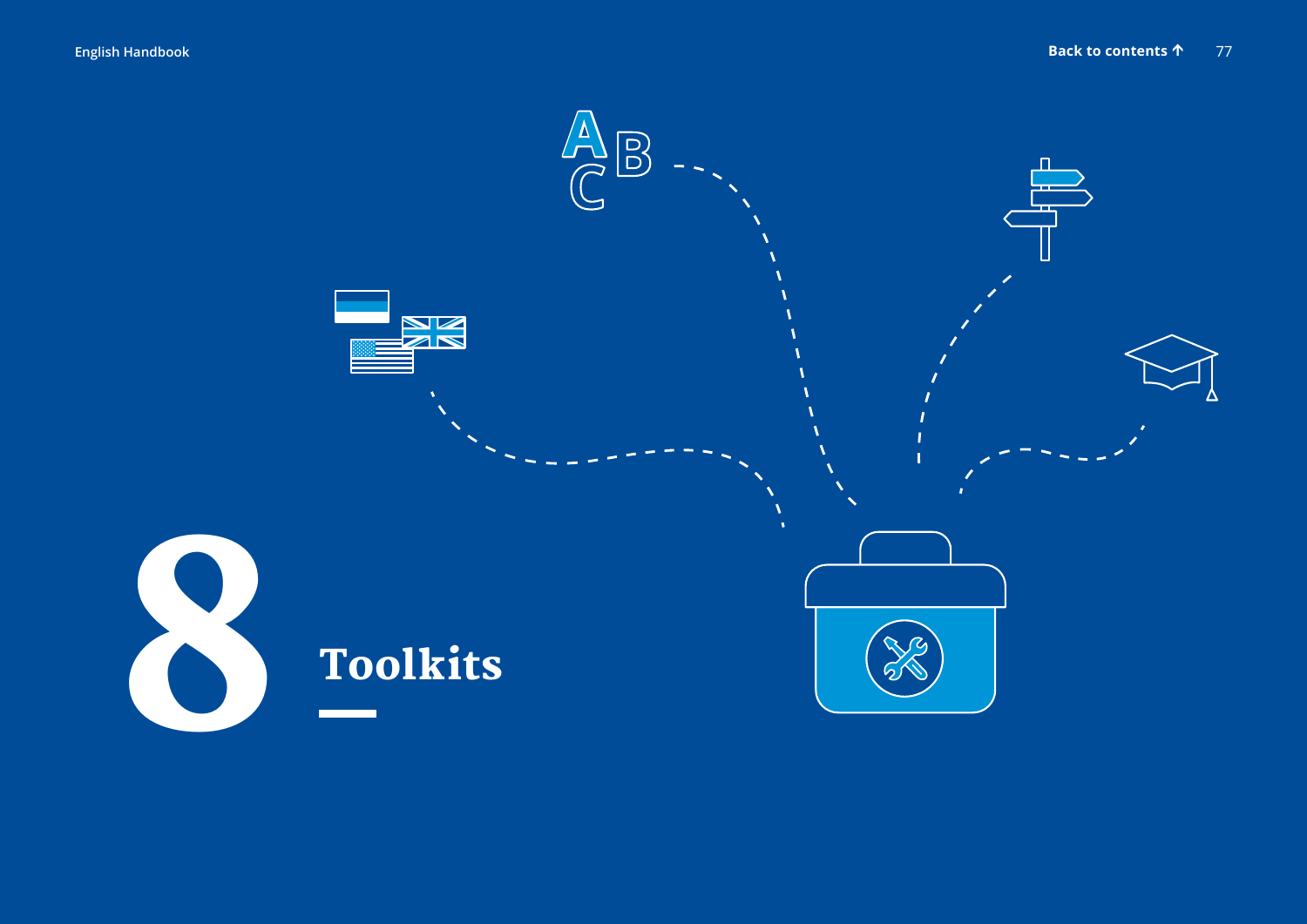# 8 Toolkits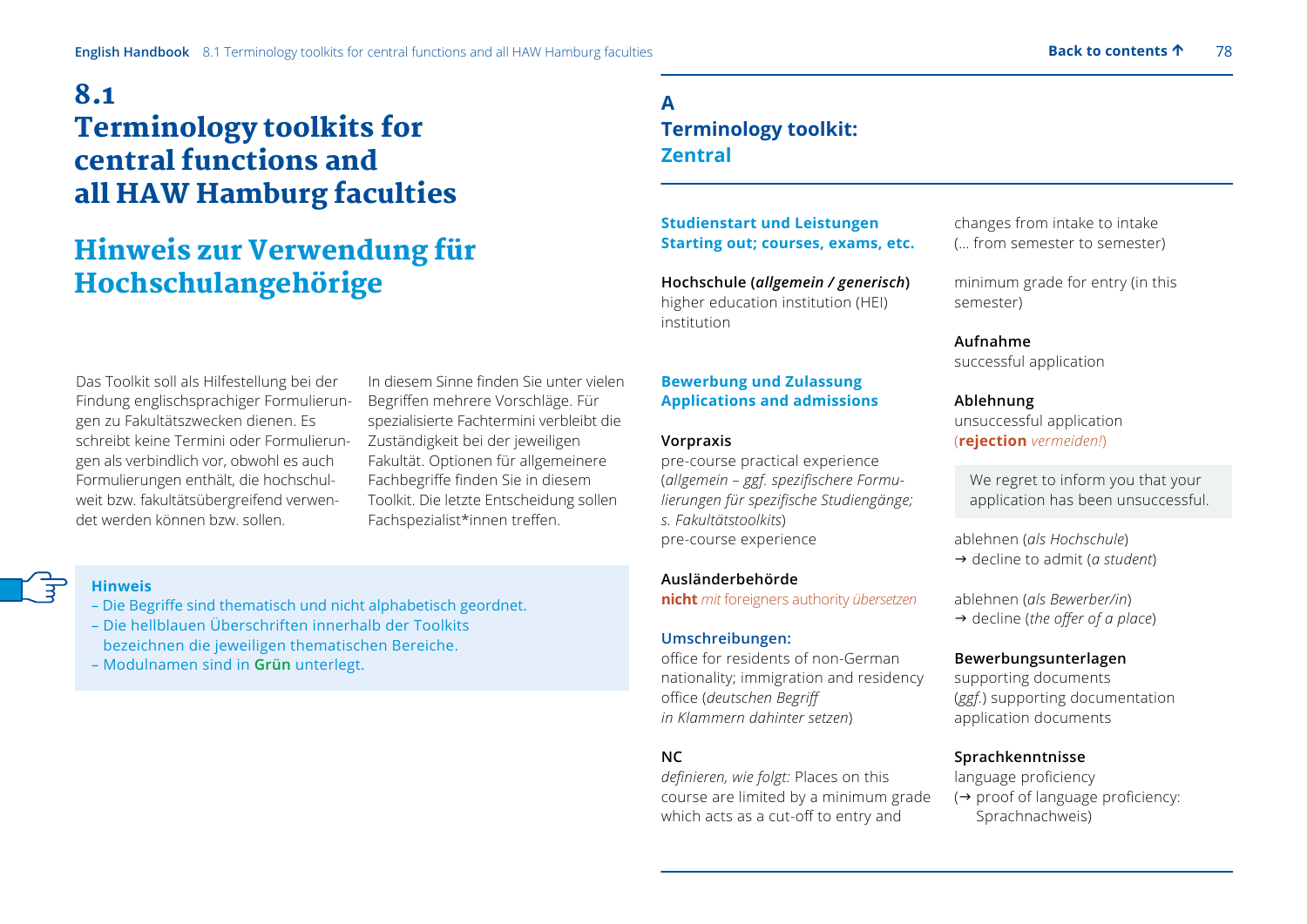# 8.1 Terminology toolkits for central functions and all HAW Hamburg faculties

## Hinweis zur Verwendung für Hochschulangehörige

Das Toolkit soll als Hilfestellung bei der Findung englischsprachiger Formulierungen zu Fakultätszwecken dienen. Es schreibt keine Termini oder Formulierungen als verbindlich vor, obwohl es auch Formulierungen enthält, die hochschulweit bzw. fakultätsübergreifend verwendet werden können bzw. sollen.

In diesem Sinne finden Sie unter vielen Begriffen mehrere Vorschläge. Für spezialisierte Fachtermini verbleibt die Zuständigkeit bei der jeweiligen Fakultät. Optionen für allgemeinere Fachbegriffe finden Sie in diesem Toolkit. Die letzte Entscheidung sollen Fachspezialist*innen treffen.

**Hinweis**
- Die Begriffe sind thematisch und nicht alphabetisch geordnet.
- Die hellblauen Überschriften innerhalb der Toolkits bezeichnen die jeweiligen thematischen Bereiche.
- Modulnamen sind in **Grün** unterlegt.

## A Terminology toolkit: Zentral

### Studienstart und Leistungen
### Starting out; courses, exams, etc.

**Hochschule (*allgemein / generisch*)**
higher education institution (HEI)
institution

### Bewerbung und Zulassung
### Applications and admissions

**Vorpraxis**
pre-course practical experience
(*allgemein – ggf. spezifischere Formulierungen für spezifische Studiengänge; s. Fakultätstoolkits*)
pre-course experience

**Ausländerbehörde**
**nicht** *mit* foreigners authority *übersetzen*

**Umschreibungen:**
office for residents of non-German nationality; immigration and residency office (*deutschen Begriff in Klammern dahinter setzen*)

**NC**
*definieren, wie folgt:* Places on this course are limited by a minimum grade which acts as a cut-off to entry and changes from intake to intake (... from semester to semester)

minimum grade for entry (in this semester)

**Aufnahme**
successful application

**Ablehnung**
unsuccessful application
(**rejection** *vermeiden!*)

> We regret to inform you that your application has been unsuccessful.

ablehnen (*als Hochschule*)
→ decline to admit (*a student*)

ablehnen (*als Bewerber/in*)
→ decline (*the offer of a place*)

**Bewerbungsunterlagen**
supporting documents
(*ggf.*) supporting documentation
application documents

**Sprachkenntnisse**
language proficiency
(→ proof of language proficiency: Sprachnachweis)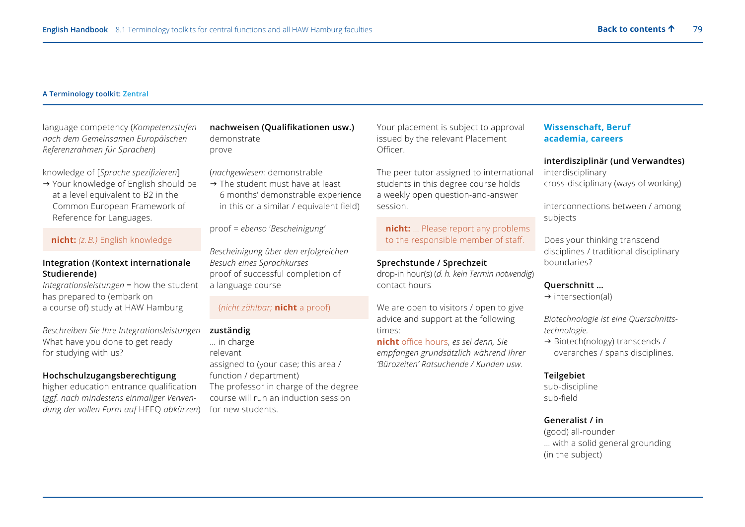### A Terminology toolkit: Zentral

language competency (*Kompetenzstufen nach dem Gemeinsamen Europäischen Referenzrahmen für Sprachen*)

knowledge of [*Sprache spezifizieren*]
→ Your knowledge of English should be at a level equivalent to B2 in the Common European Framework of Reference for Languages.

**nicht:** *(z. B.)* English knowledge

**Integration (Kontext internationale Studierende)**
*Integrationsleistungen* = how the student has prepared to (embark on a course of) study at HAW Hamburg

*Beschreiben Sie Ihre Integrationsleistungen*
What have you done to get ready for studying with us?

**Hochschulzugangsberechtigung**
higher education entrance qualification (*ggf. nach mindestens einmaliger Verwendung der vollen Form auf* HEEQ *abkürzen*)

**nachweisen (Qualifikationen usw.)**
demonstrate
prove

(*nachgewiesen:* demonstrable
→ The student must have at least 6 months' demonstrable experience in this or a similar / equivalent field)

proof = *ebenso* '*Bescheinigung*'

*Bescheinigung über den erfolgreichen Besuch eines Sprachkurses*
proof of successful completion of a language course

(*nicht zählbar;* **nicht** a proof)

**zuständig**
… in charge
relevant
assigned to (your case; this area / function / department)
The professor in charge of the degree course will run an induction session for new students.

Your placement is subject to approval issued by the relevant Placement Officer.

The peer tutor assigned to international students in this degree course holds a weekly open question-and-answer session.

**nicht:** … Please report any problems to the responsible member of staff.

**Sprechstunde / Sprechzeit**
drop-in hour(s) (*d. h. kein Termin notwendig*)
contact hours

We are open to visitors / open to give advice and support at the following times:
**nicht** office hours, *es sei denn, Sie empfangen grundsätzlich während Ihrer 'Bürozeiten' Ratsuchende / Kunden usw.*

## Wissenschaft, Beruf
## academia, careers

**interdisziplinär (und Verwandtes)**
interdisciplinary
cross-disciplinary (ways of working)

interconnections between / among subjects

Does your thinking transcend disciplines / traditional disciplinary boundaries?

**Querschnitt …**
→ intersection(al)

*Biotechnologie ist eine Querschnitts­technologie.*
→ Biotech(nology) transcends / overarches / spans disciplines.

**Teilgebiet**
sub-discipline
sub-field

**Generalist / in**
(good) all-rounder
… with a solid general grounding (in the subject)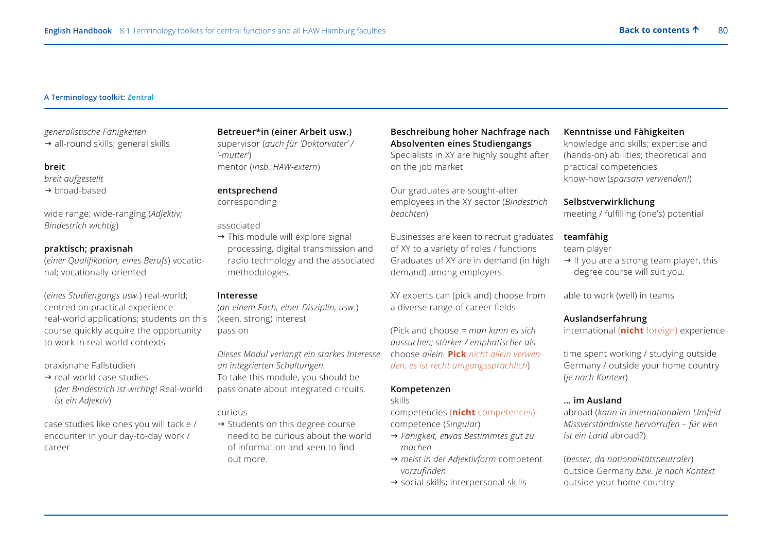**A Terminology toolkit: Zentral**

*generalistische Fähigkeiten*
→ all-round skills; general skills

**breit**
*breit aufgestellt*
→ broad-based

wide range; wide-ranging (*Adjektiv; Bindestrich wichtig*)

**praktisch; praxisnah**
(*einer Qualifikation, eines Berufs*) vocational; vocationally-oriented

(*eines Studiengangs usw.*) real-world; centred on practical experience
real-world applications; students on this course quickly acquire the opportunity to work in real-world contexts

praxisnahe Fallstudien
→ real-world case studies
(*der Bindestrich ist wichtig!* Real-world *ist ein Adjektiv*)

case studies like ones you will tackle / encounter in your day-to-day work / career

**Betreuer*in (einer Arbeit usw.)**
supervisor (*auch für 'Doktorvater' / '-mutter'*)
mentor (*insb. HAW-extern*)

**entsprechend**
corresponding

associated
→ This module will explore signal processing, digital transmission and radio technology and the associated methodologies.

**Interesse**
(*an einem Fach, einer Disziplin, usw.*)
(keen, strong) interest
passion

*Dieses Modul verlangt ein starkes Interesse an integrierten Schaltungen.*
To take this module, you should be passionate about integrated circuits.

curious
→ Students on this degree course need to be curious about the world of information and keen to find out more.

**Beschreibung hoher Nachfrage nach Absolventen eines Studiengangs**
Specialists in XY are highly sought after on the job market

Our graduates are sought-after employees in the XY sector (*Bindestrich beachten*)

Businesses are keen to recruit graduates of XY to a variety of roles / functions
Graduates of XY are in demand (in high demand) among employers.

XY experts can (pick and) choose from a diverse range of career fields.

(Pick and choose = *man kann es sich aussuchen; stärker / emphatischer als* choose *allein.* **Pick** *nicht allein verwenden, es ist recht umgangssprachlich*)

**Kompetenzen**
skills
competencies (**nicht** competences)
competence (*Singular*)
→ *Fähigkeit, etwas Bestimmtes gut zu machen*
→ *meist in der Adjektivform* competent *vorzufinden*
→ social skills; interpersonal skills

**Kenntnisse und Fähigkeiten**
knowledge and skills; expertise and (hands-on) abilities; theoretical and practical competencies
know-how (*sparsam verwenden!*)

**Selbstverwirklichung**
meeting / fulfilling (one's) potential

**teamfähig**
team player
→ If you are a strong team player, this degree course will suit you.

able to work (well) in teams

**Auslandserfahrung**
international (**nicht** foreign) experience

time spent working / studying outside Germany / outside your home country (*je nach Kontext*)

**... im Ausland**
abroad (*kann in internationalem Umfeld Missverständnisse hervorrufen – für wen ist ein Land* abroad?)

(*besser, da nationalitätsneutraler*)
outside Germany *bzw. je nach Kontext* outside your home country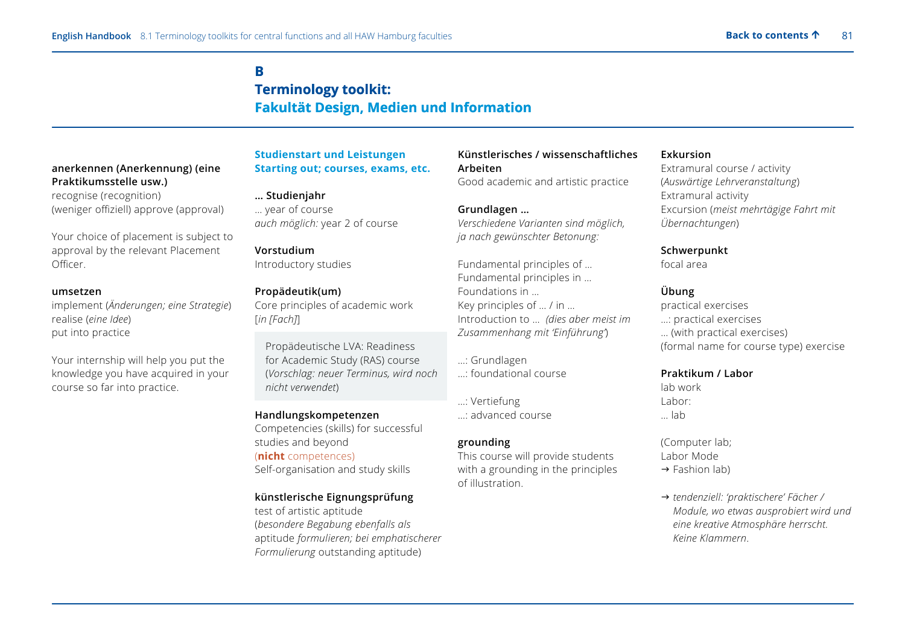## B
## Terminology toolkit:
## Fakultät Design, Medien und Information

**anerkennen (Anerkennung) (eine Praktikumsstelle usw.)**
recognise (recognition)
(weniger offiziell) approve (approval)

Your choice of placement is subject to approval by the relevant Placement Officer.

**umsetzen**
implement (*Änderungen; eine Strategie*)
realise (*eine Idee*)
put into practice

Your internship will help you put the knowledge you have acquired in your course so far into practice.

### Studienstart und Leistungen
### Starting out; courses, exams, etc.

**… Studienjahr**
… year of course
*auch möglich:* year 2 of course

**Vorstudium**
Introductory studies

**Propädeutik(um)**
Core principles of academic work
[*in [Fach]*]

> Propädeutische LVA: Readiness for Academic Study (RAS) course
> (*Vorschlag: neuer Terminus, wird noch nicht verwendet*)

**Handlungskompetenzen**
Competencies (skills) for successful studies and beyond
(**nicht** competences)
Self-organisation and study skills

**künstlerische Eignungsprüfung**
test of artistic aptitude
(*besondere Begabung ebenfalls als* aptitude *formulieren; bei emphatischerer Formulierung* outstanding aptitude)

**Künstlerisches / wissenschaftliches Arbeiten**
Good academic and artistic practice

**Grundlagen …**
*Verschiedene Varianten sind möglich, ja nach gewünschter Betonung:*

Fundamental principles of …
Fundamental principles in …
Foundations in …
Key principles of … / in …
Introduction to … *(dies aber meist im Zusammenhang mit 'Einführung')*

…: Grundlagen
…: foundational course

…: Vertiefung
…: advanced course

**grounding**
This course will provide students with a grounding in the principles of illustration.

**Exkursion**
Extramural course / activity
(*Auswärtige Lehrveranstaltung*)
Extramural activity
Excursion (*meist mehrtägige Fahrt mit Übernachtungen*)

**Schwerpunkt**
focal area

**Übung**
practical exercises
…: practical exercises
… (with practical exercises)
(formal name for course type) exercise

**Praktikum / Labor**
lab work
Labor:
… lab

(Computer lab;
Labor Mode
→ Fashion lab)

→ *tendenziell: 'praktischere' Fächer / Module, wo etwas ausprobiert wird und eine kreative Atmosphäre herrscht. Keine Klammern*.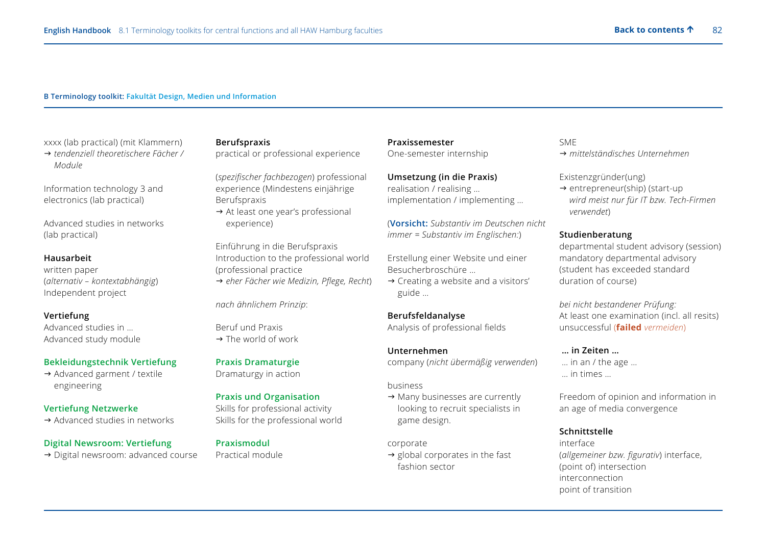**B Terminology toolkit:** Fakultät Design, Medien und Information

xxxx (lab practical) (mit Klammern)
→ *tendenziell theoretischere Fächer / Module*

Information technology 3 and electronics (lab practical)

Advanced studies in networks (lab practical)

**Hausarbeit**
written paper
(*alternativ – kontextabhängig*)
Independent project

**Vertiefung**
Advanced studies in …
Advanced study module

**Bekleidungstechnik Vertiefung**
→ Advanced garment / textile engineering

**Vertiefung Netzwerke**
→ Advanced studies in networks

**Digital Newsroom: Vertiefung**
→ Digital newsroom: advanced course

**Berufspraxis**
practical or professional experience

(*spezifischer fachbezogen*) professional experience (Mindestens einjährige Berufspraxis
→ At least one year's professional experience)

Einführung in die Berufspraxis
Introduction to the professional world (professional practice
→ *eher Fächer wie Medizin, Pflege, Recht*)

*nach ähnlichem Prinzip*:

Beruf und Praxis
→ The world of work

**Praxis Dramaturgie**
Dramaturgy in action

**Praxis und Organisation**
Skills for professional activity
Skills for the professional world

**Praxismodul**
Practical module

**Praxissemester**
One-semester internship

**Umsetzung (in die Praxis)**
realisation / realising …
implementation / implementing …

(**Vorsicht:** *Substantiv im Deutschen nicht immer = Substantiv im Englischen:*)

Erstellung einer Website und einer Besucherbroschüre …
→ Creating a website and a visitors' guide …

**Berufsfeldanalyse**
Analysis of professional fields

**Unternehmen**
company (*nicht übermäßig verwenden*)

business
→ Many businesses are currently looking to recruit specialists in game design.

corporate
→ global corporates in the fast fashion sector

SME
→ *mittelständisches Unternehmen*

Existenzgründer(ung)
→ entrepreneur(ship) (start-up *wird meist nur für IT bzw. Tech-Firmen verwendet*)

**Studienberatung**
departmental student advisory (session)
mandatory departmental advisory (student has exceeded standard duration of course)

*bei nicht bestandener Prüfung:*
At least one examination (incl. all resits) unsuccessful (**failed** *vermeiden*)

**… in Zeiten …**
… in an / the age …
… in times …

Freedom of opinion and information in an age of media convergence

**Schnittstelle**
interface
(*allgemeiner bzw. figurativ*) interface, (point of) intersection
interconnection
point of transition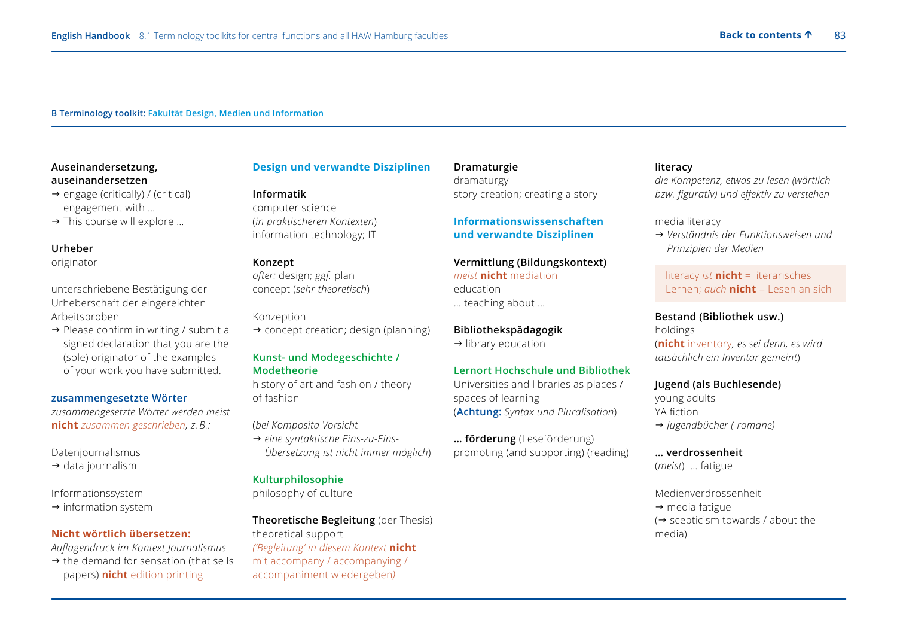**B Terminology toolkit: Fakultät Design, Medien und Information**

**Auseinandersetzung, auseinandersetzen**
→ engage (critically) / (critical) engagement with …
→ This course will explore …

**Urheber**
originator

unterschriebene Bestätigung der Urheberschaft der eingereichten Arbeitsproben
→ Please confirm in writing / submit a signed declaration that you are the (sole) originator of the examples of your work you have submitted.

**zusammengesetzte Wörter**
*zusammengesetzte Wörter werden meist* **nicht** *zusammen geschrieben, z. B.:*

Datenjournalismus
→ data journalism

Informationssystem
→ information system

**Nicht wörtlich übersetzen:**
*Auflagendruck im Kontext Journalismus*
→ the demand for sensation (that sells papers) **nicht** edition printing

**Design und verwandte Disziplinen**

**Informatik**
computer science
(*in praktischeren Kontexten*)
information technology; IT

**Konzept**
*öfter:* design; *ggf.* plan
concept (*sehr theoretisch*)

Konzeption
→ concept creation; design (planning)

**Kunst- und Modegeschichte / Modetheorie**
history of art and fashion / theory of fashion

(*bei Komposita Vorsicht*
→ *eine syntaktische Eins-zu-Eins-Übersetzung ist nicht immer möglich*)

**Kulturphilosophie**
philosophy of culture

**Theoretische Begleitung** (der Thesis)
theoretical support
*('Begleitung' in diesem Kontext* **nicht** *mit accompany / accompanying / accompaniment wiedergeben)*

**Dramaturgie**
dramaturgy
story creation; creating a story

**Informationswissenschaften und verwandte Disziplinen**

**Vermittlung (Bildungskontext)**
*meist* **nicht** mediation
education
… teaching about …

**Bibliothekspädagogik**
→ library education

**Lernort Hochschule und Bibliothek**
Universities and libraries as places / spaces of learning
(**Achtung:** *Syntax und Pluralisation*)

**… förderung** (Leseförderung)
promoting (and supporting) (reading)

**literacy**
*die Kompetenz, etwas zu lesen (wörtlich bzw. figurativ) und effektiv zu verstehen*

media literacy
→ *Verständnis der Funktionsweisen und Prinzipien der Medien*

literacy *ist* **nicht** = literarisches Lernen; *auch* **nicht** = Lesen an sich

**Bestand (Bibliothek usw.)**
holdings
(**nicht** inventory*, es sei denn, es wird tatsächlich ein Inventar gemeint*)

**Jugend (als Buchlesende)**
young adults
YA fiction
→ *Jugendbücher (-romane)*

**… verdrossenheit**
(*meist*) … fatigue

Medienverdrossenheit
→ media fatigue
(→ scepticism towards / about the media)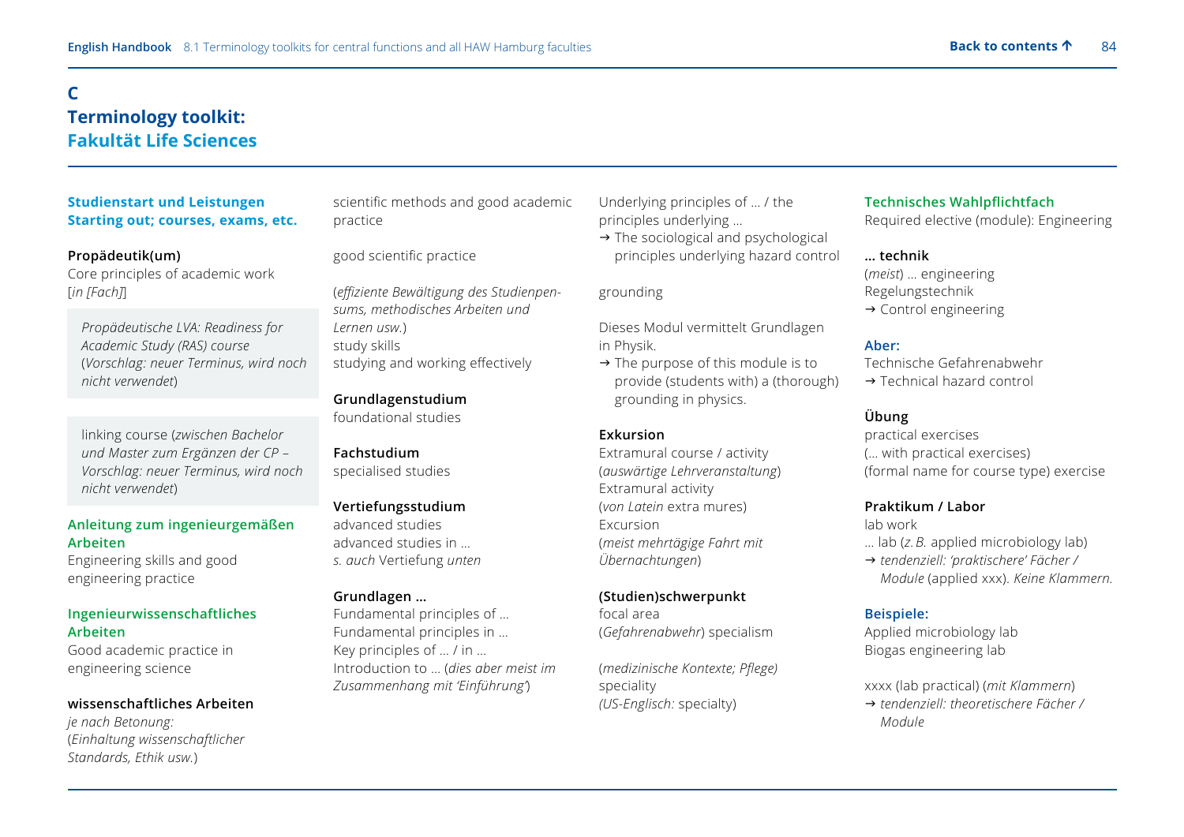# C
# Terminology toolkit:
## Fakultät Life Sciences

### Studienstart und Leistungen
### Starting out; courses, exams, etc.

**Propädeutik(um)**
Core principles of academic work
[*in [Fach]*]

> *Propädeutische LVA: Readiness for Academic Study (RAS) course* (*Vorschlag: neuer Terminus, wird noch nicht verwendet*)

> linking course (*zwischen Bachelor und Master zum Ergänzen der CP – Vorschlag: neuer Terminus, wird noch nicht verwendet*)

**Anleitung zum ingenieurgemäßen Arbeiten**
Engineering skills and good engineering practice

**Ingenieurwissenschaftliches Arbeiten**
Good academic practice in engineering science

**wissenschaftliches Arbeiten**
*je nach Betonung:*
(*Einhaltung wissenschaftlicher Standards, Ethik usw.*)
scientific methods and good academic practice

good scientific practice

(*effiziente Bewältigung des Studienpensums, methodisches Arbeiten und Lernen usw.*)
study skills
studying and working effectively

**Grundlagenstudium**
foundational studies

**Fachstudium**
specialised studies

**Vertiefungsstudium**
advanced studies
advanced studies in …
*s. auch* Vertiefung *unten*

**Grundlagen …**
Fundamental principles of …
Fundamental principles in …
Key principles of … / in …
Introduction to … (*dies aber meist im Zusammenhang mit 'Einführung'*)
Underlying principles of … / the principles underlying …
→ The sociological and psychological principles underlying hazard control

grounding

Dieses Modul vermittelt Grundlagen in Physik.
→ The purpose of this module is to provide (students with) a (thorough) grounding in physics.

**Exkursion**
Extramural course / activity
(*auswärtige Lehrveranstaltung*)
Extramural activity
(*von Latein* extra mures)
Excursion
(*meist mehrtägige Fahrt mit Übernachtungen*)

**(Studien)schwerpunkt**
focal area
(*Gefahrenabwehr*) specialism

(*medizinische Kontexte; Pflege)*
speciality
*(US-Englisch:* specialty)

**Technisches Wahlpflichtfach**
Required elective (module): Engineering

**… technik**
(*meist*) … engineering
Regelungstechnik
→ Control engineering

**Aber:**
Technische Gefahrenabwehr
→ Technical hazard control

**Übung**
practical exercises
(… with practical exercises)
(formal name for course type) exercise

**Praktikum / Labor**
lab work
… lab (*z. B.* applied microbiology lab)
→ *tendenziell: 'praktischere' Fächer / Module* (applied xxx). *Keine Klammern.*

**Beispiele:**
Applied microbiology lab
Biogas engineering lab

xxxx (lab practical) (*mit Klammern*)
→ *tendenziell: theoretischere Fächer / Module*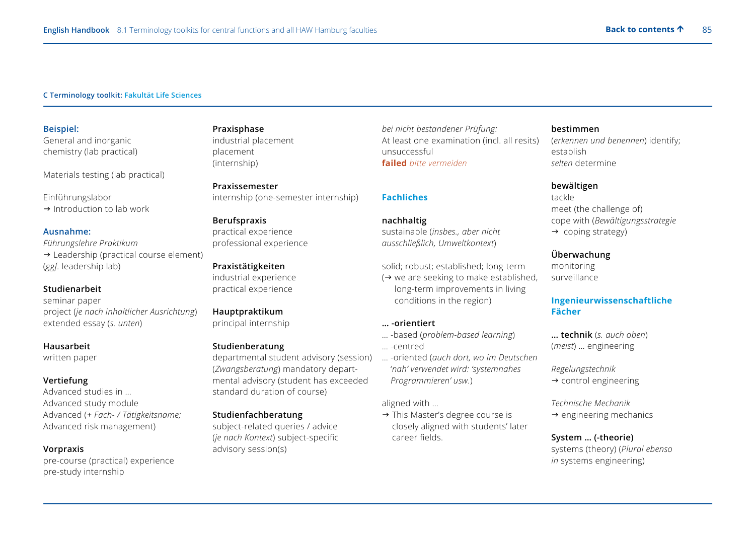**C Terminology toolkit:** **Fakultät Life Sciences**

**Beispiel:**
General and inorganic chemistry (lab practical)

Materials testing (lab practical)

Einführungslabor
→ Introduction to lab work

**Ausnahme:**
*Führungslehre Praktikum*
→ Leadership (practical course element)
(*ggf.* leadership lab)

**Studienarbeit**
seminar paper
project (*je nach inhaltlicher Ausrichtung*)
extended essay (*s. unten*)

**Hausarbeit**
written paper

**Vertiefung**
Advanced studies in …
Advanced study module
Advanced (+ *Fach- / Tätigkeitsname;* Advanced risk management)

**Vorpraxis**
pre-course (practical) experience
pre-study internship

**Praxisphase**
industrial placement
placement
(internship)

**Praxissemester**
internship (one-semester internship)

**Berufspraxis**
practical experience
professional experience

**Praxistätigkeiten**
industrial experience
practical experience

**Hauptpraktikum**
principal internship

**Studienberatung**
departmental student advisory (session)
(*Zwangsberatung*) mandatory departmental advisory (student has exceeded standard duration of course)

**Studienfachberatung**
subject-related queries / advice
(*je nach Kontext*) subject-specific advisory session(s)

*bei nicht bestandener Prüfung:*
At least one examination (incl. all resits) unsuccessful
**failed** *bitte vermeiden*

## Fachliches

**nachhaltig**
sustainable (*insbes., aber nicht ausschließlich, Umweltkontext*)

solid; robust; established; long-term
(→ we are seeking to make established, long-term improvements in living conditions in the region)

**… -orientiert**
… -based (*problem-based learning*)
… -centred
… -oriented (*auch dort, wo im Deutschen 'nah' verwendet wird: 'systemnahes Programmieren' usw.*)

aligned with …
→ This Master's degree course is closely aligned with students' later career fields.

**bestimmen**
(*erkennen und benennen*) identify; establish
*selten* determine

**bewältigen**
tackle
meet (the challenge of)
cope with (*Bewältigungsstrategie* → coping strategy)

**Überwachung**
monitoring
surveillance

## Ingenieurwissenschaftliche Fächer

**… technik** (*s. auch oben*)
(*meist*) … engineering

*Regelungstechnik*
→ control engineering

*Technische Mechanik*
→ engineering mechanics

**System … (-theorie)**
systems (theory) (*Plural ebenso in* systems engineering)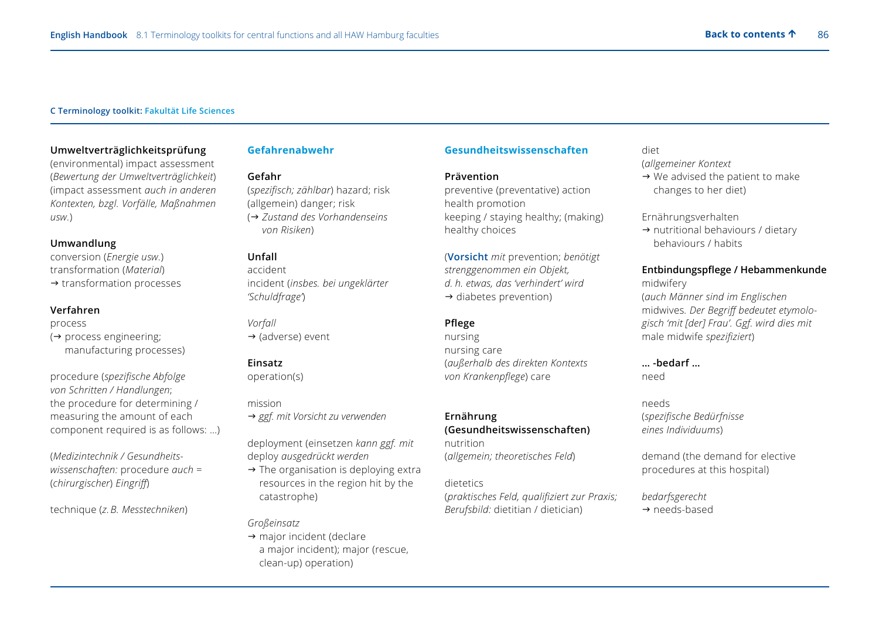**C Terminology toolkit: Fakultät Life Sciences**

**Umweltverträglichkeitsprüfung**
(environmental) impact assessment
(*Bewertung der Umweltverträglichkeit*)
(impact assessment *auch in anderen Kontexten, bzgl. Vorfälle, Maßnahmen usw.*)

**Umwandlung**
conversion (*Energie usw.*)
transformation (*Material*)
→ transformation processes

**Verfahren**
process
(→ process engineering; manufacturing processes)

procedure (*spezifische Abfolge von Schritten / Handlungen*; the procedure for determining / measuring the amount of each component required is as follows: …)

(*Medizintechnik / Gesundheitswissenschaften:* procedure *auch* = (*chirurgischer*) *Eingriff*)

technique (*z. B. Messtechniken*)

## Gefahrenabwehr

**Gefahr**
(*spezifisch; zählbar*) hazard; risk
(allgemein) danger; risk
(→ *Zustand des Vorhandenseins von Risiken*)

**Unfall**
accident
incident (*insbes. bei ungeklärter 'Schuldfrage'*)

*Vorfall*
→ (adverse) event

**Einsatz**
operation(s)

mission
→ *ggf. mit Vorsicht zu verwenden*

deployment (einsetzen *kann ggf. mit* deploy *ausgedrückt werden*
→ The organisation is deploying extra resources in the region hit by the catastrophe)

*Großeinsatz*
→ major incident (declare a major incident); major (rescue, clean-up) operation)

## Gesundheitswissenschaften

**Prävention**
preventive (preventative) action
health promotion
keeping / staying healthy; (making) healthy choices

(**Vorsicht** *mit* prevention; *benötigt strenggenommen ein Objekt, d. h. etwas, das 'verhindert' wird*
→ diabetes prevention)

**Pflege**
nursing
nursing care
(*außerhalb des direkten Kontexts von Krankenpflege*) care

**Ernährung (Gesundheitswissenschaften)**
nutrition
(*allgemein; theoretisches Feld*)

dietetics
(*praktisches Feld, qualifiziert zur Praxis; Berufsbild:* dietitian / dietician)

diet
(*allgemeiner Kontext*
→ We advised the patient to make changes to her diet)

Ernährungsverhalten
→ nutritional behaviours / dietary behaviours / habits

**Entbindungspflege / Hebammenkunde**
midwifery
(*auch Männer sind im Englischen* midwives. *Der Begriff bedeutet etymologisch 'mit [der] Frau'. Ggf. wird dies mit* male midwife *spezifiziert*)

**… -bedarf …**
need

needs
(*spezifische Bedürfnisse eines Individuums*)

demand (the demand for elective procedures at this hospital)

*bedarfsgerecht*
→ needs-based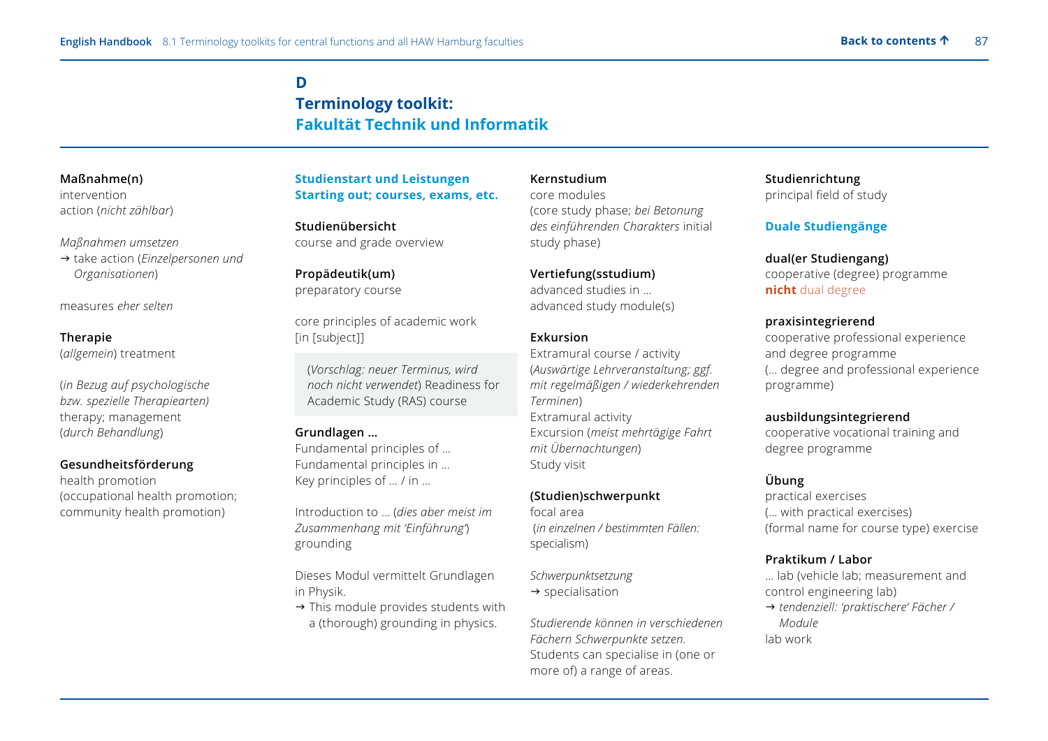## D

## Terminology toolkit: Fakultät Technik und Informatik

**Maßnahme(n)**
intervention
action (*nicht zählbar*)

*Maßnahmen umsetzen*
→ take action (*Einzelpersonen und Organisationen*)

measures *eher selten*

**Therapie**
(*allgemein*) treatment

(*in Bezug auf psychologische bzw. spezielle Therapiearten)* therapy; management (*durch Behandlung*)

**Gesundheitsförderung**
health promotion
(occupational health promotion; community health promotion)

### Studienstart und Leistungen
### Starting out; courses, exams, etc.

**Studienübersicht**
course and grade overview

**Propädeutik(um)**
preparatory course

core principles of academic work [in [subject]]

(*Vorschlag: neuer Terminus, wird noch nicht verwendet*) Readiness for Academic Study (RAS) course

**Grundlagen …**
Fundamental principles of …
Fundamental principles in …
Key principles of … / in …

Introduction to … (*dies aber meist im Zusammenhang mit 'Einführung'*)
grounding

Dieses Modul vermittelt Grundlagen in Physik.
→ This module provides students with a (thorough) grounding in physics.

**Kernstudium**
core modules
(core study phase; *bei Betonung des einführenden Charakters* initial study phase)

**Vertiefung(sstudium)**
advanced studies in …
advanced study module(s)

**Exkursion**
Extramural course / activity
(*Auswärtige Lehrveranstaltung; ggf. mit regelmäßigen / wiederkehrenden Terminen*)
Extramural activity
Excursion (*meist mehrtägige Fahrt mit Übernachtungen*)
Study visit

**(Studien)schwerpunkt**
focal area
(*in einzelnen / bestimmten Fällen:* specialism)

*Schwerpunktsetzung*
→ specialisation

*Studierende können in verschiedenen Fächern Schwerpunkte setzen.*
Students can specialise in (one or more of) a range of areas.

**Studienrichtung**
principal field of study

### Duale Studiengänge

**dual(er Studiengang)**
cooperative (degree) programme
**nicht** dual degree

**praxisintegrierend**
cooperative professional experience and degree programme
(… degree and professional experience programme)

**ausbildungsintegrierend**
cooperative vocational training and degree programme

**Übung**
practical exercises
(… with practical exercises)
(formal name for course type) exercise

**Praktikum / Labor**
… lab (vehicle lab; measurement and control engineering lab)
→ *tendenziell: 'praktischere' Fächer / Module*
lab work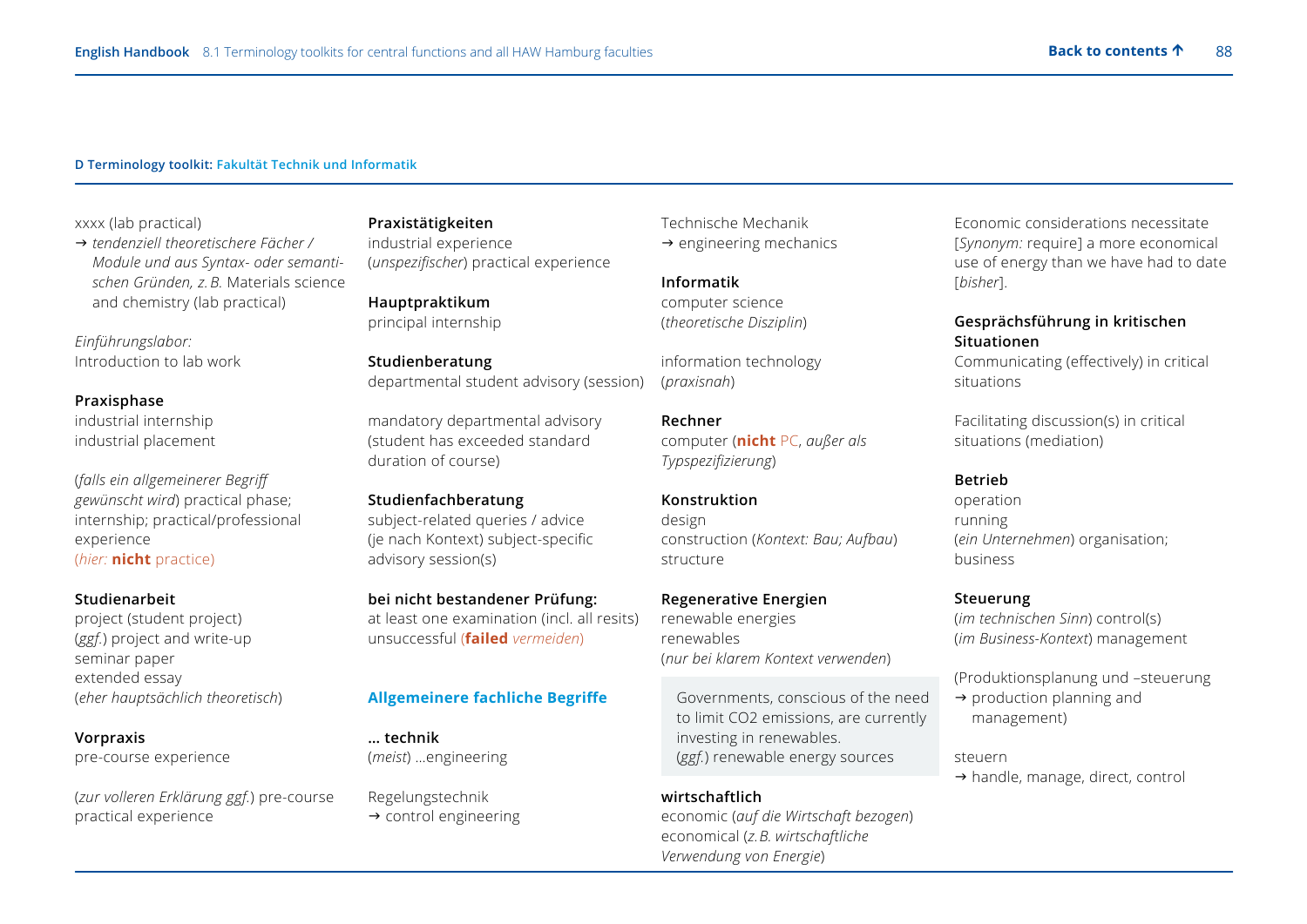**D Terminology toolkit:** **Fakultät Technik und Informatik**

xxxx (lab practical)
→ *tendenziell theoretischere Fächer / Module und aus Syntax- oder semantischen Gründen, z. B.* Materials science and chemistry (lab practical)

*Einführungslabor:*
Introduction to lab work

**Praxisphase**
industrial internship
industrial placement

(*falls ein allgemeinerer Begriff gewünscht wird*) practical phase; internship; practical/professional experience
(*hier:* **nicht** practice)

**Studienarbeit**
project (student project)
(*ggf.*) project and write-up
seminar paper
extended essay
(*eher hauptsächlich theoretisch*)

**Vorpraxis**
pre-course experience

(*zur volleren Erklärung ggf.*) pre-course practical experience

**Praxistätigkeiten**
industrial experience
(*unspezifischer*) practical experience

**Hauptpraktikum**
principal internship

**Studienberatung**
departmental student advisory (session)

mandatory departmental advisory (student has exceeded standard duration of course)

**Studienfachberatung**
subject-related queries / advice
(je nach Kontext) subject-specific advisory session(s)

**bei nicht bestandener Prüfung:**
at least one examination (incl. all resits) unsuccessful (**failed** *vermeiden*)

### Allgemeinere fachliche Begriffe

**… technik**
(*meist*) …engineering

Regelungstechnik
→ control engineering

Technische Mechanik
→ engineering mechanics

**Informatik**
computer science
(*theoretische Disziplin*)

information technology
(*praxisnah*)

**Rechner**
computer (**nicht** PC, *außer als Typspezifizierung*)

**Konstruktion**
design
construction (*Kontext: Bau; Aufbau*)
structure

**Regenerative Energien**
renewable energies
renewables
(*nur bei klarem Kontext verwenden*)

> Governments, conscious of the need to limit CO2 emissions, are currently investing in renewables.
> (*ggf.*) renewable energy sources

**wirtschaftlich**
economic (*auf die Wirtschaft bezogen*)
economical (*z. B. wirtschaftliche Verwendung von Energie*)

Economic considerations necessitate [*Synonym:* require] a more economical use of energy than we have had to date [*bisher*].

**Gesprächsführung in kritischen Situationen**
Communicating (effectively) in critical situations

Facilitating discussion(s) in critical situations (mediation)

**Betrieb**
operation
running
(*ein Unternehmen*) organisation; business

**Steuerung**
(*im technischen Sinn*) control(s)
(*im Business-Kontext*) management

(Produktionsplanung und –steuerung
→ production planning and management)

steuern
→ handle, manage, direct, control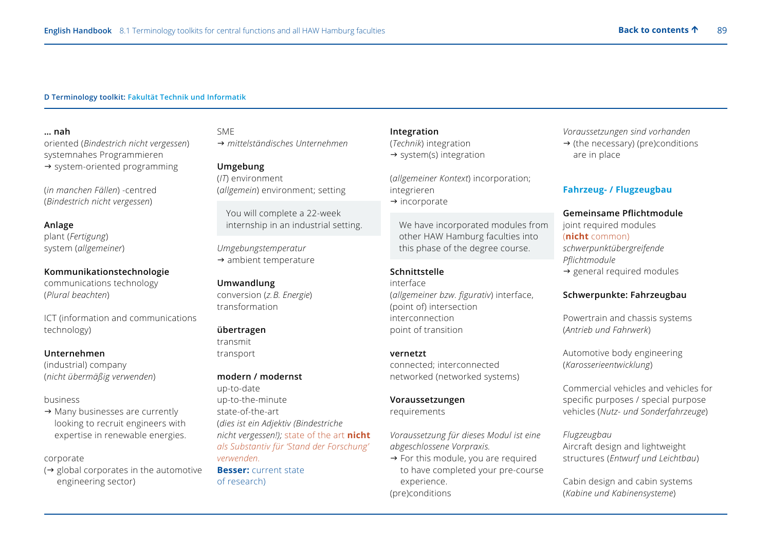**D Terminology toolkit:** Fakultät Technik und Informatik

**… nah**
oriented (*Bindestrich nicht vergessen*)
systemnahes Programmieren
→ system-oriented programming

(*in manchen Fällen*) -centred
(*Bindestrich nicht vergessen*)

**Anlage**
plant (*Fertigung*)
system (*allgemeiner*)

**Kommunikationstechnologie**
communications technology
(*Plural beachten*)

ICT (information and communications technology)

**Unternehmen**
(industrial) company
(*nicht übermäßig verwenden*)

business
→ Many businesses are currently looking to recruit engineers with expertise in renewable energies.

corporate
(→ global corporates in the automotive engineering sector)

SME
→ *mittelständisches Unternehmen*

**Umgebung**
(*IT*) environment
(*allgemein*) environment; setting

> You will complete a 22-week internship in an industrial setting.

*Umgebungstemperatur*
→ ambient temperature

**Umwandlung**
conversion (*z. B. Energie*)
transformation

**übertragen**
transmit
transport

**modern / modernst**
up-to-date
up-to-the-minute
state-of-the-art
(*dies ist ein Adjektiv (Bindestriche nicht vergessen!);* state of the art **nicht** *als Substantiv für 'Stand der Forschung' verwenden.*
**Besser:** current state of research)

**Integration**
(*Technik*) integration
→ system(s) integration

(*allgemeiner Kontext*) incorporation; integrieren
→ incorporate

> We have incorporated modules from other HAW Hamburg faculties into this phase of the degree course.

**Schnittstelle**
interface
(*allgemeiner bzw. figurativ*) interface, (point of) intersection
interconnection
point of transition

**vernetzt**
connected; interconnected
networked (networked systems)

**Voraussetzungen**
requirements

*Voraussetzung für dieses Modul ist eine abgeschlossene Vorpraxis.*
→ For this module, you are required to have completed your pre-course experience.
(pre)conditions

*Voraussetzungen sind vorhanden*
→ (the necessary) (pre)conditions are in place

## Fahrzeug- / Flugzeugbau

**Gemeinsame Pflichtmodule**
joint required modules
(**nicht** common)
*schwerpunktübergreifende Pflichtmodule*
→ general required modules

**Schwerpunkte: Fahrzeugbau**

Powertrain and chassis systems
(*Antrieb und Fahrwerk*)

Automotive body engineering
(*Karosserieentwicklung*)

Commercial vehicles and vehicles for specific purposes / special purpose vehicles (*Nutz- und Sonderfahrzeuge*)

*Flugzeugbau*
Aircraft design and lightweight structures (*Entwurf und Leichtbau*)

Cabin design and cabin systems
(*Kabine und Kabinensysteme*)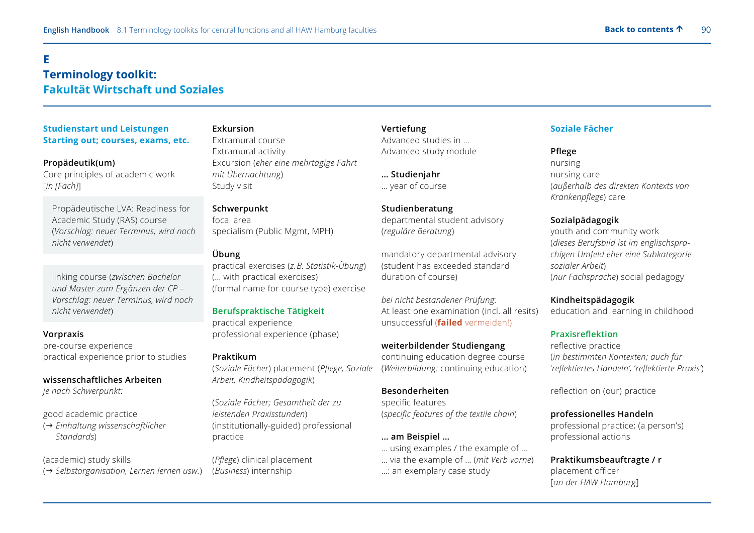# E
# Terminology toolkit:
## Fakultät Wirtschaft und Soziales

### Studienstart und Leistungen
### Starting out; courses, exams, etc.

**Propädeutik(um)**
Core principles of academic work
[*in [Fach]*]

Propädeutische LVA: Readiness for Academic Study (RAS) course
(*Vorschlag: neuer Terminus, wird noch nicht verwendet*)

linking course (*zwischen Bachelor und Master zum Ergänzen der CP – Vorschlag: neuer Terminus, wird noch nicht verwendet*)

**Vorpraxis**
pre-course experience
practical experience prior to studies

**wissenschaftliches Arbeiten**
*je nach Schwerpunkt:*

good academic practice
(→ *Einhaltung wissenschaftlicher Standards*)

(academic) study skills
(→ *Selbstorganisation, Lernen lernen usw.*)

**Exkursion**
Extramural course
Extramural activity
Excursion (*eher eine mehrtägige Fahrt mit Übernachtung*)
Study visit

**Schwerpunkt**
focal area
specialism (Public Mgmt, MPH)

**Übung**
practical exercises (*z. B. Statistik-Übung*)
(… with practical exercises)
(formal name for course type) exercise

**Berufspraktische Tätigkeit**
practical experience
professional experience (phase)

**Praktikum**
(*Soziale Fächer*) placement (*Pflege, Soziale Arbeit, Kindheitspädagogik*)

(*Soziale Fächer; Gesamtheit der zu leistenden Praxisstunden*)
(institutionally-guided) professional practice

(*Pflege*) clinical placement
(*Business*) internship

**Vertiefung**
Advanced studies in …
Advanced study module

**… Studienjahr**
… year of course

**Studienberatung**
departmental student advisory
(*reguläre Beratung*)

mandatory departmental advisory
(student has exceeded standard duration of course)

*bei nicht bestandener Prüfung:*
At least one examination (incl. all resits) unsuccessful (**failed** vermeiden!)

**weiterbildender Studiengang**
continuing education degree course
(*Weiterbildung:* continuing education)

**Besonderheiten**
specific features
(*specific features of the textile chain*)

**… am Beispiel …**
… using examples / the example of …
… via the example of … (*mit Verb vorne*)
…: an exemplary case study

### Soziale Fächer

**Pflege**
nursing
nursing care
(*außerhalb des direkten Kontexts von Krankenpflege*) care

**Sozialpädagogik**
youth and community work
(*dieses Berufsbild ist im englischsprachigen Umfeld eher eine Subkategorie sozialer Arbeit*)
(*nur Fachsprache*) social pedagogy

**Kindheitspädagogik**
education and learning in childhood

**Praxisreflektion**
reflective practice
(*in bestimmten Kontexten; auch für 'reflektiertes Handeln', 'reflektierte Praxis'*)

reflection on (our) practice

**professionelles Handeln**
professional practice; (a person's) professional actions

**Praktikumsbeauftragte / r**
placement officer
[*an der HAW Hamburg*]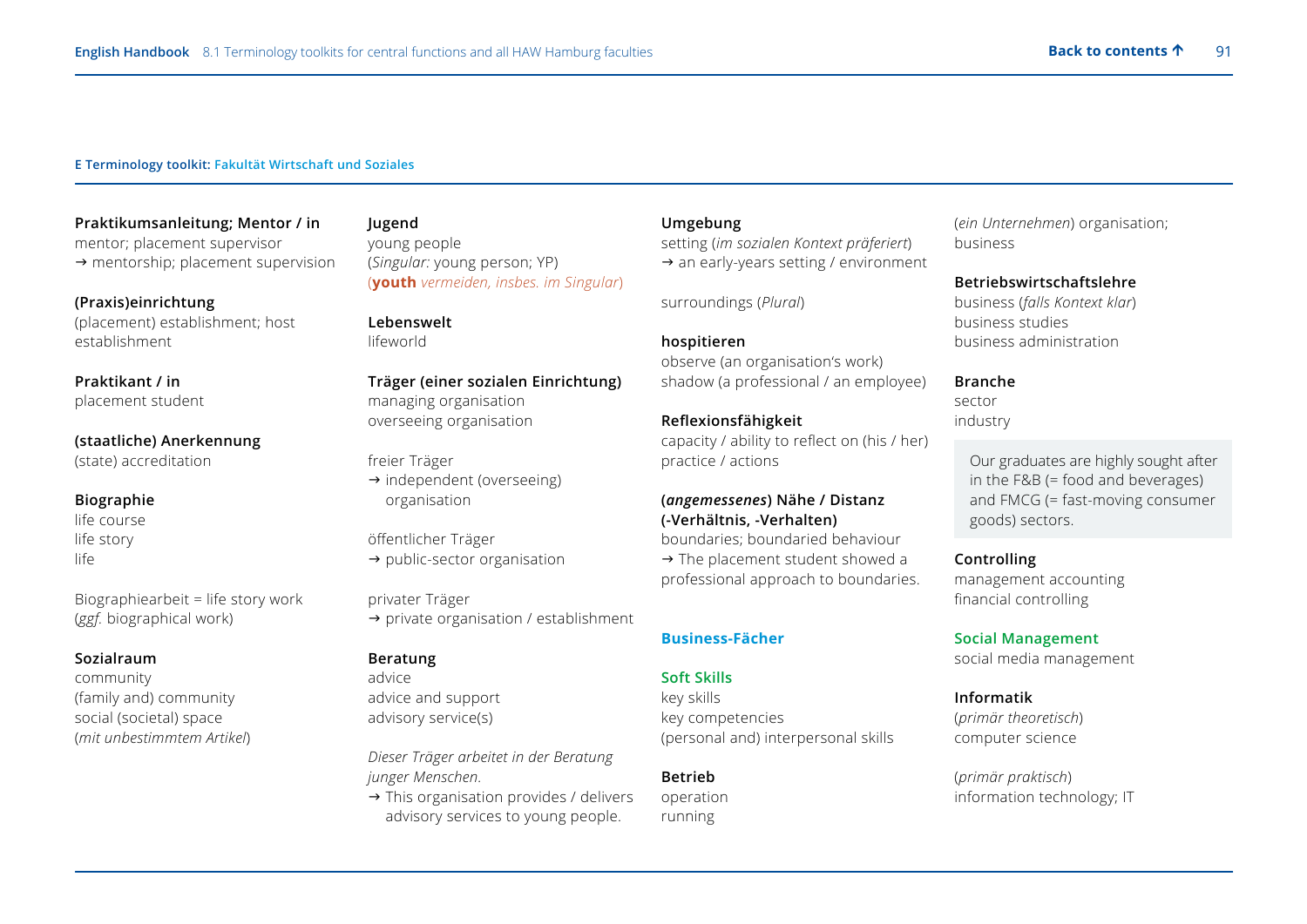**E Terminology toolkit:** **Fakultät Wirtschaft und Soziales**

**Praktikumsanleitung; Mentor / in**
mentor; placement supervisor
→ mentorship; placement supervision

**(Praxis)einrichtung**
(placement) establishment; host establishment

**Praktikant / in**
placement student

**(staatliche) Anerkennung**
(state) accreditation

**Biographie**
life course
life story
life

Biographiearbeit = life story work
(*ggf.* biographical work)

**Sozialraum**
community
(family and) community
social (societal) space
(*mit unbestimmtem Artikel*)

**Jugend**
young people
(*Singular:* young person; YP)
(**youth** *vermeiden, insbes. im Singular*)

**Lebenswelt**
lifeworld

**Träger (einer sozialen Einrichtung)**
managing organisation
overseeing organisation

freier Träger
→ independent (overseeing) organisation

öffentlicher Träger
→ public-sector organisation

privater Träger
→ private organisation / establishment

**Beratung**
advice
advice and support
advisory service(s)

*Dieser Träger arbeitet in der Beratung junger Menschen.*
→ This organisation provides / delivers advisory services to young people.

**Umgebung**
setting (*im sozialen Kontext präferiert*)
→ an early-years setting / environment

surroundings (*Plural*)

**hospitieren**
observe (an organisation's work)
shadow (a professional / an employee)

**Reflexionsfähigkeit**
capacity / ability to reflect on (his / her) practice / actions

**(*angemessenes*) Nähe / Distanz (-Verhältnis, -Verhalten)**
boundaries; boundaried behaviour
→ The placement student showed a professional approach to boundaries.

## Business-Fächer

**Soft Skills**
key skills
key competencies
(personal and) interpersonal skills

**Betrieb**
operation
running

(*ein Unternehmen*) organisation; business

**Betriebswirtschaftslehre**
business (*falls Kontext klar*)
business studies
business administration

**Branche**
sector
industry

> Our graduates are highly sought after in the F&B (= food and beverages) and FMCG (= fast-moving consumer goods) sectors.

**Controlling**
management accounting
financial controlling

**Social Management**
social media management

**Informatik**
(*primär theoretisch*)
computer science

(*primär praktisch*)
information technology; IT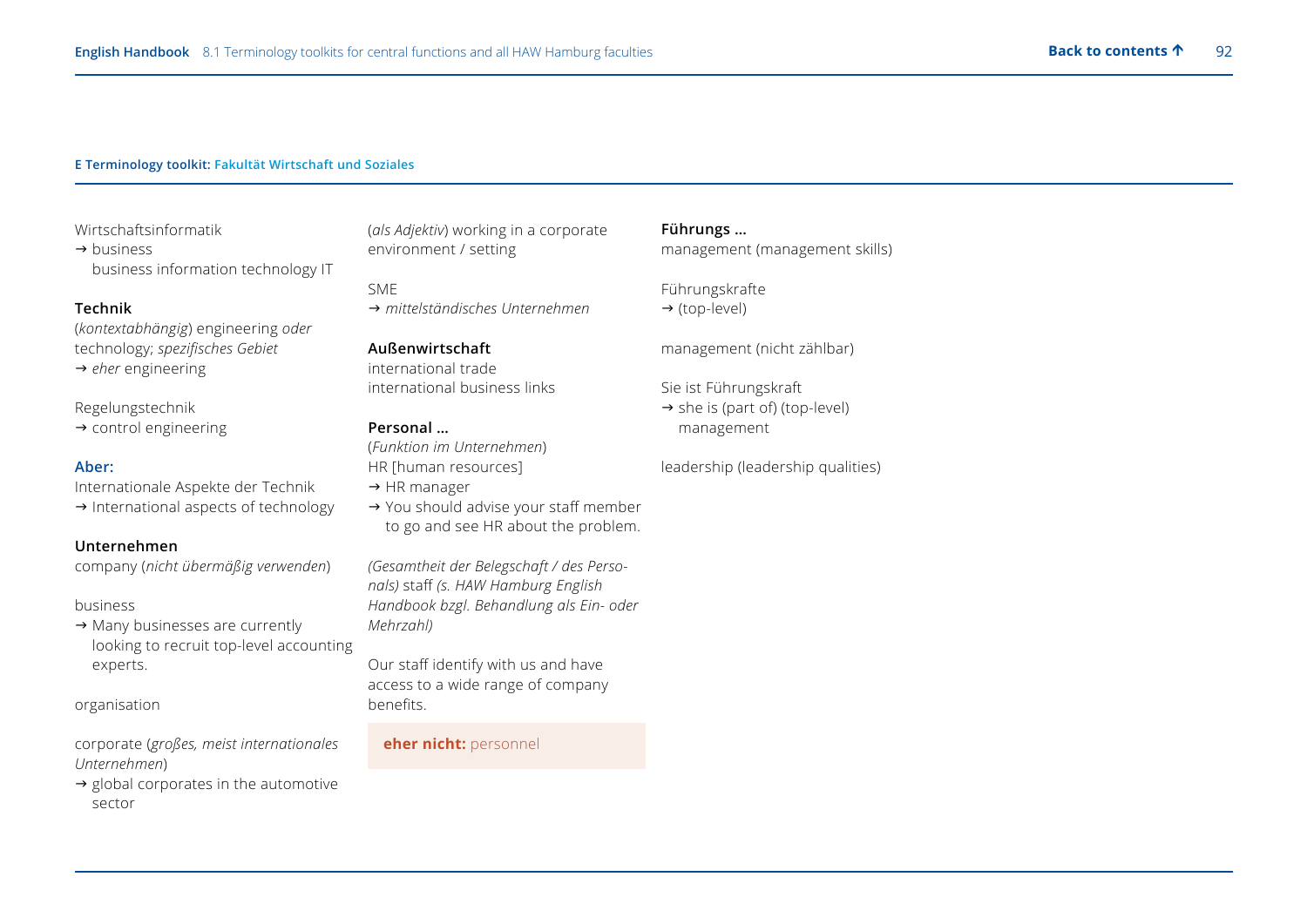**E Terminology toolkit:** Fakultät Wirtschaft und Soziales

Wirtschaftsinformatik
→ business
business information technology IT

**Technik**
(*kontextabhängig*) engineering *oder* technology; *spezifisches Gebiet*
→ *eher* engineering

Regelungstechnik
→ control engineering

**Aber:**
Internationale Aspekte der Technik
→ International aspects of technology

**Unternehmen**
company (*nicht übermäßig verwenden*)

business
→ Many businesses are currently looking to recruit top-level accounting experts.

organisation

corporate (*großes, meist internationales Unternehmen*)
→ global corporates in the automotive sector

(*als Adjektiv*) working in a corporate environment / setting

SME
→ *mittelständisches Unternehmen*

**Außenwirtschaft**
international trade
international business links

**Personal …**
(*Funktion im Unternehmen*)
HR [human resources]
→ HR manager
→ You should advise your staff member to go and see HR about the problem.

*(Gesamtheit der Belegschaft / des Personals)* staff *(s. HAW Hamburg English Handbook bzgl. Behandlung als Ein- oder Mehrzahl)*

Our staff identify with us and have access to a wide range of company benefits.

**eher nicht:** personnel

**Führungs …**
management (management skills)

Führungskrafte
→ (top-level)

management (nicht zählbar)

Sie ist Führungskraft
→ she is (part of) (top-level) management

leadership (leadership qualities)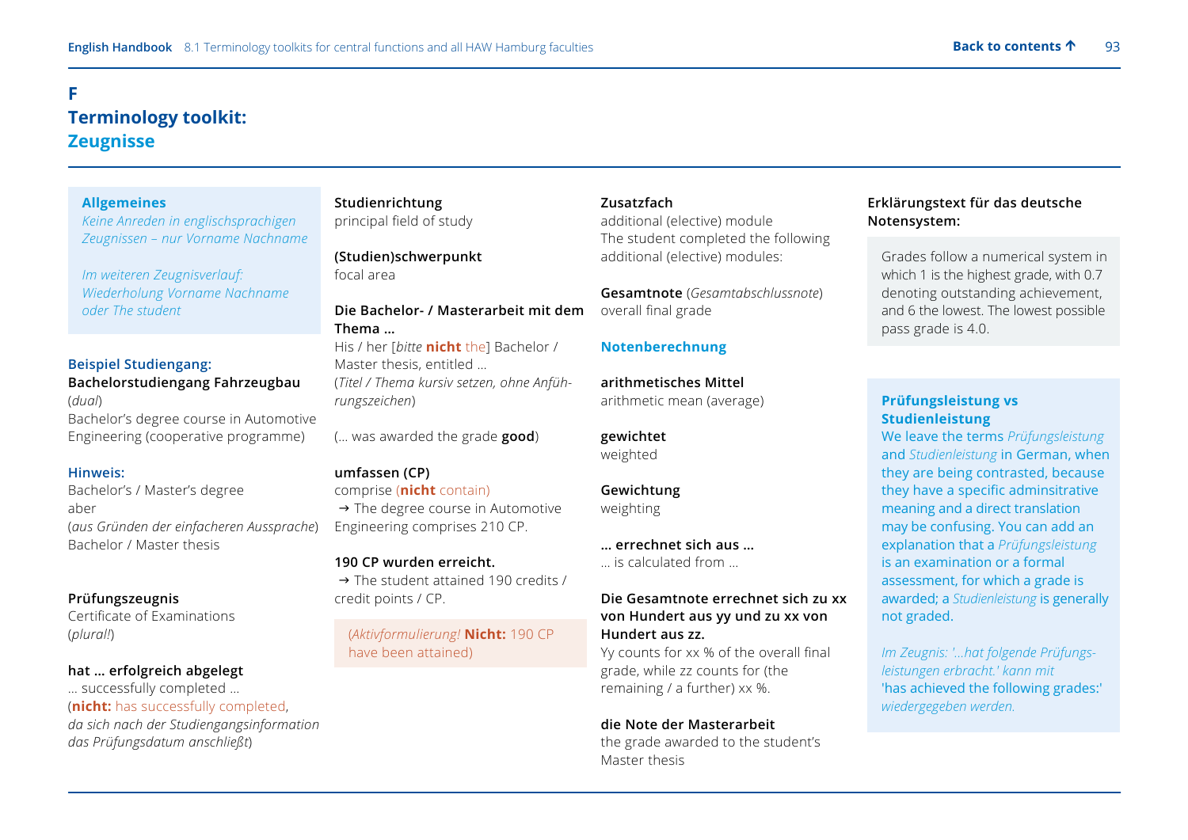# F
# Terminology toolkit: Zeugnisse

**Allgemeines**

*Keine Anreden in englischsprachigen Zeugnissen – nur Vorname Nachname*

*Im weiteren Zeugnisverlauf: Wiederholung Vorname Nachname oder The student*

**Beispiel Studiengang:**
**Bachelorstudiengang Fahrzeugbau** (*dual*)
Bachelor's degree course in Automotive Engineering (cooperative programme)

**Hinweis:**
Bachelor's / Master's degree
aber
(*aus Gründen der einfacheren Aussprache*)
Bachelor / Master thesis

**Prüfungszeugnis**
Certificate of Examinations
(*plural!*)

**hat … erfolgreich abgelegt**
… successfully completed …
(**nicht:** has successfully completed, *da sich nach der Studiengangsinformation das Prüfungsdatum anschließt*)

**Studienrichtung**
principal field of study

**(Studien)schwerpunkt**
focal area

**Die Bachelor- / Masterarbeit mit dem Thema …**
His / her [*bitte* **nicht** the] Bachelor / Master thesis, entitled …
(*Titel / Thema kursiv setzen, ohne Anführungszeichen*)

(… was awarded the grade **good**)

**umfassen (CP)**
comprise (**nicht** contain)
→ The degree course in Automotive Engineering comprises 210 CP.

**190 CP wurden erreicht.**
→ The student attained 190 credits / credit points / CP.

(*Aktivformulierung!* **Nicht:** 190 CP have been attained)

**Zusatzfach**
additional (elective) module
The student completed the following additional (elective) modules:

**Gesamtnote** (*Gesamtabschlussnote*)
overall final grade

**Notenberechnung**

**arithmetisches Mittel**
arithmetic mean (average)

**gewichtet**
weighted

**Gewichtung**
weighting

**… errechnet sich aus …**
… is calculated from …

**Die Gesamtnote errechnet sich zu xx von Hundert aus yy und zu xx von Hundert aus zz.**
Yy counts for xx % of the overall final grade, while zz counts for (the remaining / a further) xx %.

**die Note der Masterarbeit**
the grade awarded to the student's Master thesis

**Erklärungstext für das deutsche Notensystem:**

Grades follow a numerical system in which 1 is the highest grade, with 0.7 denoting outstanding achievement, and 6 the lowest. The lowest possible pass grade is 4.0.

**Prüfungsleistung vs Studienleistung**

We leave the terms *Prüfungsleistung* and *Studienleistung* in German, when they are being contrasted, because they have a specific adminsitrative meaning and a direct translation may be confusing. You can add an explanation that a *Prüfungsleistung* is an examination or a formal assessment, for which a grade is awarded; a *Studienleistung* is generally not graded.

*Im Zeugnis: '…hat folgende Prüfungsleistungen erbracht.' kann mit* 'has achieved the following grades:' *wiedergegeben werden.*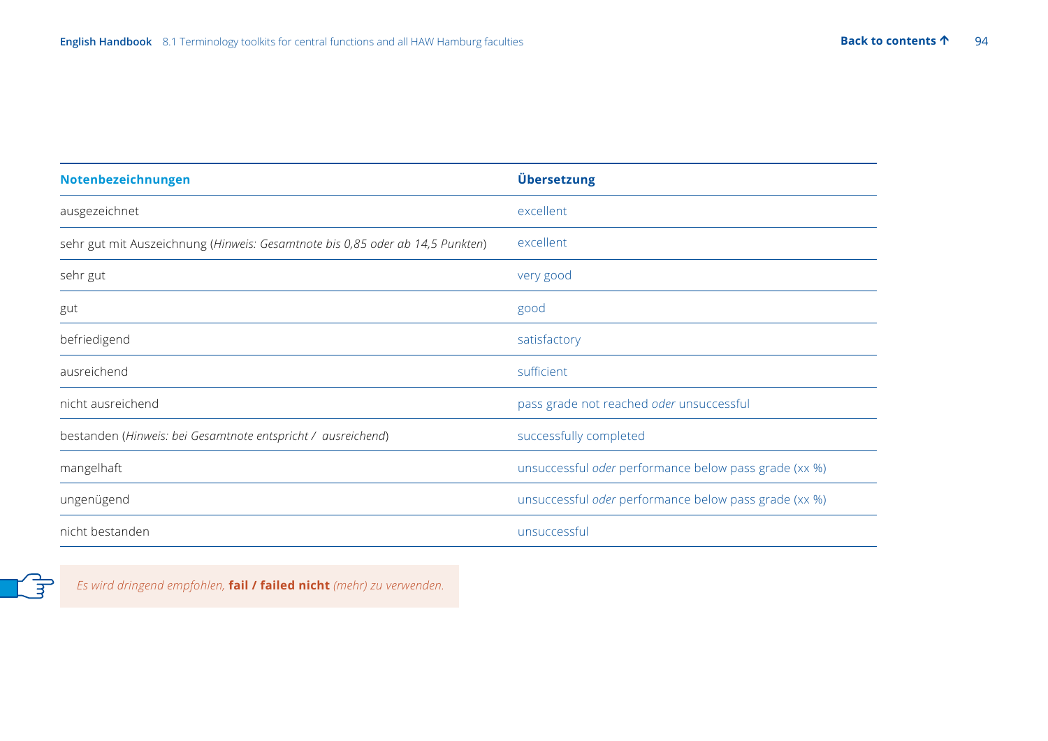| Notenbezeichnungen | Übersetzung |
| --- | --- |
| ausgezeichnet | excellent |
| sehr gut mit Auszeichnung (*Hinweis: Gesamtnote bis 0,85 oder ab 14,5 Punkten*) | excellent |
| sehr gut | very good |
| gut | good |
| befriedigend | satisfactory |
| ausreichend | sufficient |
| nicht ausreichend | pass grade not reached *oder* unsuccessful |
| bestanden (*Hinweis: bei Gesamtnote entspricht / ausreichend*) | successfully completed |
| mangelhaft | unsuccessful *oder* performance below pass grade (xx %) |
| ungenügend | unsuccessful *oder* performance below pass grade (xx %) |
| nicht bestanden | unsuccessful |

*Es wird dringend empfohlen,* **fail / failed nicht** *(mehr) zu verwenden.*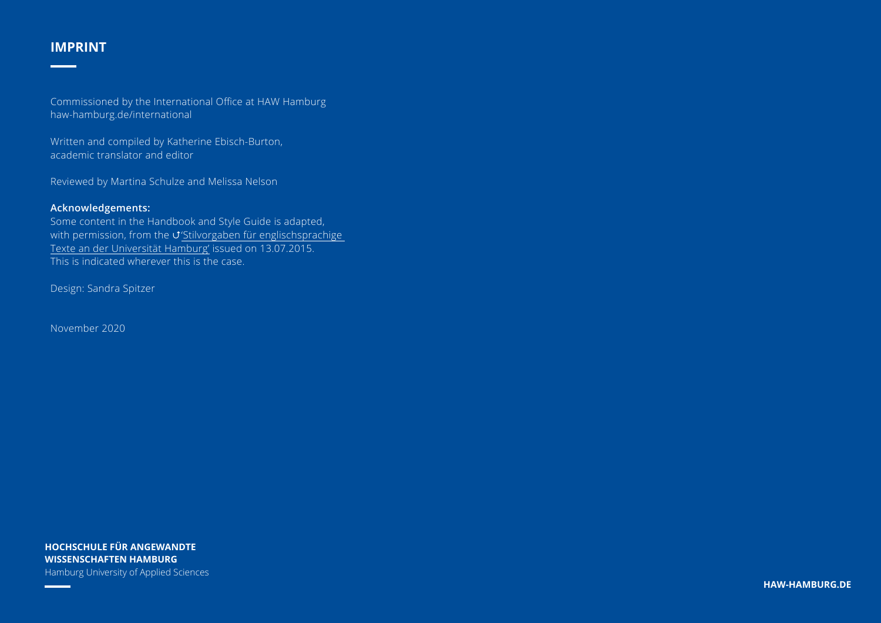# IMPRINT

Commissioned by the International Office at HAW Hamburg
haw-hamburg.de/international

Written and compiled by Katherine Ebisch-Burton,
academic translator and editor

Reviewed by Martina Schulze and Melissa Nelson

**Acknowledgements:**
Some content in the Handbook and Style Guide is adapted, with permission, from the ↺'Stilvorgaben für englischsprachige Texte an der Universität Hamburg' issued on 13.07.2015.
This is indicated wherever this is the case.

Design: Sandra Spitzer

November 2020

**HOCHSCHULE FÜR ANGEWANDTE WISSENSCHAFTEN HAMBURG**
Hamburg University of Applied Sciences

**HAW-HAMBURG.DE**